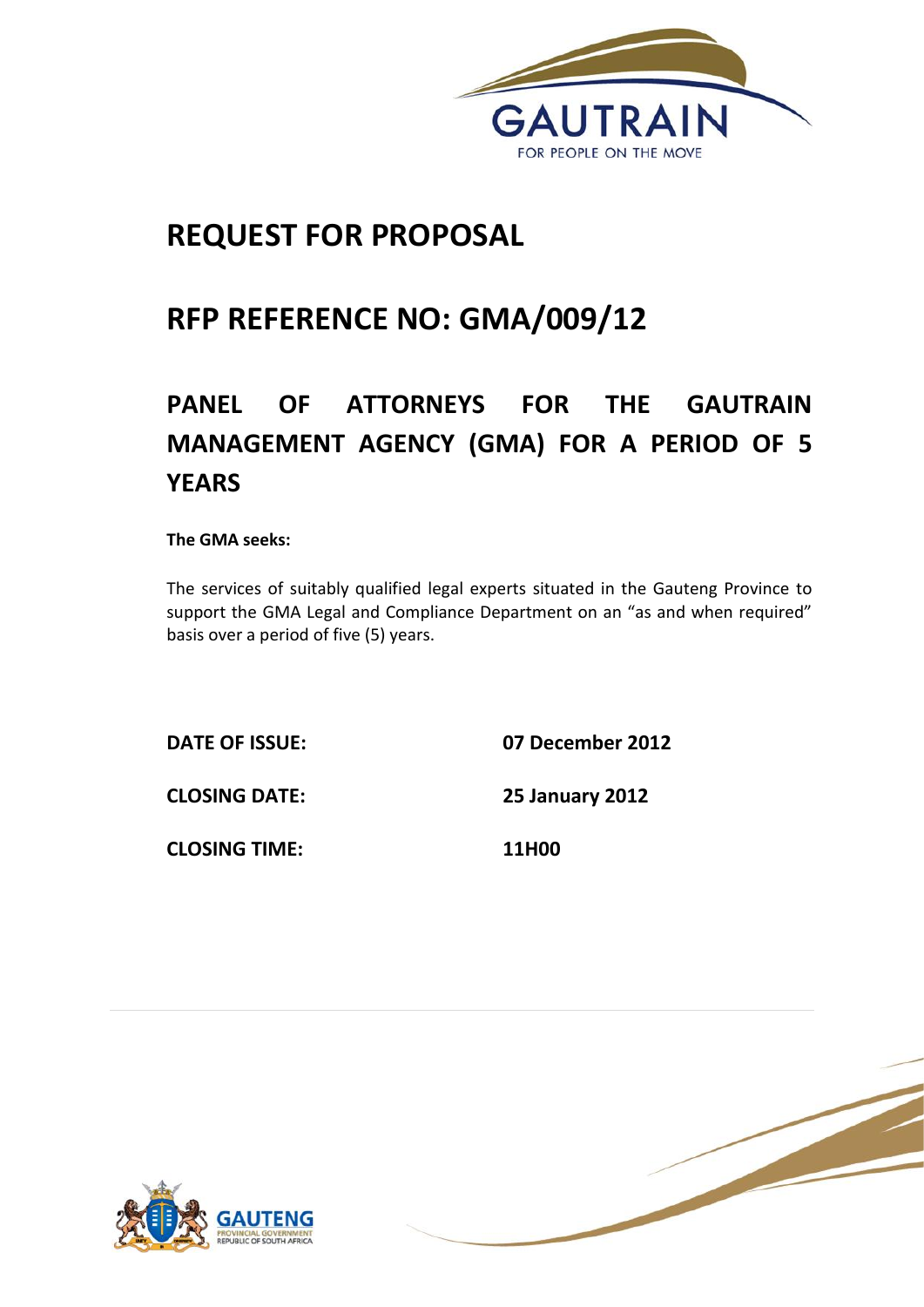GAUTRAIN

FOR PEOPLE ON THE MOVE

# REQUEST FOR PROPOSAL

# RFP REFERENCE NO: GMA/009/12

# PANEL OF ATTORNEYS FOR THE GAUTRAIN MANAGEMENT AGENCY (GMA) FOR A PERIOD OF 5 YEARS

**The GMA seeks:**

The services of suitably qualified legal experts situated in the Gauteng Province to support the GMA Legal and Compliance Department on an "as and when required" basis over a period of five (5) years.

| | |
|---|---|
| **DATE OF ISSUE:** | **07 December 2012** |
| **CLOSING DATE:** | **25 January 2012** |
| **CLOSING TIME:** | **11H00** |

GAUTENG

PROVINCIAL GOVERNMENT

REPUBLIC OF SOUTH AFRICA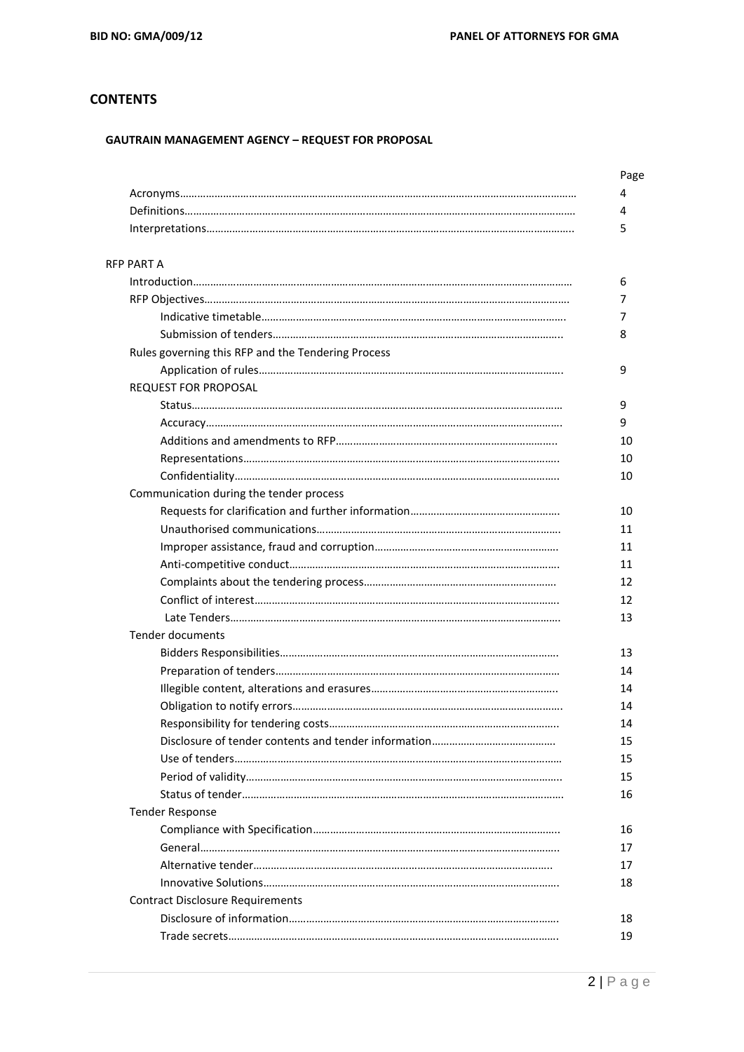# CONTENTS

## GAUTRAIN MANAGEMENT AGENCY – REQUEST FOR PROPOSAL

| | Page |
|---|---|
| Acronyms | 4 |
| Definitions | 4 |
| Interpretations | 5 |
| **RFP PART A** | |
| Introduction | 6 |
| RFP Objectives | 7 |
| Indicative timetable | 7 |
| Submission of tenders | 8 |
| Rules governing this RFP and the Tendering Process | |
| Application of rules | 9 |
| REQUEST FOR PROPOSAL | |
| Status | 9 |
| Accuracy | 9 |
| Additions and amendments to RFP | 10 |
| Representations | 10 |
| Confidentiality | 10 |
| Communication during the tender process | |
| Requests for clarification and further information | 10 |
| Unauthorised communications | 11 |
| Improper assistance, fraud and corruption | 11 |
| Anti-competitive conduct | 11 |
| Complaints about the tendering process | 12 |
| Conflict of interest | 12 |
| Late Tenders | 13 |
| Tender documents | |
| Bidders Responsibilities | 13 |
| Preparation of tenders | 14 |
| Illegible content, alterations and erasures | 14 |
| Obligation to notify errors | 14 |
| Responsibility for tendering costs | 14 |
| Disclosure of tender contents and tender information | 15 |
| Use of tenders | 15 |
| Period of validity | 15 |
| Status of tender | 16 |
| Tender Response | |
| Compliance with Specification | 16 |
| General | 17 |
| Alternative tender | 17 |
| Innovative Solutions | 18 |
| Contract Disclosure Requirements | |
| Disclosure of information | 18 |
| Trade secrets | 19 |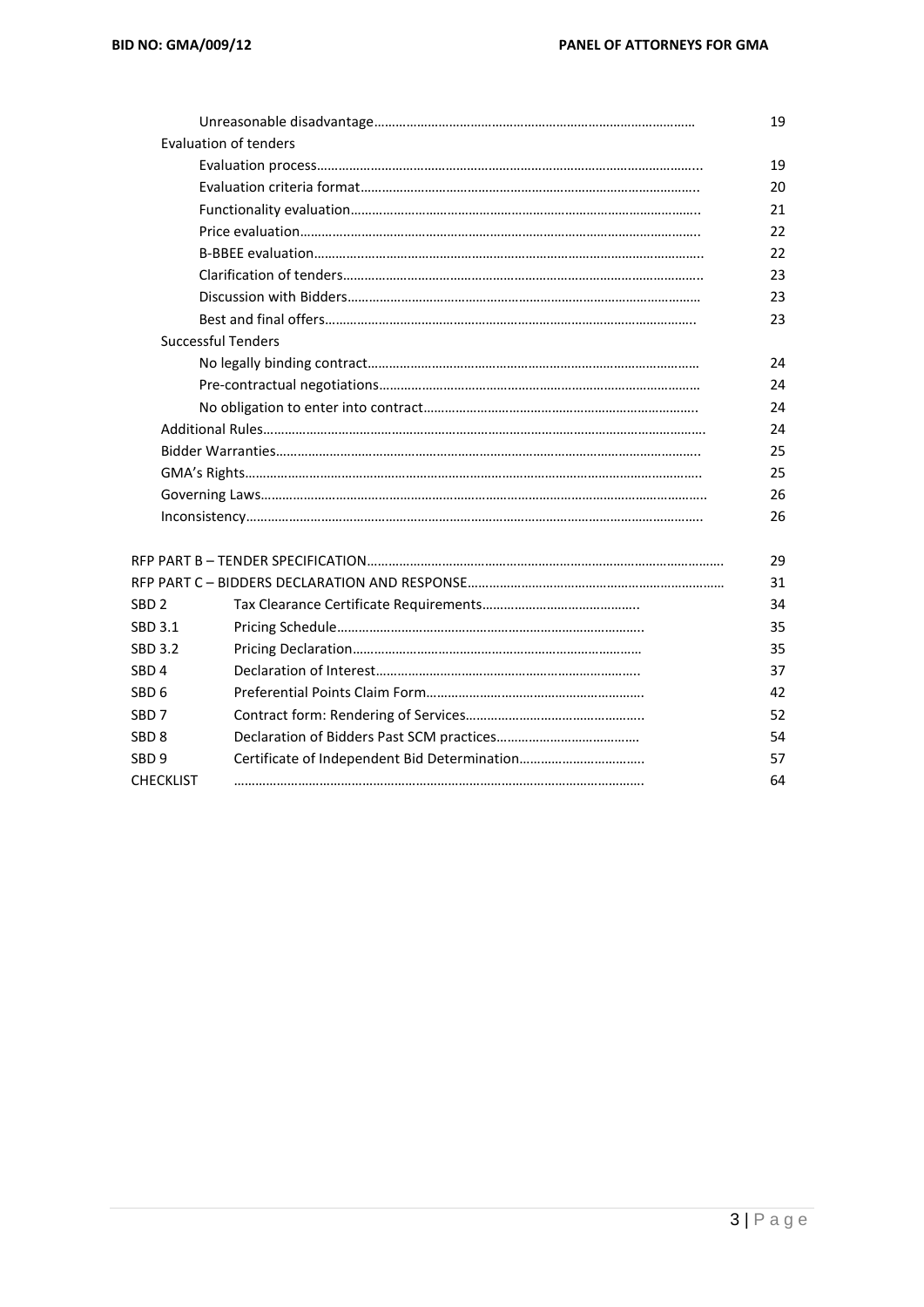| | | |
|---|---|---|
| | Unreasonable disadvantage…………………………………………………………………………… | 19 |
| | Evaluation of tenders | |
| | Evaluation process………………………………………………………………………………….. | 19 |
| | Evaluation criteria format……………………………………………………………………………. | 20 |
| | Functionality evaluation………………………………………………………………………………. | 21 |
| | Price evaluation…………………………………………………………………………………….. | 22 |
| | B-BBEE evaluation………………………………………………………………………………….. | 22 |
| | Clarification of tenders………………………………………………………………………………. | 23 |
| | Discussion with Bidders……………………………………………………………………………… | 23 |
| | Best and final offers………………………………………………………………………………….. | 23 |
| | Successful Tenders | |
| | No legally binding contract…………………………………………………………………………… | 24 |
| | Pre-contractual negotiations…………………………………………………………………………… | 24 |
| | No obligation to enter into contract………………………………………………………………….. | 24 |
| | Additional Rules…………………………………………………………………………………………. | 24 |
| | Bidder Warranties………………………………………………………………………………………. | 25 |
| | GMA's Rights……………………………………………………………………………………………. | 25 |
| | Governing Laws…………………………………………………………………………………………. | 26 |
| | Inconsistency……………………………………………………………………………………………. | 26 |
| RFP PART B – TENDER SPECIFICATION……………………………………………………………………………… | | 29 |
| RFP PART C – BIDDERS DECLARATION AND RESPONSE………………………………………………………………… | | 31 |
| SBD 2 | Tax Clearance Certificate Requirements……………………………………….. | 34 |
| SBD 3.1 | Pricing Schedule…………………………………………………………………….. | 35 |
| SBD 3.2 | Pricing Declaration……………………………………………………………………… | 35 |
| SBD 4 | Declaration of Interest………………………………………………………………. | 37 |
| SBD 6 | Preferential Points Claim Form…………………………………………………… | 42 |
| SBD 7 | Contract form: Rendering of Services………………………………………….. | 52 |
| SBD 8 | Declaration of Bidders Past SCM practices………………………………… | 54 |
| SBD 9 | Certificate of Independent Bid Determination……………………………. | 57 |
| CHECKLIST | …………………………………………………………………………………………. | 64 |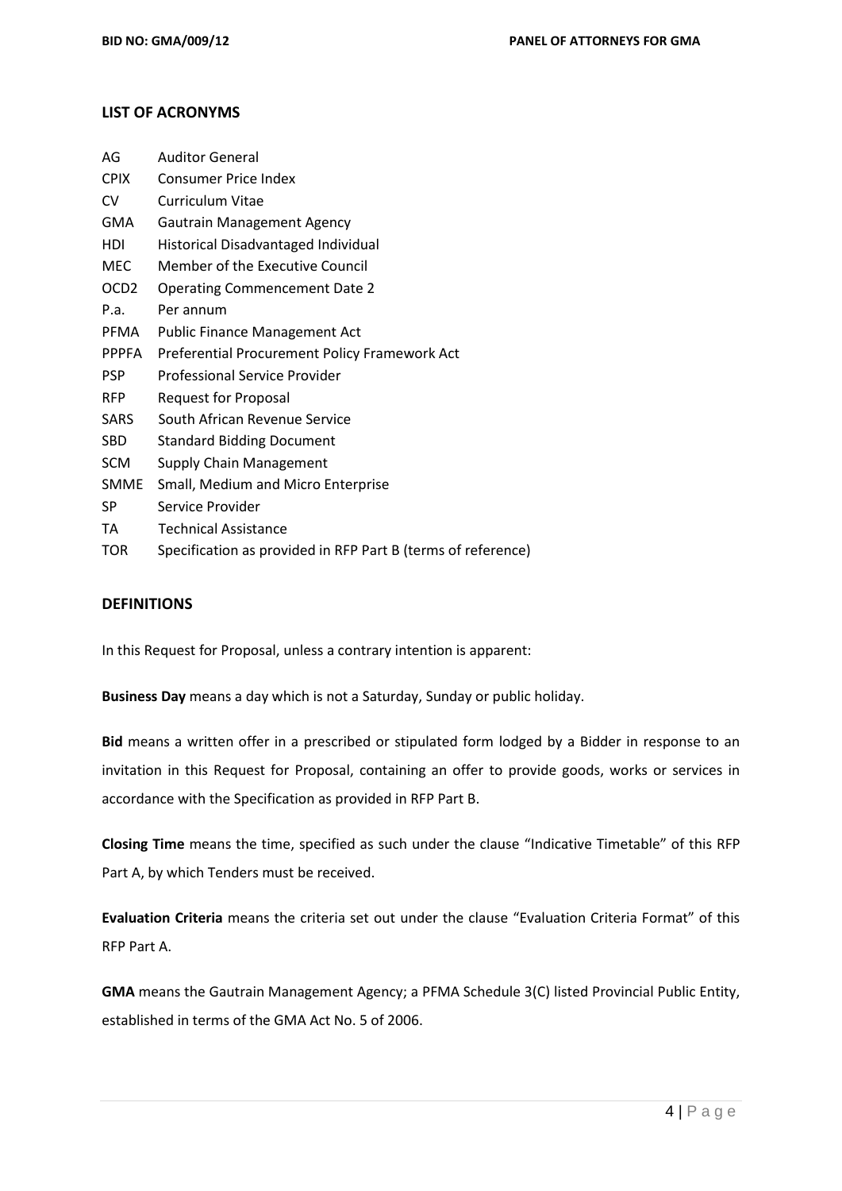## LIST OF ACRONYMS

| | |
|---|---|
| AG | Auditor General |
| CPIX | Consumer Price Index |
| CV | Curriculum Vitae |
| GMA | Gautrain Management Agency |
| HDI | Historical Disadvantaged Individual |
| MEC | Member of the Executive Council |
| OCD2 | Operating Commencement Date 2 |
| P.a. | Per annum |
| PFMA | Public Finance Management Act |
| PPPFA | Preferential Procurement Policy Framework Act |
| PSP | Professional Service Provider |
| RFP | Request for Proposal |
| SARS | South African Revenue Service |
| SBD | Standard Bidding Document |
| SCM | Supply Chain Management |
| SMME | Small, Medium and Micro Enterprise |
| SP | Service Provider |
| TA | Technical Assistance |
| TOR | Specification as provided in RFP Part B (terms of reference) |

## DEFINITIONS

In this Request for Proposal, unless a contrary intention is apparent:

**Business Day** means a day which is not a Saturday, Sunday or public holiday.

**Bid** means a written offer in a prescribed or stipulated form lodged by a Bidder in response to an invitation in this Request for Proposal, containing an offer to provide goods, works or services in accordance with the Specification as provided in RFP Part B.

**Closing Time** means the time, specified as such under the clause "Indicative Timetable" of this RFP Part A, by which Tenders must be received.

**Evaluation Criteria** means the criteria set out under the clause "Evaluation Criteria Format" of this RFP Part A.

**GMA** means the Gautrain Management Agency; a PFMA Schedule 3(C) listed Provincial Public Entity, established in terms of the GMA Act No. 5 of 2006.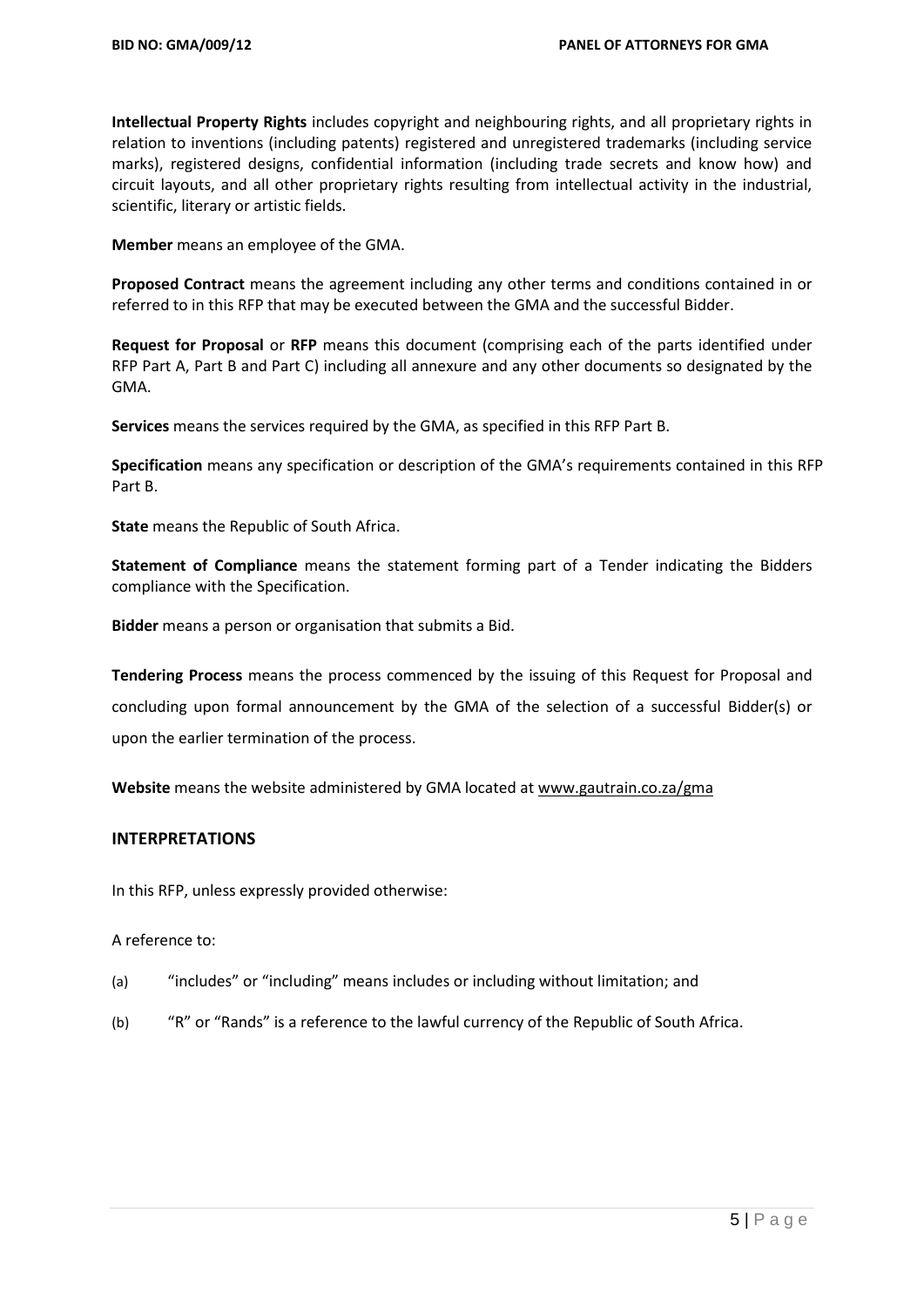**Intellectual Property Rights** includes copyright and neighbouring rights, and all proprietary rights in relation to inventions (including patents) registered and unregistered trademarks (including service marks), registered designs, confidential information (including trade secrets and know how) and circuit layouts, and all other proprietary rights resulting from intellectual activity in the industrial, scientific, literary or artistic fields.

**Member** means an employee of the GMA.

**Proposed Contract** means the agreement including any other terms and conditions contained in or referred to in this RFP that may be executed between the GMA and the successful Bidder.

**Request for Proposal** or **RFP** means this document (comprising each of the parts identified under RFP Part A, Part B and Part C) including all annexure and any other documents so designated by the GMA.

**Services** means the services required by the GMA, as specified in this RFP Part B.

**Specification** means any specification or description of the GMA's requirements contained in this RFP Part B.

**State** means the Republic of South Africa.

**Statement of Compliance** means the statement forming part of a Tender indicating the Bidders compliance with the Specification.

**Bidder** means a person or organisation that submits a Bid.

**Tendering Process** means the process commenced by the issuing of this Request for Proposal and concluding upon formal announcement by the GMA of the selection of a successful Bidder(s) or upon the earlier termination of the process.

**Website** means the website administered by GMA located at www.gautrain.co.za/gma

## INTERPRETATIONS

In this RFP, unless expressly provided otherwise:

A reference to:

(a) "includes" or "including" means includes or including without limitation; and

(b) "R" or "Rands" is a reference to the lawful currency of the Republic of South Africa.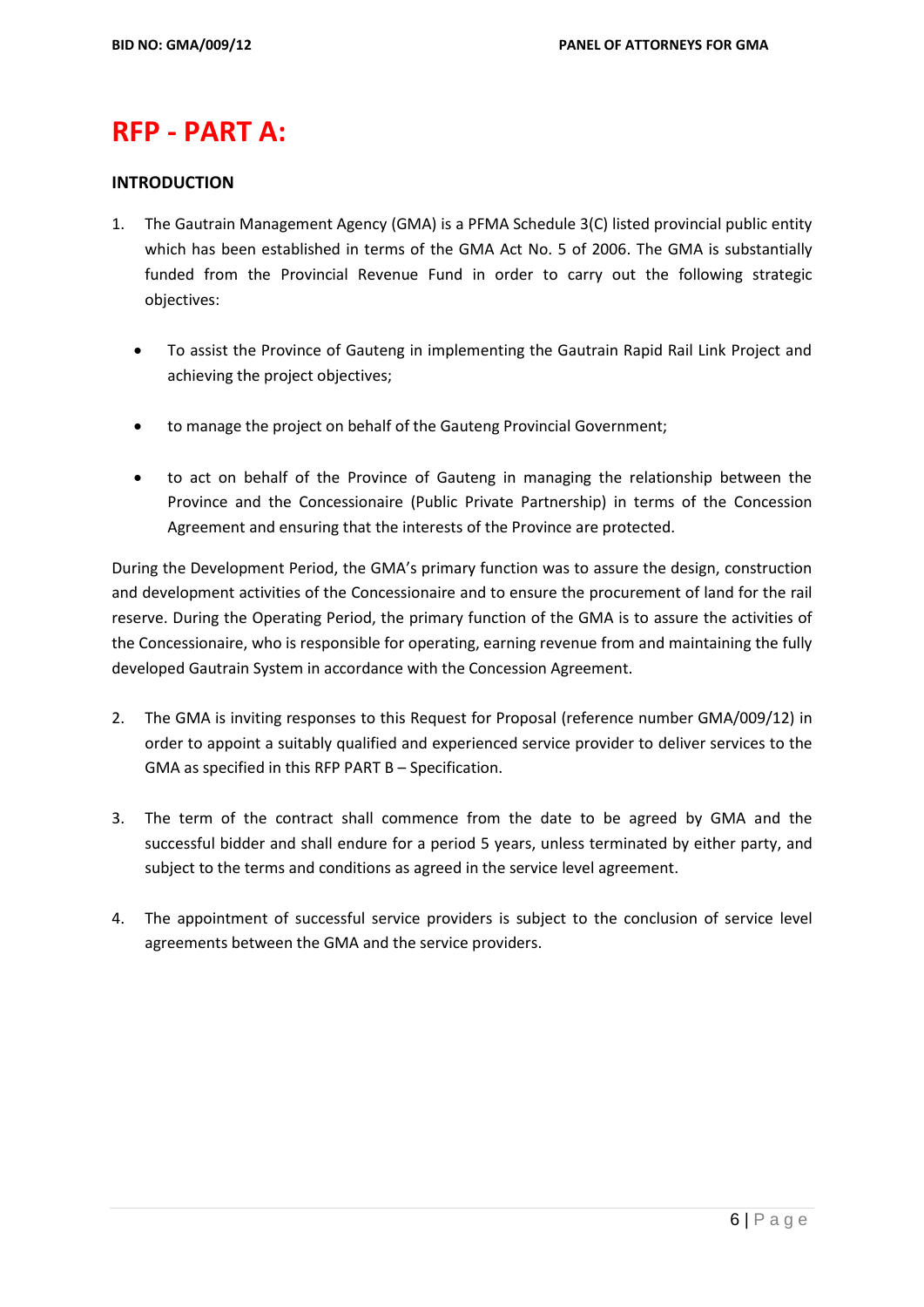# RFP - PART A:

## INTRODUCTION

1. The Gautrain Management Agency (GMA) is a PFMA Schedule 3(C) listed provincial public entity which has been established in terms of the GMA Act No. 5 of 2006. The GMA is substantially funded from the Provincial Revenue Fund in order to carry out the following strategic objectives:

   - To assist the Province of Gauteng in implementing the Gautrain Rapid Rail Link Project and achieving the project objectives;

   - to manage the project on behalf of the Gauteng Provincial Government;

   - to act on behalf of the Province of Gauteng in managing the relationship between the Province and the Concessionaire (Public Private Partnership) in terms of the Concession Agreement and ensuring that the interests of the Province are protected.

During the Development Period, the GMA's primary function was to assure the design, construction and development activities of the Concessionaire and to ensure the procurement of land for the rail reserve. During the Operating Period, the primary function of the GMA is to assure the activities of the Concessionaire, who is responsible for operating, earning revenue from and maintaining the fully developed Gautrain System in accordance with the Concession Agreement.

2. The GMA is inviting responses to this Request for Proposal (reference number GMA/009/12) in order to appoint a suitably qualified and experienced service provider to deliver services to the GMA as specified in this RFP PART B – Specification.

3. The term of the contract shall commence from the date to be agreed by GMA and the successful bidder and shall endure for a period 5 years, unless terminated by either party, and subject to the terms and conditions as agreed in the service level agreement.

4. The appointment of successful service providers is subject to the conclusion of service level agreements between the GMA and the service providers.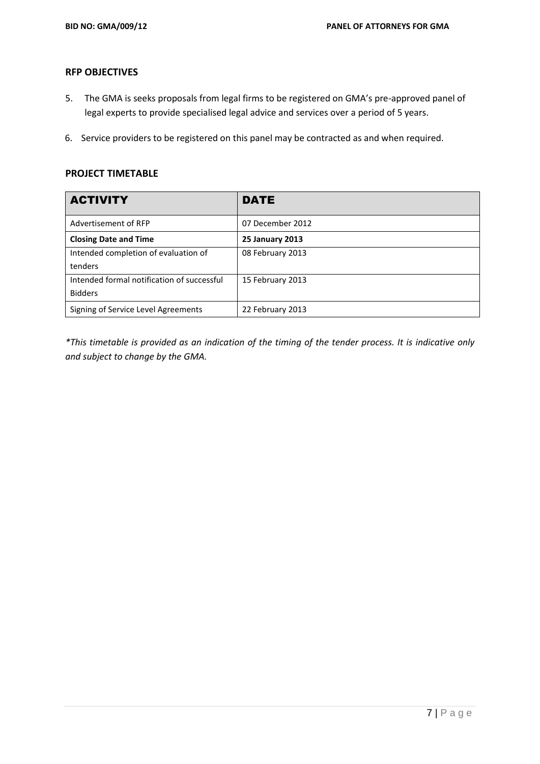## RFP OBJECTIVES

5. The GMA is seeks proposals from legal firms to be registered on GMA's pre-approved panel of legal experts to provide specialised legal advice and services over a period of 5 years.

6. Service providers to be registered on this panel may be contracted as and when required.

## PROJECT TIMETABLE

| ACTIVITY | DATE |
| --- | --- |
| Advertisement of RFP | 07 December 2012 |
| **Closing Date and Time** | **25 January 2013** |
| Intended completion of evaluation of tenders | 08 February 2013 |
| Intended formal notification of successful Bidders | 15 February 2013 |
| Signing of Service Level Agreements | 22 February 2013 |

*\*This timetable is provided as an indication of the timing of the tender process. It is indicative only and subject to change by the GMA.*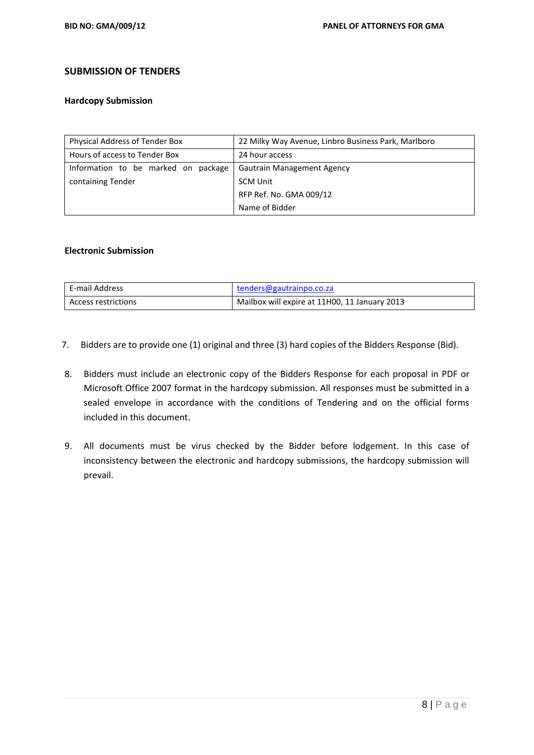## SUBMISSION OF TENDERS

### Hardcopy Submission

| Physical Address of Tender Box | 22 Milky Way Avenue, Linbro Business Park, Marlboro |
|---|---|
| Hours of access to Tender Box | 24 hour access |
| Information to be marked on package containing Tender | Gautrain Management Agency<br>SCM Unit<br>RFP Ref. No. GMA 009/12<br>Name of Bidder |

### Electronic Submission

| E-mail Address | tenders@gautrainpo.co.za |
|---|---|
| Access restrictions | Mailbox will expire at 11H00, 11 January 2013 |

7. Bidders are to provide one (1) original and three (3) hard copies of the Bidders Response (Bid).

8. Bidders must include an electronic copy of the Bidders Response for each proposal in PDF or Microsoft Office 2007 format in the hardcopy submission. All responses must be submitted in a sealed envelope in accordance with the conditions of Tendering and on the official forms included in this document.

9. All documents must be virus checked by the Bidder before lodgement. In this case of inconsistency between the electronic and hardcopy submissions, the hardcopy submission will prevail.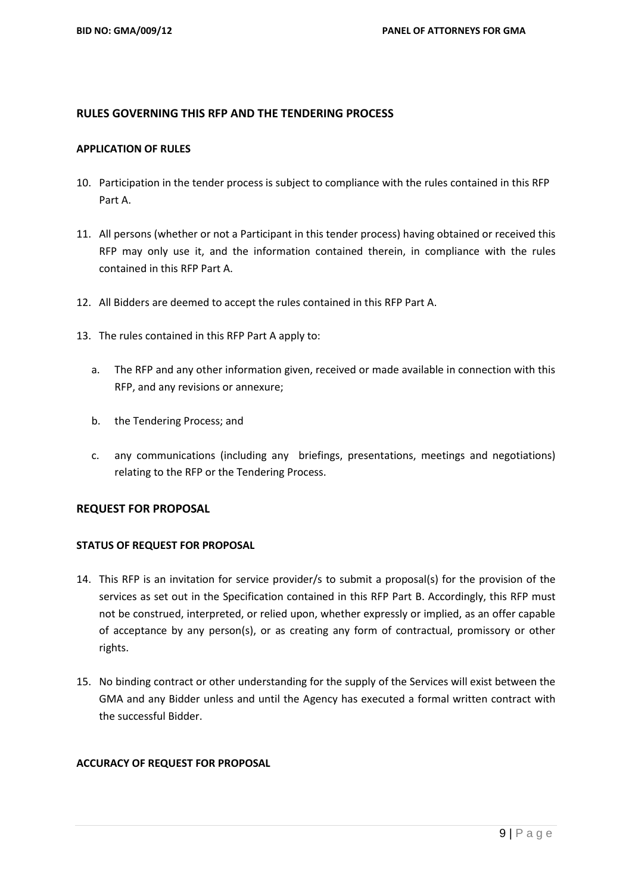## RULES GOVERNING THIS RFP AND THE TENDERING PROCESS

### APPLICATION OF RULES

10. Participation in the tender process is subject to compliance with the rules contained in this RFP Part A.

11. All persons (whether or not a Participant in this tender process) having obtained or received this RFP may only use it, and the information contained therein, in compliance with the rules contained in this RFP Part A.

12. All Bidders are deemed to accept the rules contained in this RFP Part A.

13. The rules contained in this RFP Part A apply to:

    a. The RFP and any other information given, received or made available in connection with this RFP, and any revisions or annexure;

    b. the Tendering Process; and

    c. any communications (including any briefings, presentations, meetings and negotiations) relating to the RFP or the Tendering Process.

## REQUEST FOR PROPOSAL

### STATUS OF REQUEST FOR PROPOSAL

14. This RFP is an invitation for service provider/s to submit a proposal(s) for the provision of the services as set out in the Specification contained in this RFP Part B. Accordingly, this RFP must not be construed, interpreted, or relied upon, whether expressly or implied, as an offer capable of acceptance by any person(s), or as creating any form of contractual, promissory or other rights.

15. No binding contract or other understanding for the supply of the Services will exist between the GMA and any Bidder unless and until the Agency has executed a formal written contract with the successful Bidder.

### ACCURACY OF REQUEST FOR PROPOSAL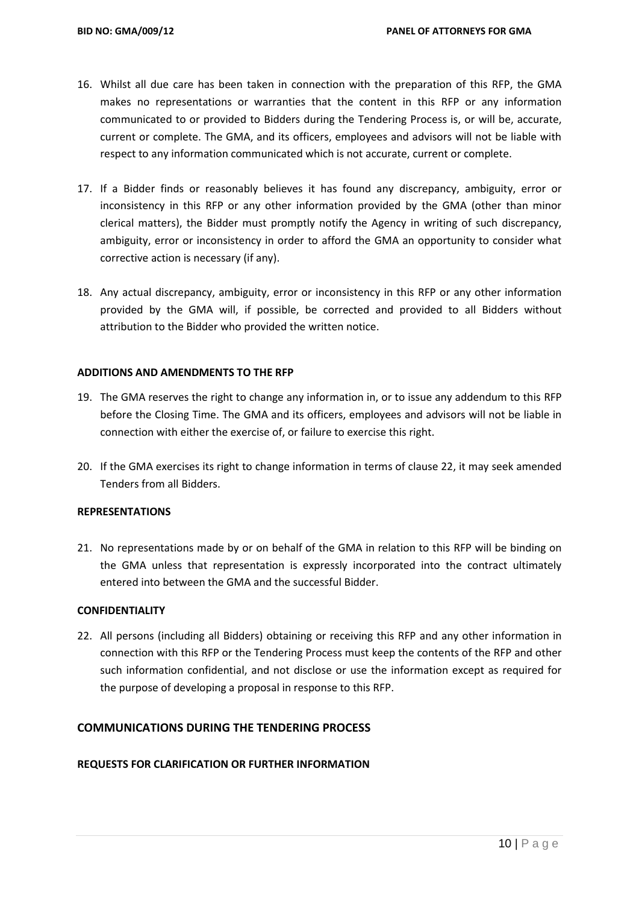16. Whilst all due care has been taken in connection with the preparation of this RFP, the GMA makes no representations or warranties that the content in this RFP or any information communicated to or provided to Bidders during the Tendering Process is, or will be, accurate, current or complete. The GMA, and its officers, employees and advisors will not be liable with respect to any information communicated which is not accurate, current or complete.

17. If a Bidder finds or reasonably believes it has found any discrepancy, ambiguity, error or inconsistency in this RFP or any other information provided by the GMA (other than minor clerical matters), the Bidder must promptly notify the Agency in writing of such discrepancy, ambiguity, error or inconsistency in order to afford the GMA an opportunity to consider what corrective action is necessary (if any).

18. Any actual discrepancy, ambiguity, error or inconsistency in this RFP or any other information provided by the GMA will, if possible, be corrected and provided to all Bidders without attribution to the Bidder who provided the written notice.

**ADDITIONS AND AMENDMENTS TO THE RFP**

19. The GMA reserves the right to change any information in, or to issue any addendum to this RFP before the Closing Time. The GMA and its officers, employees and advisors will not be liable in connection with either the exercise of, or failure to exercise this right.

20. If the GMA exercises its right to change information in terms of clause 22, it may seek amended Tenders from all Bidders.

**REPRESENTATIONS**

21. No representations made by or on behalf of the GMA in relation to this RFP will be binding on the GMA unless that representation is expressly incorporated into the contract ultimately entered into between the GMA and the successful Bidder.

**CONFIDENTIALITY**

22. All persons (including all Bidders) obtaining or receiving this RFP and any other information in connection with this RFP or the Tendering Process must keep the contents of the RFP and other such information confidential, and not disclose or use the information except as required for the purpose of developing a proposal in response to this RFP.

## COMMUNICATIONS DURING THE TENDERING PROCESS

**REQUESTS FOR CLARIFICATION OR FURTHER INFORMATION**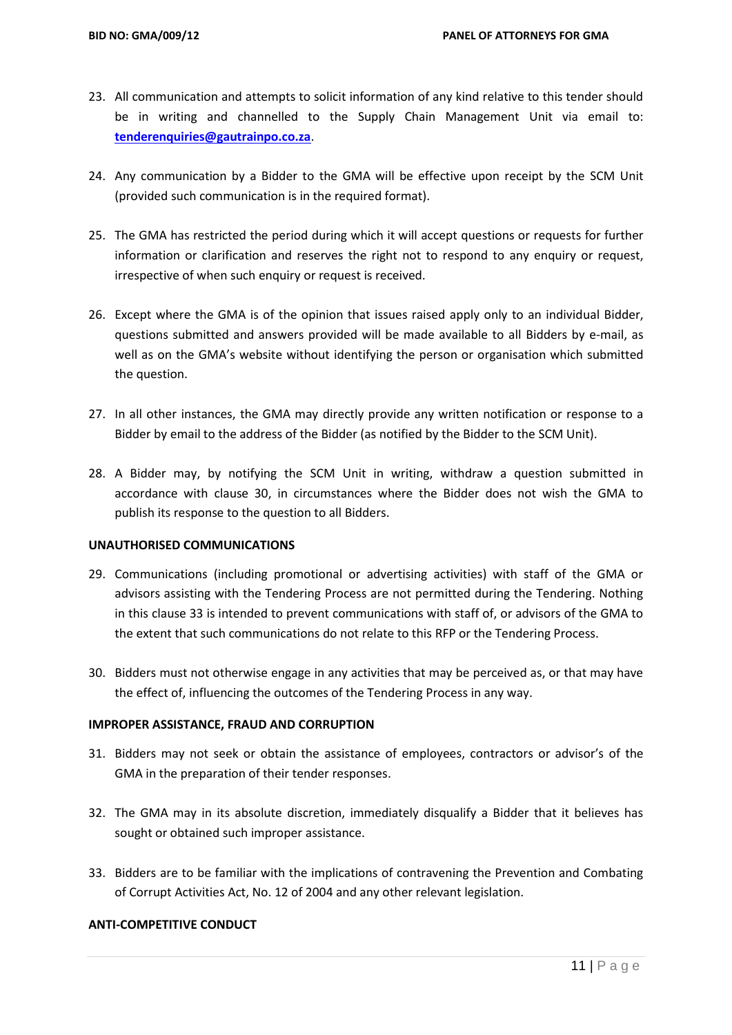23. All communication and attempts to solicit information of any kind relative to this tender should be in writing and channelled to the Supply Chain Management Unit via email to: **tenderenquiries@gautrainpo.co.za**.

24. Any communication by a Bidder to the GMA will be effective upon receipt by the SCM Unit (provided such communication is in the required format).

25. The GMA has restricted the period during which it will accept questions or requests for further information or clarification and reserves the right not to respond to any enquiry or request, irrespective of when such enquiry or request is received.

26. Except where the GMA is of the opinion that issues raised apply only to an individual Bidder, questions submitted and answers provided will be made available to all Bidders by e-mail, as well as on the GMA's website without identifying the person or organisation which submitted the question.

27. In all other instances, the GMA may directly provide any written notification or response to a Bidder by email to the address of the Bidder (as notified by the Bidder to the SCM Unit).

28. A Bidder may, by notifying the SCM Unit in writing, withdraw a question submitted in accordance with clause 30, in circumstances where the Bidder does not wish the GMA to publish its response to the question to all Bidders.

**UNAUTHORISED COMMUNICATIONS**

29. Communications (including promotional or advertising activities) with staff of the GMA or advisors assisting with the Tendering Process are not permitted during the Tendering. Nothing in this clause 33 is intended to prevent communications with staff of, or advisors of the GMA to the extent that such communications do not relate to this RFP or the Tendering Process.

30. Bidders must not otherwise engage in any activities that may be perceived as, or that may have the effect of, influencing the outcomes of the Tendering Process in any way.

**IMPROPER ASSISTANCE, FRAUD AND CORRUPTION**

31. Bidders may not seek or obtain the assistance of employees, contractors or advisor's of the GMA in the preparation of their tender responses.

32. The GMA may in its absolute discretion, immediately disqualify a Bidder that it believes has sought or obtained such improper assistance.

33. Bidders are to be familiar with the implications of contravening the Prevention and Combating of Corrupt Activities Act, No. 12 of 2004 and any other relevant legislation.

**ANTI-COMPETITIVE CONDUCT**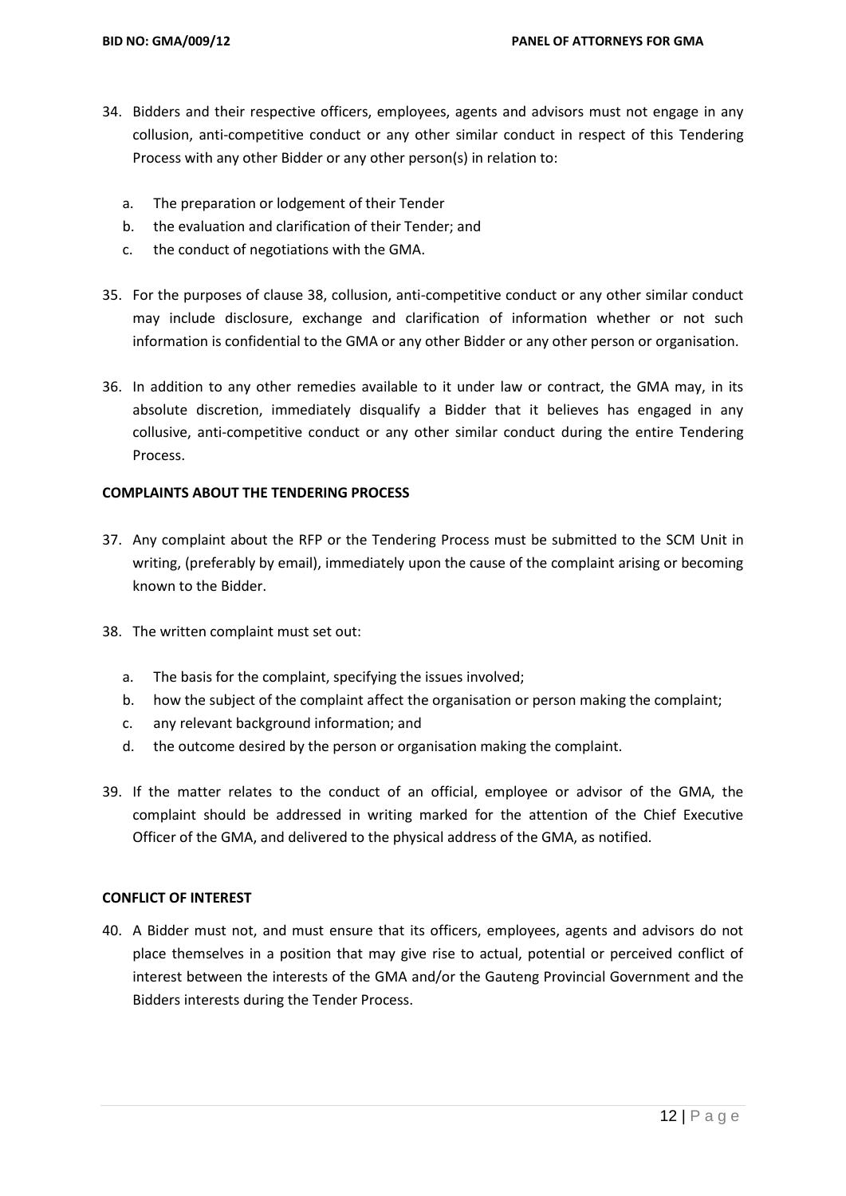34. Bidders and their respective officers, employees, agents and advisors must not engage in any collusion, anti-competitive conduct or any other similar conduct in respect of this Tendering Process with any other Bidder or any other person(s) in relation to:

    a. The preparation or lodgement of their Tender
    b. the evaluation and clarification of their Tender; and
    c. the conduct of negotiations with the GMA.

35. For the purposes of clause 38, collusion, anti-competitive conduct or any other similar conduct may include disclosure, exchange and clarification of information whether or not such information is confidential to the GMA or any other Bidder or any other person or organisation.

36. In addition to any other remedies available to it under law or contract, the GMA may, in its absolute discretion, immediately disqualify a Bidder that it believes has engaged in any collusive, anti-competitive conduct or any other similar conduct during the entire Tendering Process.

**COMPLAINTS ABOUT THE TENDERING PROCESS**

37. Any complaint about the RFP or the Tendering Process must be submitted to the SCM Unit in writing, (preferably by email), immediately upon the cause of the complaint arising or becoming known to the Bidder.

38. The written complaint must set out:

    a. The basis for the complaint, specifying the issues involved;
    b. how the subject of the complaint affect the organisation or person making the complaint;
    c. any relevant background information; and
    d. the outcome desired by the person or organisation making the complaint.

39. If the matter relates to the conduct of an official, employee or advisor of the GMA, the complaint should be addressed in writing marked for the attention of the Chief Executive Officer of the GMA, and delivered to the physical address of the GMA, as notified.

**CONFLICT OF INTEREST**

40. A Bidder must not, and must ensure that its officers, employees, agents and advisors do not place themselves in a position that may give rise to actual, potential or perceived conflict of interest between the interests of the GMA and/or the Gauteng Provincial Government and the Bidders interests during the Tender Process.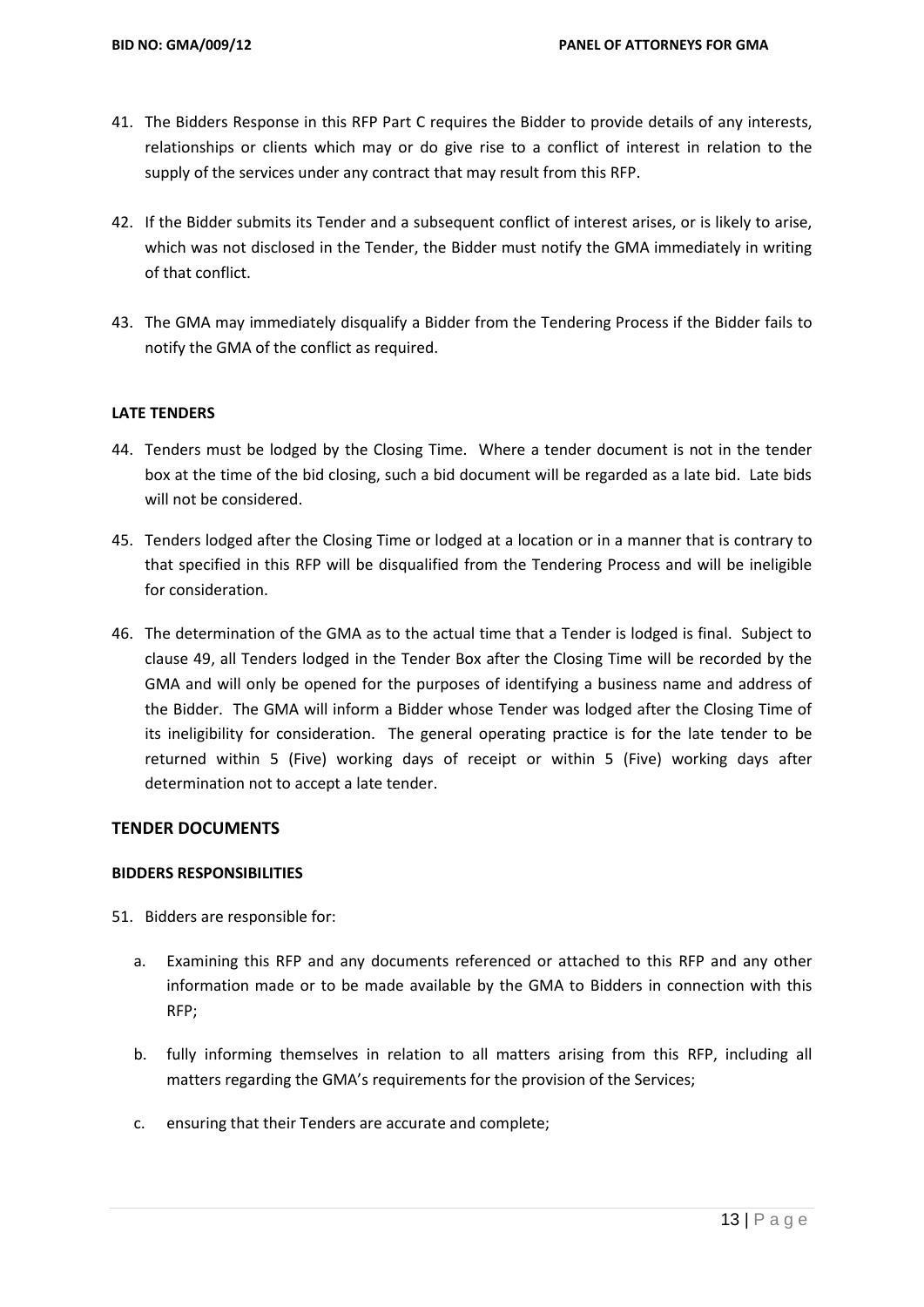41. The Bidders Response in this RFP Part C requires the Bidder to provide details of any interests, relationships or clients which may or do give rise to a conflict of interest in relation to the supply of the services under any contract that may result from this RFP.

42. If the Bidder submits its Tender and a subsequent conflict of interest arises, or is likely to arise, which was not disclosed in the Tender, the Bidder must notify the GMA immediately in writing of that conflict.

43. The GMA may immediately disqualify a Bidder from the Tendering Process if the Bidder fails to notify the GMA of the conflict as required.

**LATE TENDERS**

44. Tenders must be lodged by the Closing Time. Where a tender document is not in the tender box at the time of the bid closing, such a bid document will be regarded as a late bid. Late bids will not be considered.

45. Tenders lodged after the Closing Time or lodged at a location or in a manner that is contrary to that specified in this RFP will be disqualified from the Tendering Process and will be ineligible for consideration.

46. The determination of the GMA as to the actual time that a Tender is lodged is final. Subject to clause 49, all Tenders lodged in the Tender Box after the Closing Time will be recorded by the GMA and will only be opened for the purposes of identifying a business name and address of the Bidder. The GMA will inform a Bidder whose Tender was lodged after the Closing Time of its ineligibility for consideration. The general operating practice is for the late tender to be returned within 5 (Five) working days of receipt or within 5 (Five) working days after determination not to accept a late tender.

## TENDER DOCUMENTS

**BIDDERS RESPONSIBILITIES**

51. Bidders are responsible for:

    a. Examining this RFP and any documents referenced or attached to this RFP and any other information made or to be made available by the GMA to Bidders in connection with this RFP;

    b. fully informing themselves in relation to all matters arising from this RFP, including all matters regarding the GMA's requirements for the provision of the Services;

    c. ensuring that their Tenders are accurate and complete;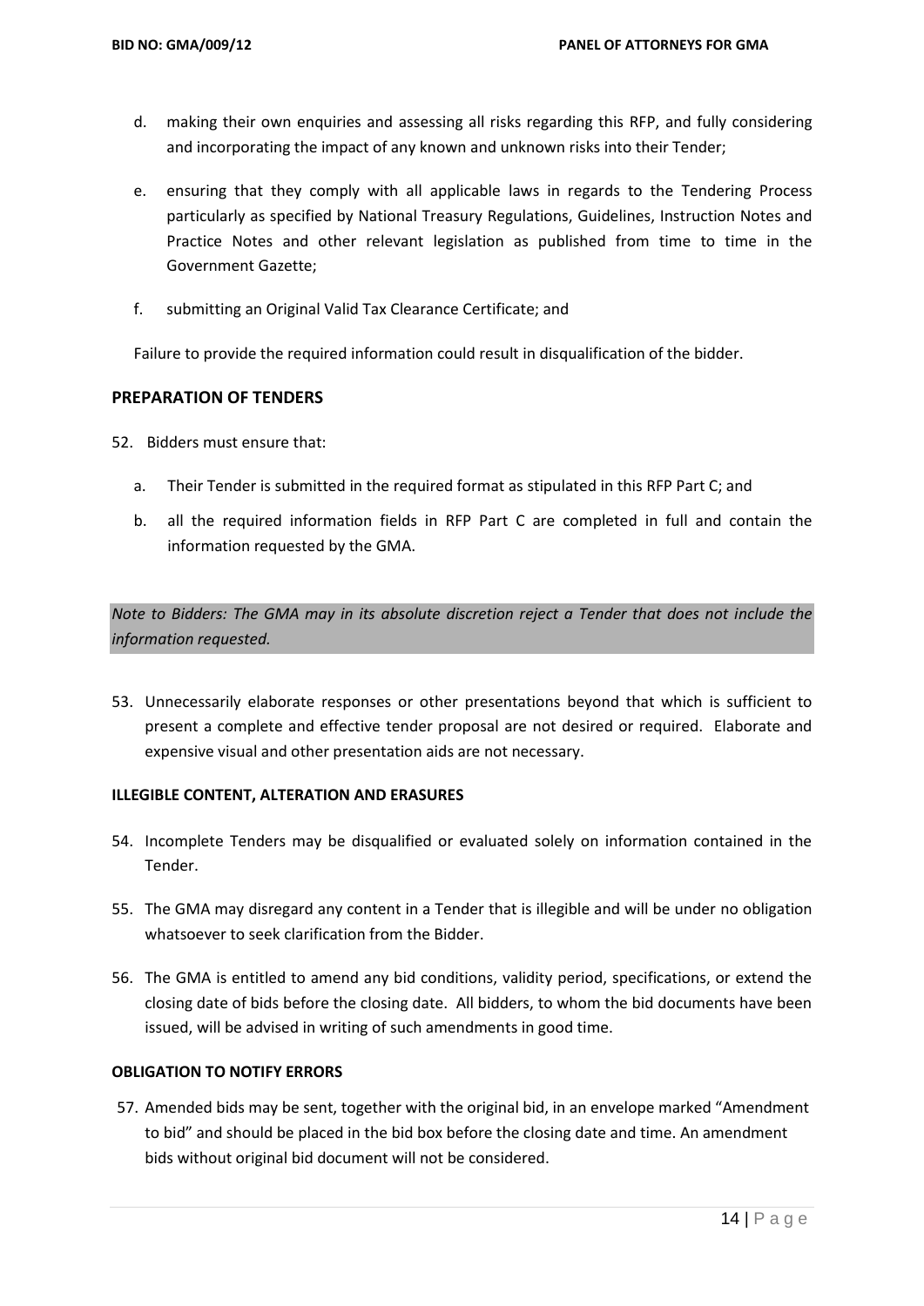d. making their own enquiries and assessing all risks regarding this RFP, and fully considering and incorporating the impact of any known and unknown risks into their Tender;

e. ensuring that they comply with all applicable laws in regards to the Tendering Process particularly as specified by National Treasury Regulations, Guidelines, Instruction Notes and Practice Notes and other relevant legislation as published from time to time in the Government Gazette;

f. submitting an Original Valid Tax Clearance Certificate; and

Failure to provide the required information could result in disqualification of the bidder.

## PREPARATION OF TENDERS

52. Bidders must ensure that:

    a. Their Tender is submitted in the required format as stipulated in this RFP Part C; and

    b. all the required information fields in RFP Part C are completed in full and contain the information requested by the GMA.

*Note to Bidders: The GMA may in its absolute discretion reject a Tender that does not include the information requested.*

53. Unnecessarily elaborate responses or other presentations beyond that which is sufficient to present a complete and effective tender proposal are not desired or required. Elaborate and expensive visual and other presentation aids are not necessary.

### ILLEGIBLE CONTENT, ALTERATION AND ERASURES

54. Incomplete Tenders may be disqualified or evaluated solely on information contained in the Tender.

55. The GMA may disregard any content in a Tender that is illegible and will be under no obligation whatsoever to seek clarification from the Bidder.

56. The GMA is entitled to amend any bid conditions, validity period, specifications, or extend the closing date of bids before the closing date. All bidders, to whom the bid documents have been issued, will be advised in writing of such amendments in good time.

### OBLIGATION TO NOTIFY ERRORS

57. Amended bids may be sent, together with the original bid, in an envelope marked "Amendment to bid" and should be placed in the bid box before the closing date and time. An amendment bids without original bid document will not be considered.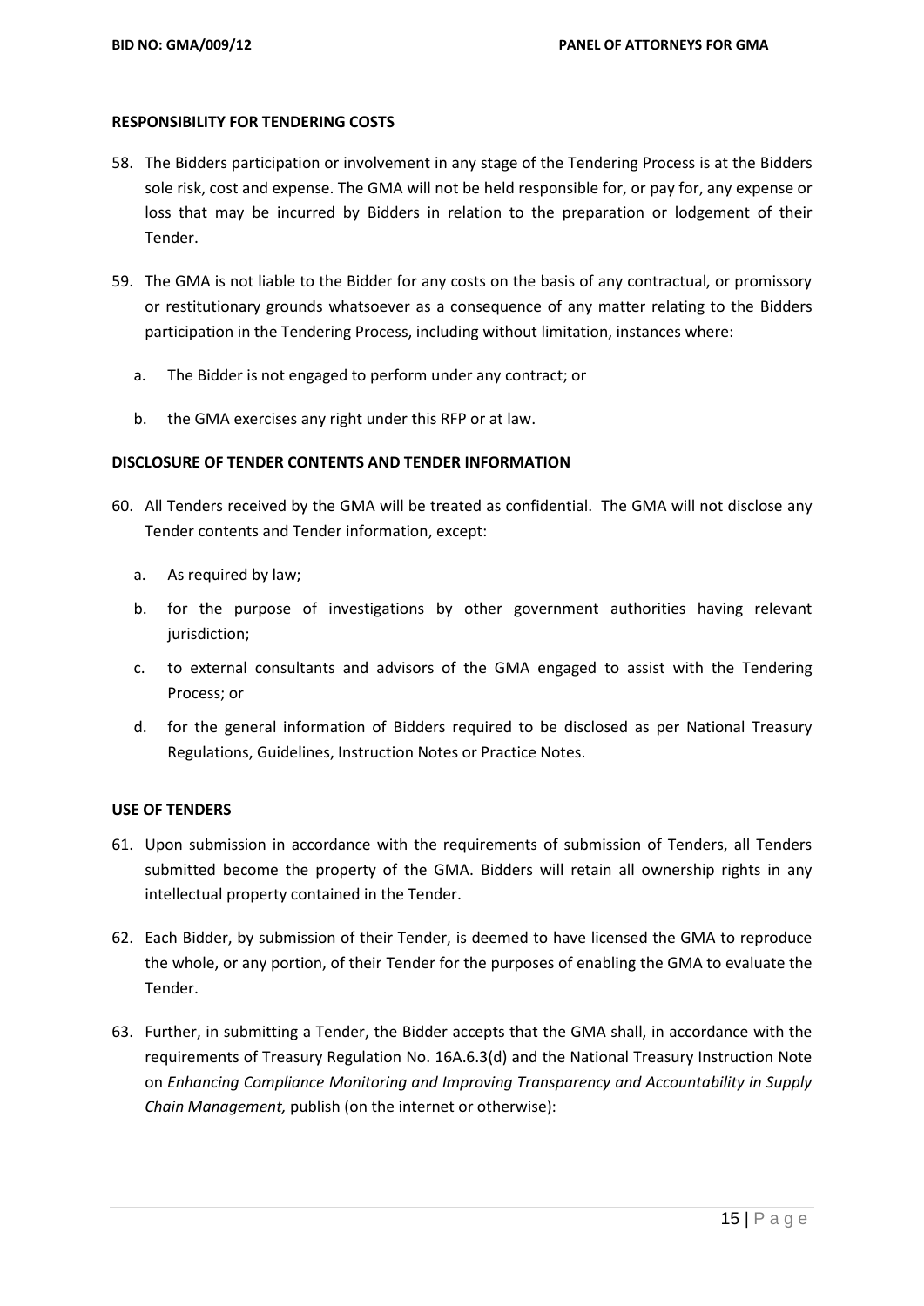**RESPONSIBILITY FOR TENDERING COSTS**

58. The Bidders participation or involvement in any stage of the Tendering Process is at the Bidders sole risk, cost and expense. The GMA will not be held responsible for, or pay for, any expense or loss that may be incurred by Bidders in relation to the preparation or lodgement of their Tender.

59. The GMA is not liable to the Bidder for any costs on the basis of any contractual, or promissory or restitutionary grounds whatsoever as a consequence of any matter relating to the Bidders participation in the Tendering Process, including without limitation, instances where:

    a. The Bidder is not engaged to perform under any contract; or

    b. the GMA exercises any right under this RFP or at law.

**DISCLOSURE OF TENDER CONTENTS AND TENDER INFORMATION**

60. All Tenders received by the GMA will be treated as confidential. The GMA will not disclose any Tender contents and Tender information, except:

    a. As required by law;

    b. for the purpose of investigations by other government authorities having relevant jurisdiction;

    c. to external consultants and advisors of the GMA engaged to assist with the Tendering Process; or

    d. for the general information of Bidders required to be disclosed as per National Treasury Regulations, Guidelines, Instruction Notes or Practice Notes.

**USE OF TENDERS**

61. Upon submission in accordance with the requirements of submission of Tenders, all Tenders submitted become the property of the GMA. Bidders will retain all ownership rights in any intellectual property contained in the Tender.

62. Each Bidder, by submission of their Tender, is deemed to have licensed the GMA to reproduce the whole, or any portion, of their Tender for the purposes of enabling the GMA to evaluate the Tender.

63. Further, in submitting a Tender, the Bidder accepts that the GMA shall, in accordance with the requirements of Treasury Regulation No. 16A.6.3(d) and the National Treasury Instruction Note on *Enhancing Compliance Monitoring and Improving Transparency and Accountability in Supply Chain Management,* publish (on the internet or otherwise):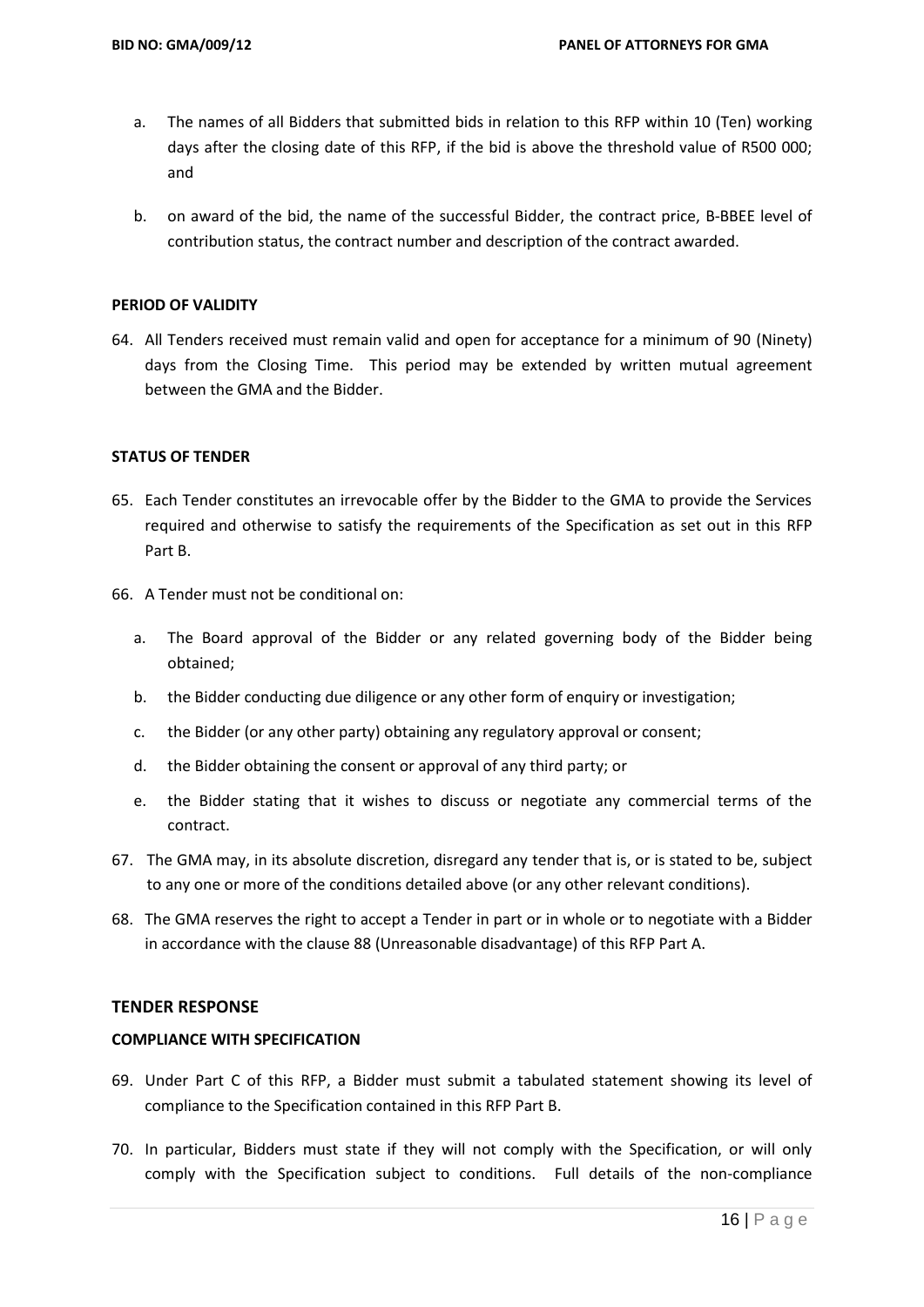a. The names of all Bidders that submitted bids in relation to this RFP within 10 (Ten) working days after the closing date of this RFP, if the bid is above the threshold value of R500 000; and

b. on award of the bid, the name of the successful Bidder, the contract price, B-BBEE level of contribution status, the contract number and description of the contract awarded.

**PERIOD OF VALIDITY**

64. All Tenders received must remain valid and open for acceptance for a minimum of 90 (Ninety) days from the Closing Time. This period may be extended by written mutual agreement between the GMA and the Bidder.

**STATUS OF TENDER**

65. Each Tender constitutes an irrevocable offer by the Bidder to the GMA to provide the Services required and otherwise to satisfy the requirements of the Specification as set out in this RFP Part B.

66. A Tender must not be conditional on:

    a. The Board approval of the Bidder or any related governing body of the Bidder being obtained;

    b. the Bidder conducting due diligence or any other form of enquiry or investigation;

    c. the Bidder (or any other party) obtaining any regulatory approval or consent;

    d. the Bidder obtaining the consent or approval of any third party; or

    e. the Bidder stating that it wishes to discuss or negotiate any commercial terms of the contract.

67. The GMA may, in its absolute discretion, disregard any tender that is, or is stated to be, subject to any one or more of the conditions detailed above (or any other relevant conditions).

68. The GMA reserves the right to accept a Tender in part or in whole or to negotiate with a Bidder in accordance with the clause 88 (Unreasonable disadvantage) of this RFP Part A.

## TENDER RESPONSE

**COMPLIANCE WITH SPECIFICATION**

69. Under Part C of this RFP, a Bidder must submit a tabulated statement showing its level of compliance to the Specification contained in this RFP Part B.

70. In particular, Bidders must state if they will not comply with the Specification, or will only comply with the Specification subject to conditions. Full details of the non-compliance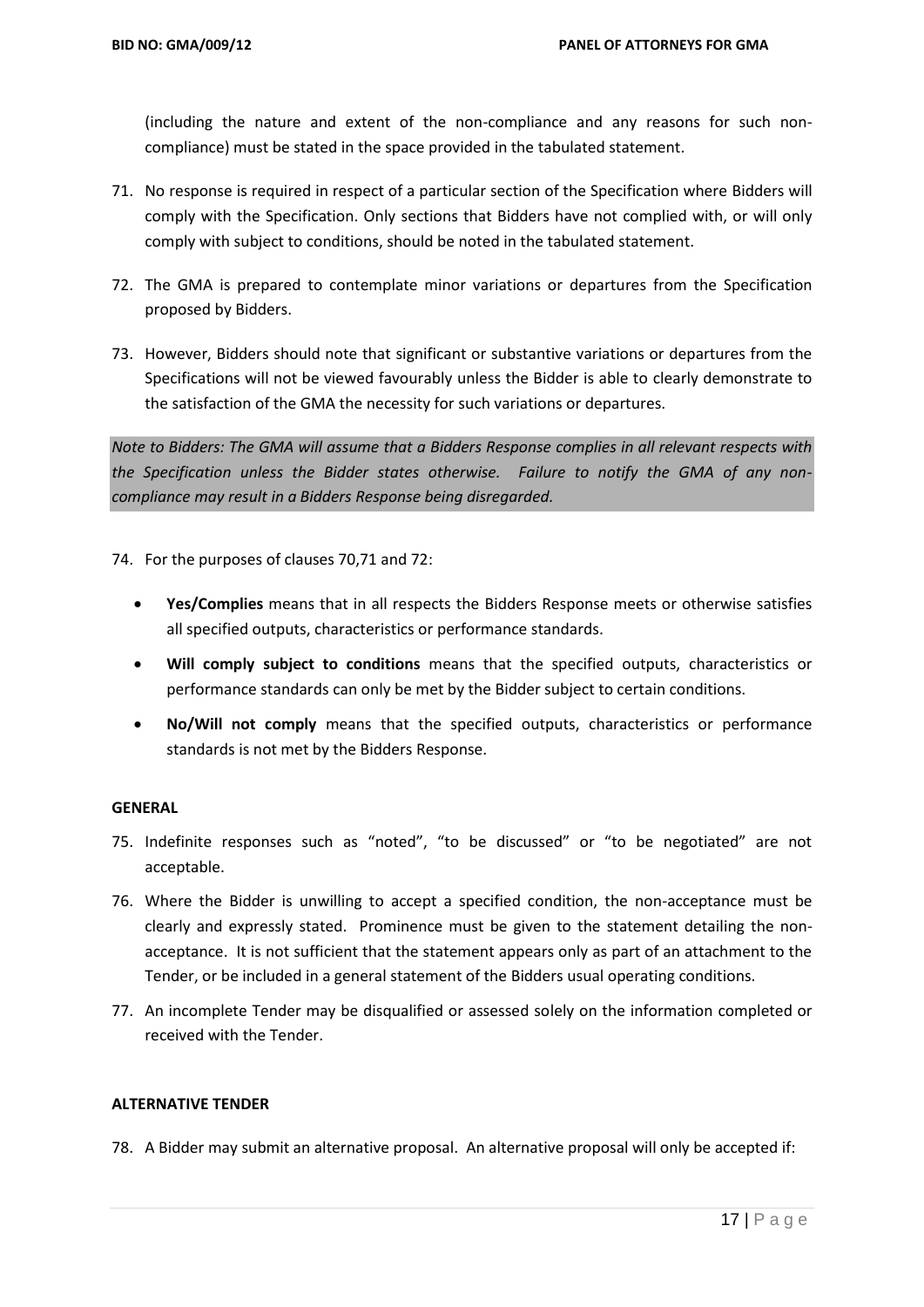(including the nature and extent of the non-compliance and any reasons for such non-compliance) must be stated in the space provided in the tabulated statement.

71. No response is required in respect of a particular section of the Specification where Bidders will comply with the Specification. Only sections that Bidders have not complied with, or will only comply with subject to conditions, should be noted in the tabulated statement.

72. The GMA is prepared to contemplate minor variations or departures from the Specification proposed by Bidders.

73. However, Bidders should note that significant or substantive variations or departures from the Specifications will not be viewed favourably unless the Bidder is able to clearly demonstrate to the satisfaction of the GMA the necessity for such variations or departures.

*Note to Bidders: The GMA will assume that a Bidders Response complies in all relevant respects with the Specification unless the Bidder states otherwise. Failure to notify the GMA of any non-compliance may result in a Bidders Response being disregarded.*

74. For the purposes of clauses 70,71 and 72:

- **Yes/Complies** means that in all respects the Bidders Response meets or otherwise satisfies all specified outputs, characteristics or performance standards.
- **Will comply subject to conditions** means that the specified outputs, characteristics or performance standards can only be met by the Bidder subject to certain conditions.
- **No/Will not comply** means that the specified outputs, characteristics or performance standards is not met by the Bidders Response.

**GENERAL**

75. Indefinite responses such as "noted", "to be discussed" or "to be negotiated" are not acceptable.

76. Where the Bidder is unwilling to accept a specified condition, the non-acceptance must be clearly and expressly stated. Prominence must be given to the statement detailing the non-acceptance. It is not sufficient that the statement appears only as part of an attachment to the Tender, or be included in a general statement of the Bidders usual operating conditions.

77. An incomplete Tender may be disqualified or assessed solely on the information completed or received with the Tender.

**ALTERNATIVE TENDER**

78. A Bidder may submit an alternative proposal. An alternative proposal will only be accepted if: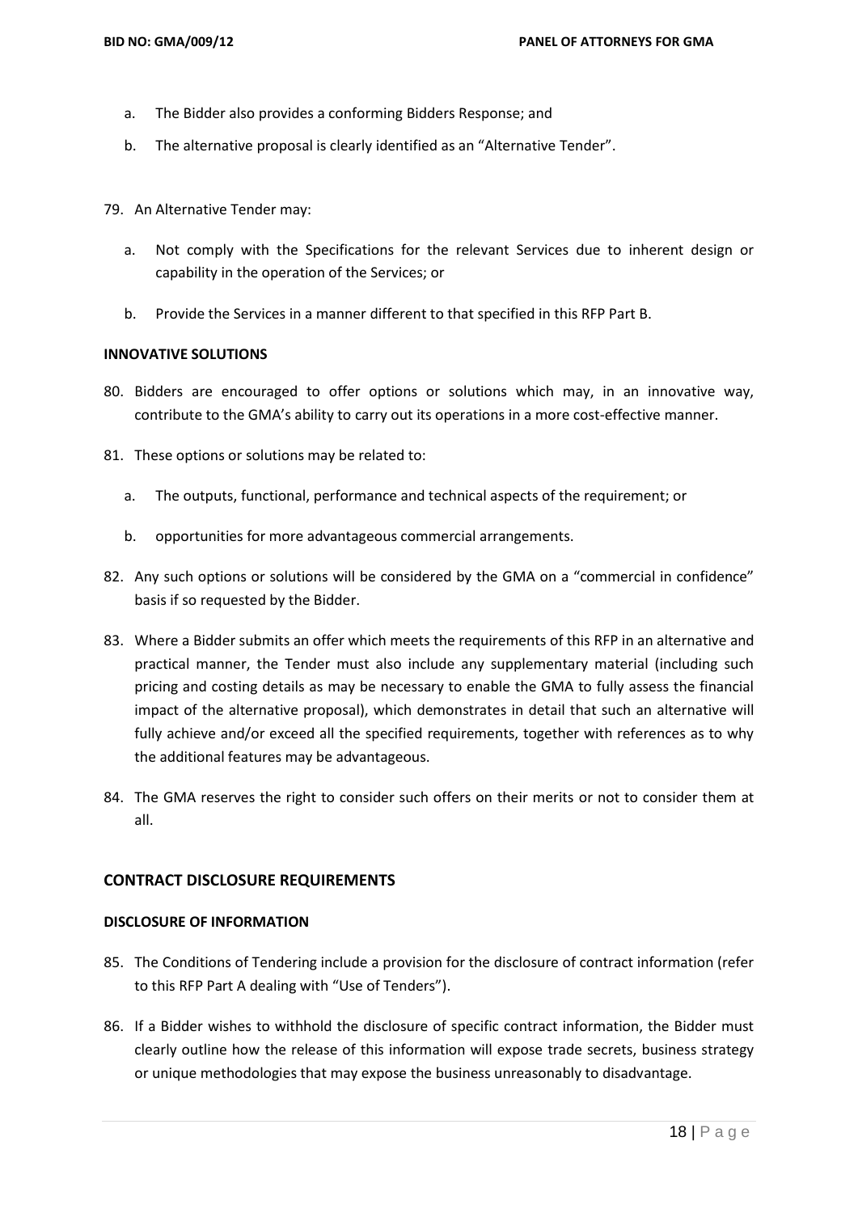a. The Bidder also provides a conforming Bidders Response; and

b. The alternative proposal is clearly identified as an "Alternative Tender".

79. An Alternative Tender may:

    a. Not comply with the Specifications for the relevant Services due to inherent design or capability in the operation of the Services; or

    b. Provide the Services in a manner different to that specified in this RFP Part B.

**INNOVATIVE SOLUTIONS**

80. Bidders are encouraged to offer options or solutions which may, in an innovative way, contribute to the GMA's ability to carry out its operations in a more cost-effective manner.

81. These options or solutions may be related to:

    a. The outputs, functional, performance and technical aspects of the requirement; or

    b. opportunities for more advantageous commercial arrangements.

82. Any such options or solutions will be considered by the GMA on a "commercial in confidence" basis if so requested by the Bidder.

83. Where a Bidder submits an offer which meets the requirements of this RFP in an alternative and practical manner, the Tender must also include any supplementary material (including such pricing and costing details as may be necessary to enable the GMA to fully assess the financial impact of the alternative proposal), which demonstrates in detail that such an alternative will fully achieve and/or exceed all the specified requirements, together with references as to why the additional features may be advantageous.

84. The GMA reserves the right to consider such offers on their merits or not to consider them at all.

## CONTRACT DISCLOSURE REQUIREMENTS

**DISCLOSURE OF INFORMATION**

85. The Conditions of Tendering include a provision for the disclosure of contract information (refer to this RFP Part A dealing with "Use of Tenders").

86. If a Bidder wishes to withhold the disclosure of specific contract information, the Bidder must clearly outline how the release of this information will expose trade secrets, business strategy or unique methodologies that may expose the business unreasonably to disadvantage.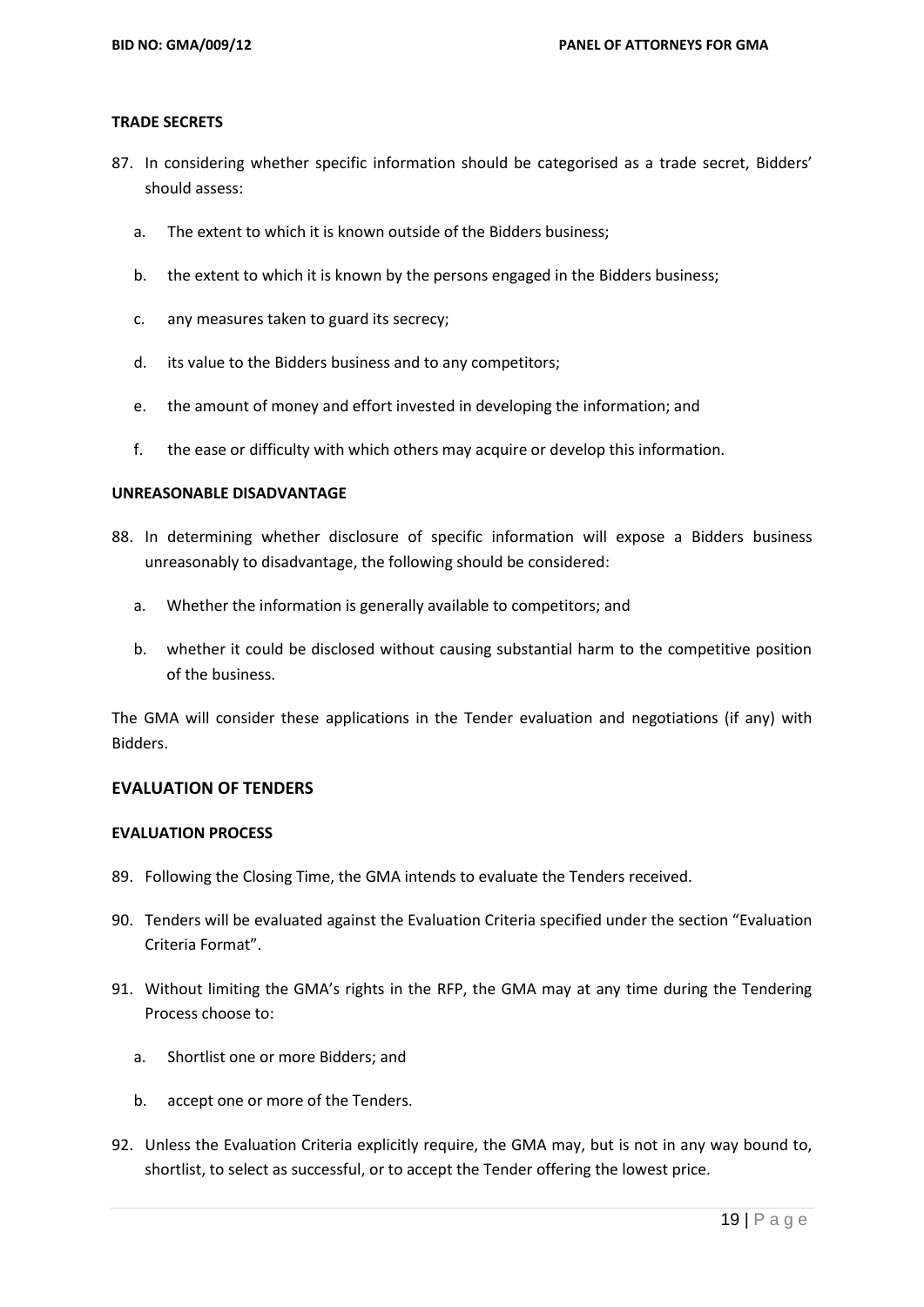#### TRADE SECRETS

87. In considering whether specific information should be categorised as a trade secret, Bidders' should assess:
    a. The extent to which it is known outside of the Bidders business;
    b. the extent to which it is known by the persons engaged in the Bidders business;
    c. any measures taken to guard its secrecy;
    d. its value to the Bidders business and to any competitors;
    e. the amount of money and effort invested in developing the information; and
    f. the ease or difficulty with which others may acquire or develop this information.

#### UNREASONABLE DISADVANTAGE

88. In determining whether disclosure of specific information will expose a Bidders business unreasonably to disadvantage, the following should be considered:
    a. Whether the information is generally available to competitors; and
    b. whether it could be disclosed without causing substantial harm to the competitive position of the business.

The GMA will consider these applications in the Tender evaluation and negotiations (if any) with Bidders.

### EVALUATION OF TENDERS

#### EVALUATION PROCESS

89. Following the Closing Time, the GMA intends to evaluate the Tenders received.
90. Tenders will be evaluated against the Evaluation Criteria specified under the section "Evaluation Criteria Format".
91. Without limiting the GMA's rights in the RFP, the GMA may at any time during the Tendering Process choose to:
    a. Shortlist one or more Bidders; and
    b. accept one or more of the Tenders.
92. Unless the Evaluation Criteria explicitly require, the GMA may, but is not in any way bound to, shortlist, to select as successful, or to accept the Tender offering the lowest price.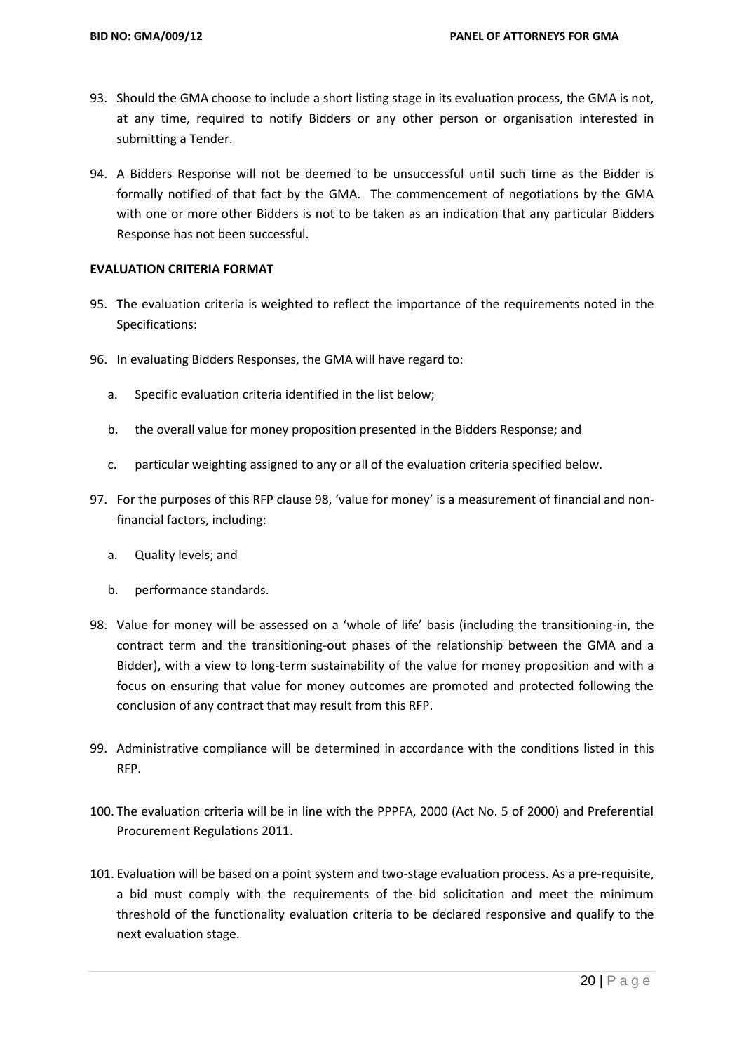93. Should the GMA choose to include a short listing stage in its evaluation process, the GMA is not, at any time, required to notify Bidders or any other person or organisation interested in submitting a Tender.

94. A Bidders Response will not be deemed to be unsuccessful until such time as the Bidder is formally notified of that fact by the GMA. The commencement of negotiations by the GMA with one or more other Bidders is not to be taken as an indication that any particular Bidders Response has not been successful.

**EVALUATION CRITERIA FORMAT**

95. The evaluation criteria is weighted to reflect the importance of the requirements noted in the Specifications:

96. In evaluating Bidders Responses, the GMA will have regard to:

    a. Specific evaluation criteria identified in the list below;

    b. the overall value for money proposition presented in the Bidders Response; and

    c. particular weighting assigned to any or all of the evaluation criteria specified below.

97. For the purposes of this RFP clause 98, 'value for money' is a measurement of financial and non-financial factors, including:

    a. Quality levels; and

    b. performance standards.

98. Value for money will be assessed on a 'whole of life' basis (including the transitioning-in, the contract term and the transitioning-out phases of the relationship between the GMA and a Bidder), with a view to long-term sustainability of the value for money proposition and with a focus on ensuring that value for money outcomes are promoted and protected following the conclusion of any contract that may result from this RFP.

99. Administrative compliance will be determined in accordance with the conditions listed in this RFP.

100. The evaluation criteria will be in line with the PPPFA, 2000 (Act No. 5 of 2000) and Preferential Procurement Regulations 2011.

101. Evaluation will be based on a point system and two-stage evaluation process. As a pre-requisite, a bid must comply with the requirements of the bid solicitation and meet the minimum threshold of the functionality evaluation criteria to be declared responsive and qualify to the next evaluation stage.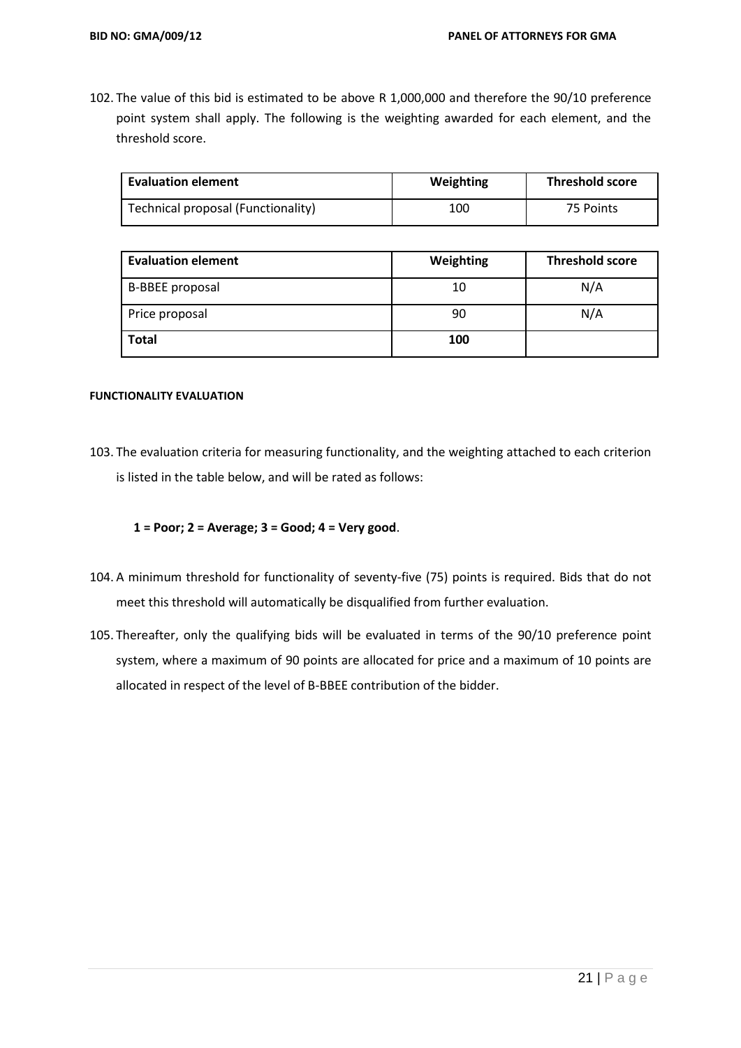102. The value of this bid is estimated to be above R 1,000,000 and therefore the 90/10 preference point system shall apply. The following is the weighting awarded for each element, and the threshold score.

| Evaluation element | Weighting | Threshold score |
|---|---|---|
| Technical proposal (Functionality) | 100 | 75 Points |

| Evaluation element | Weighting | Threshold score |
|---|---|---|
| B-BBEE proposal | 10 | N/A |
| Price proposal | 90 | N/A |
| **Total** | **100** | |

#### FUNCTIONALITY EVALUATION

103. The evaluation criteria for measuring functionality, and the weighting attached to each criterion is listed in the table below, and will be rated as follows:

    **1 = Poor; 2 = Average; 3 = Good; 4 = Very good**.

104. A minimum threshold for functionality of seventy-five (75) points is required. Bids that do not meet this threshold will automatically be disqualified from further evaluation.

105. Thereafter, only the qualifying bids will be evaluated in terms of the 90/10 preference point system, where a maximum of 90 points are allocated for price and a maximum of 10 points are allocated in respect of the level of B-BBEE contribution of the bidder.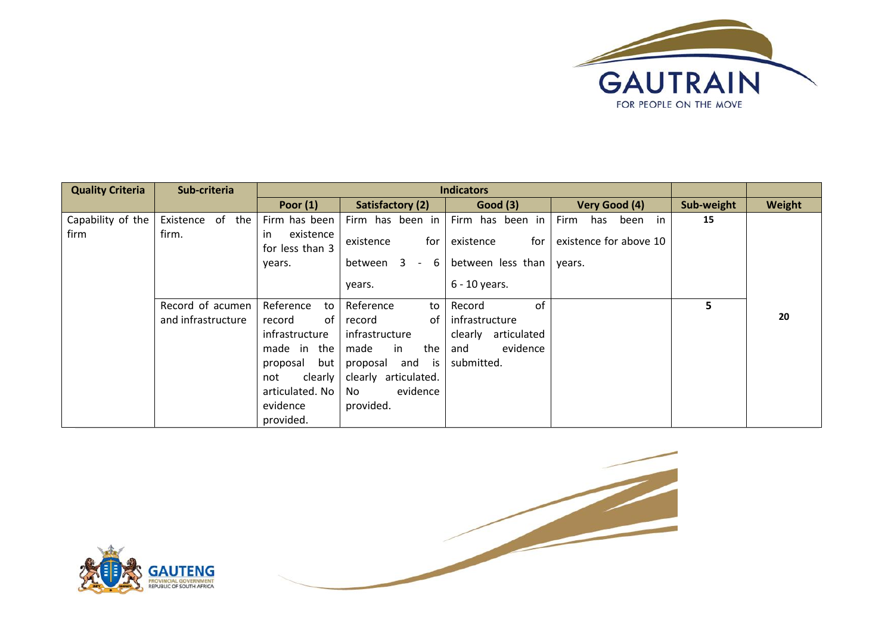| Quality Criteria | Sub-criteria | Indicators | | | | Sub-weight | Weight |
|---|---|---|---|---|---|---|---|
| | | Poor (1) | Satisfactory (2) | Good (3) | Very Good (4) | | |
| Capability of the firm | Existence of the firm. | Firm has been in existence for less than 3 years. | Firm has been in existence for between 3 - 6 years. | Firm has been in existence for between less than 6 - 10 years. | Firm has been in existence for above 10 years. | 15 | 20 |
| | Record of acumen and infrastructure | Reference to record of infrastructure made in the proposal but not clearly articulated. No evidence provided. | Reference to record of infrastructure made in the proposal and is clearly articulated. No evidence provided. | Record of infrastructure clearly articulated and evidence submitted. | | 5 | |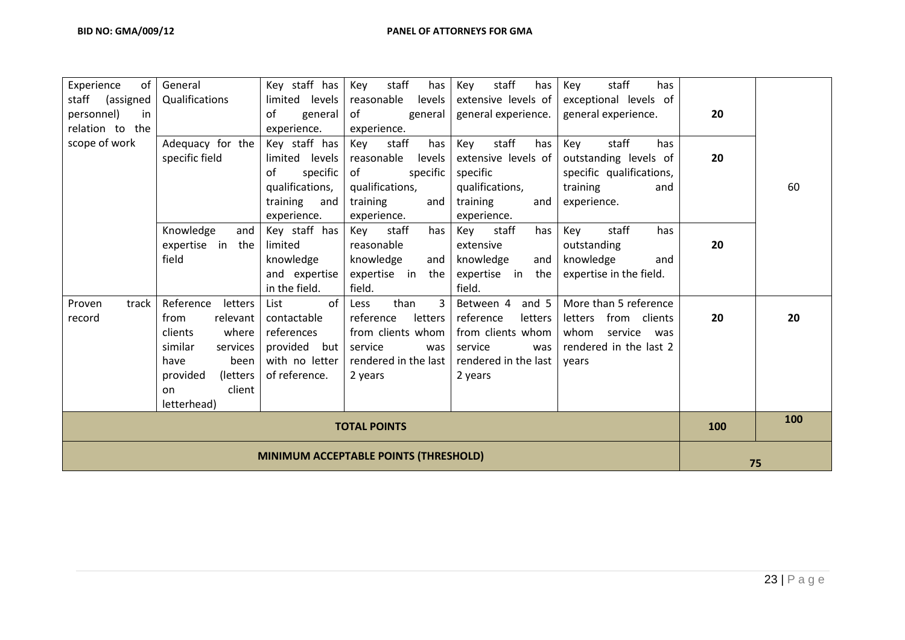| Experience of staff (assigned personnel) in relation to the scope of work | General Qualifications | Key staff has limited levels of general experience. | Key staff has reasonable levels of general experience. | Key staff has extensive levels of general experience. | Key staff has exceptional levels of general experience. | 20 | 60 |
|---|---|---|---|---|---|---|---|
| | Adequacy for the specific field | Key staff has limited levels of specific qualifications, training and experience. | Key staff has reasonable levels of specific qualifications, training and experience. | Key staff has extensive levels of specific qualifications, training and experience. | Key staff has outstanding levels of specific qualifications, training and experience. | 20 | |
| | Knowledge and expertise in the field | Key staff has limited knowledge and expertise in the field. | Key staff has reasonable knowledge and expertise in the field. | Key staff has extensive knowledge and expertise in the field. | Key staff has outstanding knowledge and expertise in the field. | 20 | |
| Proven track record | Reference letters from relevant clients where similar services have been provided (letters on client letterhead) | List of contactable references provided but with no letter of reference. | Less than 3 reference letters from clients whom service was rendered in the last 2 years | Between 4 and 5 reference letters from clients whom service was rendered in the last 2 years | More than 5 reference letters from clients whom service was rendered in the last 2 years | 20 | 20 |
| **TOTAL POINTS** | | | | | | **100** | **100** |
| **MINIMUM ACCEPTABLE POINTS (THRESHOLD)** | | | | | | **75** | |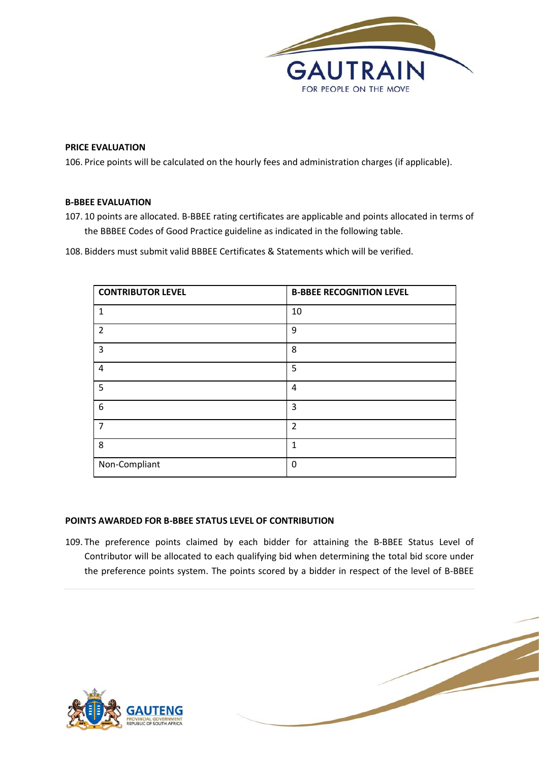**PRICE EVALUATION**

106. Price points will be calculated on the hourly fees and administration charges (if applicable).

**B-BBEE EVALUATION**

107. 10 points are allocated. B-BBEE rating certificates are applicable and points allocated in terms of the BBBEE Codes of Good Practice guideline as indicated in the following table.

108. Bidders must submit valid BBBEE Certificates & Statements which will be verified.

| CONTRIBUTOR LEVEL | B-BBEE RECOGNITION LEVEL |
|---|---|
| 1 | 10 |
| 2 | 9 |
| 3 | 8 |
| 4 | 5 |
| 5 | 4 |
| 6 | 3 |
| 7 | 2 |
| 8 | 1 |
| Non-Compliant | 0 |

**POINTS AWARDED FOR B-BBEE STATUS LEVEL OF CONTRIBUTION**

109. The preference points claimed by each bidder for attaining the B-BBEE Status Level of Contributor will be allocated to each qualifying bid when determining the total bid score under the preference points system. The points scored by a bidder in respect of the level of B-BBEE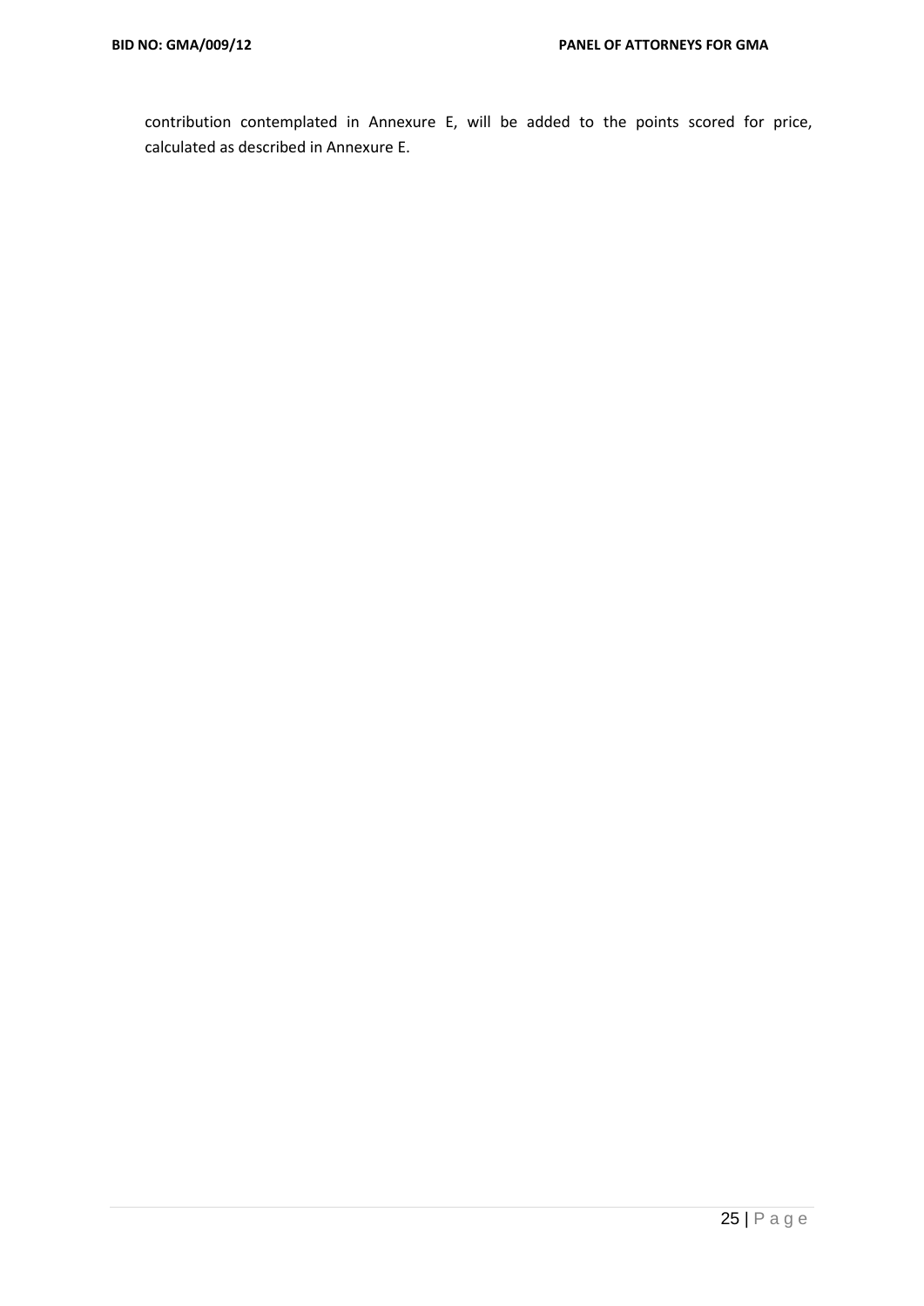contribution contemplated in Annexure E, will be added to the points scored for price, calculated as described in Annexure E.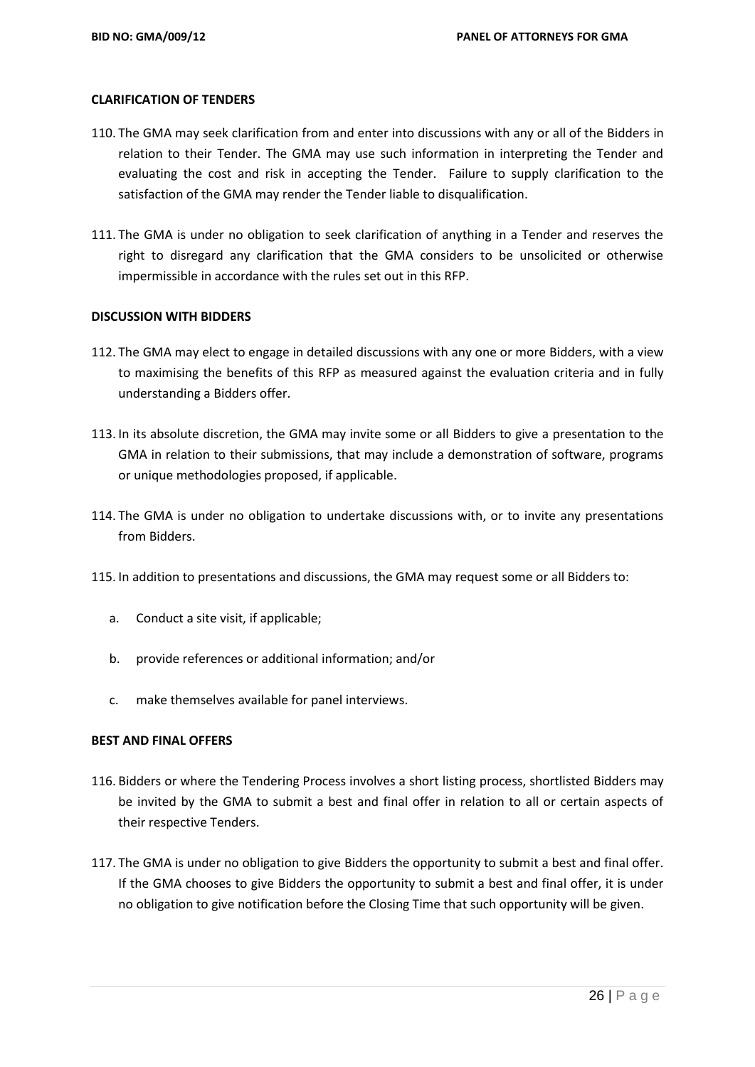**CLARIFICATION OF TENDERS**

110. The GMA may seek clarification from and enter into discussions with any or all of the Bidders in relation to their Tender. The GMA may use such information in interpreting the Tender and evaluating the cost and risk in accepting the Tender. Failure to supply clarification to the satisfaction of the GMA may render the Tender liable to disqualification.

111. The GMA is under no obligation to seek clarification of anything in a Tender and reserves the right to disregard any clarification that the GMA considers to be unsolicited or otherwise impermissible in accordance with the rules set out in this RFP.

**DISCUSSION WITH BIDDERS**

112. The GMA may elect to engage in detailed discussions with any one or more Bidders, with a view to maximising the benefits of this RFP as measured against the evaluation criteria and in fully understanding a Bidders offer.

113. In its absolute discretion, the GMA may invite some or all Bidders to give a presentation to the GMA in relation to their submissions, that may include a demonstration of software, programs or unique methodologies proposed, if applicable.

114. The GMA is under no obligation to undertake discussions with, or to invite any presentations from Bidders.

115. In addition to presentations and discussions, the GMA may request some or all Bidders to:

   a. Conduct a site visit, if applicable;

   b. provide references or additional information; and/or

   c. make themselves available for panel interviews.

**BEST AND FINAL OFFERS**

116. Bidders or where the Tendering Process involves a short listing process, shortlisted Bidders may be invited by the GMA to submit a best and final offer in relation to all or certain aspects of their respective Tenders.

117. The GMA is under no obligation to give Bidders the opportunity to submit a best and final offer. If the GMA chooses to give Bidders the opportunity to submit a best and final offer, it is under no obligation to give notification before the Closing Time that such opportunity will be given.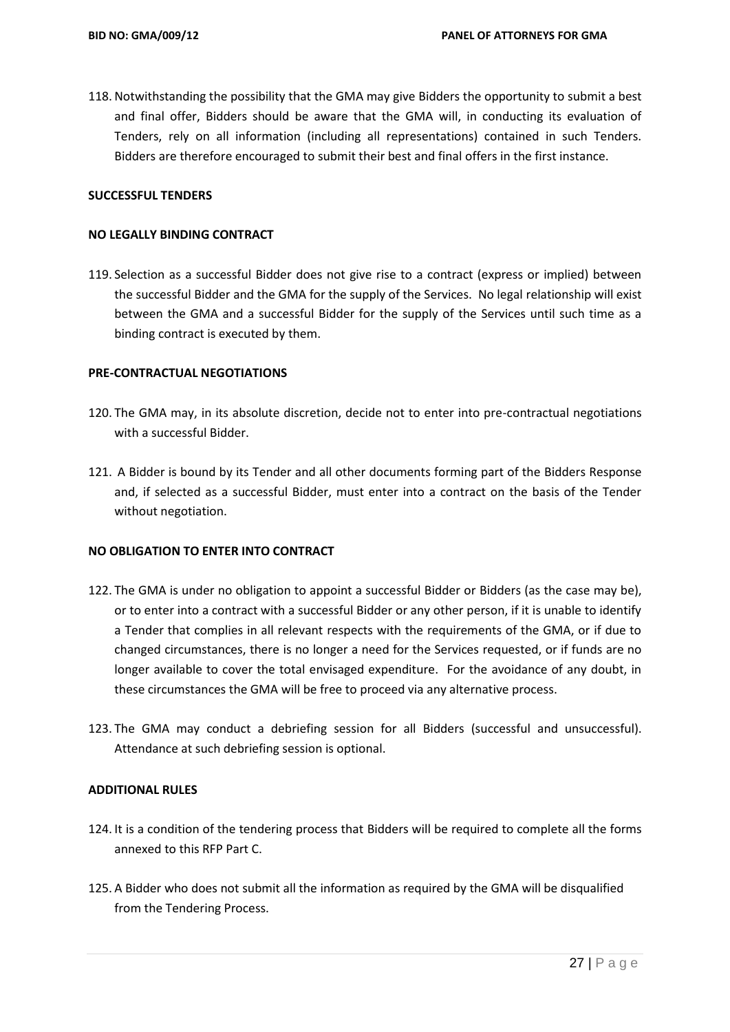118. Notwithstanding the possibility that the GMA may give Bidders the opportunity to submit a best and final offer, Bidders should be aware that the GMA will, in conducting its evaluation of Tenders, rely on all information (including all representations) contained in such Tenders. Bidders are therefore encouraged to submit their best and final offers in the first instance.

**SUCCESSFUL TENDERS**

**NO LEGALLY BINDING CONTRACT**

119. Selection as a successful Bidder does not give rise to a contract (express or implied) between the successful Bidder and the GMA for the supply of the Services. No legal relationship will exist between the GMA and a successful Bidder for the supply of the Services until such time as a binding contract is executed by them.

**PRE-CONTRACTUAL NEGOTIATIONS**

120. The GMA may, in its absolute discretion, decide not to enter into pre-contractual negotiations with a successful Bidder.

121. A Bidder is bound by its Tender and all other documents forming part of the Bidders Response and, if selected as a successful Bidder, must enter into a contract on the basis of the Tender without negotiation.

**NO OBLIGATION TO ENTER INTO CONTRACT**

122. The GMA is under no obligation to appoint a successful Bidder or Bidders (as the case may be), or to enter into a contract with a successful Bidder or any other person, if it is unable to identify a Tender that complies in all relevant respects with the requirements of the GMA, or if due to changed circumstances, there is no longer a need for the Services requested, or if funds are no longer available to cover the total envisaged expenditure. For the avoidance of any doubt, in these circumstances the GMA will be free to proceed via any alternative process.

123. The GMA may conduct a debriefing session for all Bidders (successful and unsuccessful). Attendance at such debriefing session is optional.

**ADDITIONAL RULES**

124. It is a condition of the tendering process that Bidders will be required to complete all the forms annexed to this RFP Part C.

125. A Bidder who does not submit all the information as required by the GMA will be disqualified from the Tendering Process.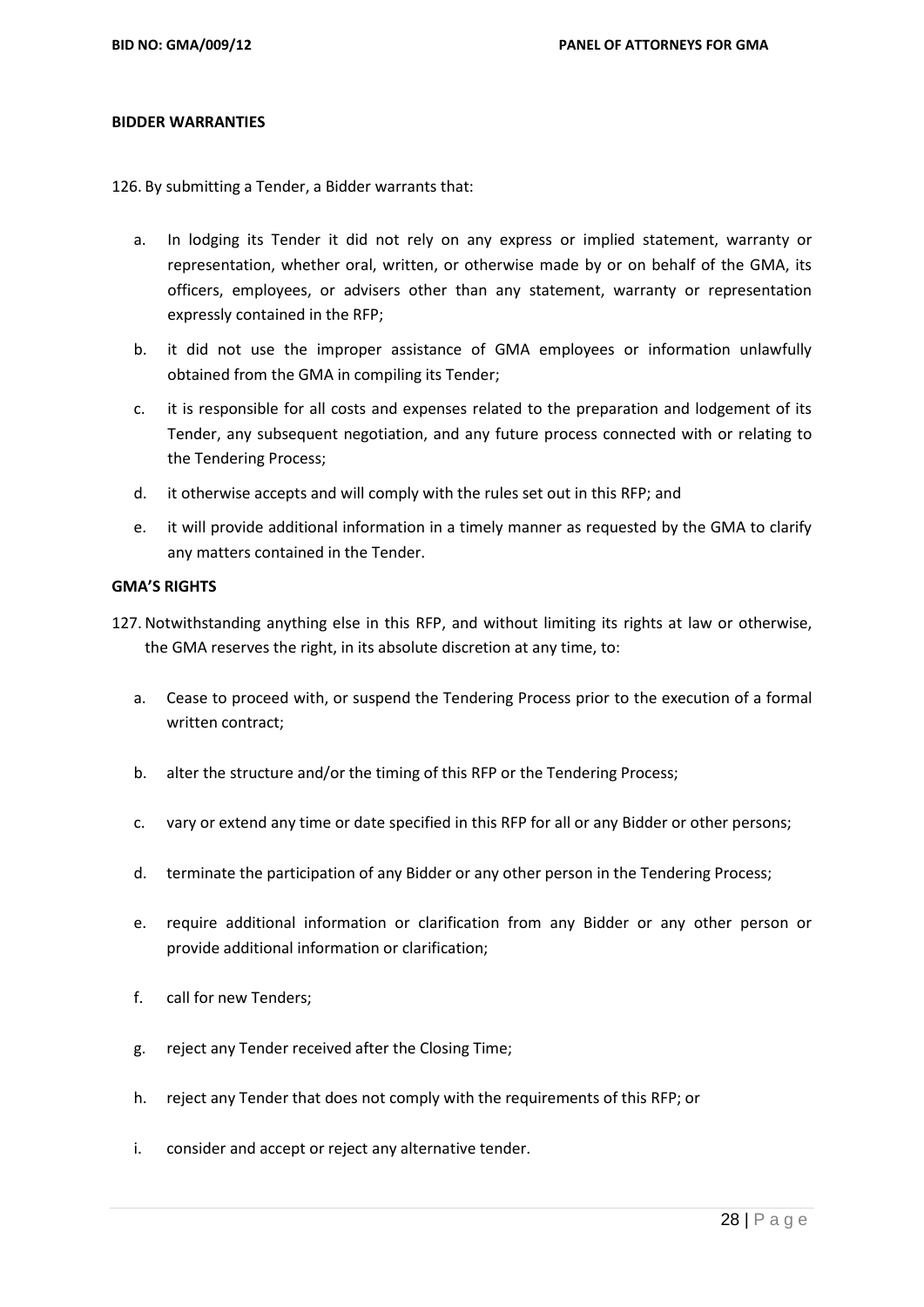**BIDDER WARRANTIES**

126. By submitting a Tender, a Bidder warrants that:

   a. In lodging its Tender it did not rely on any express or implied statement, warranty or representation, whether oral, written, or otherwise made by or on behalf of the GMA, its officers, employees, or advisers other than any statement, warranty or representation expressly contained in the RFP;

   b. it did not use the improper assistance of GMA employees or information unlawfully obtained from the GMA in compiling its Tender;

   c. it is responsible for all costs and expenses related to the preparation and lodgement of its Tender, any subsequent negotiation, and any future process connected with or relating to the Tendering Process;

   d. it otherwise accepts and will comply with the rules set out in this RFP; and

   e. it will provide additional information in a timely manner as requested by the GMA to clarify any matters contained in the Tender.

**GMA'S RIGHTS**

127. Notwithstanding anything else in this RFP, and without limiting its rights at law or otherwise, the GMA reserves the right, in its absolute discretion at any time, to:

   a. Cease to proceed with, or suspend the Tendering Process prior to the execution of a formal written contract;

   b. alter the structure and/or the timing of this RFP or the Tendering Process;

   c. vary or extend any time or date specified in this RFP for all or any Bidder or other persons;

   d. terminate the participation of any Bidder or any other person in the Tendering Process;

   e. require additional information or clarification from any Bidder or any other person or provide additional information or clarification;

   f. call for new Tenders;

   g. reject any Tender received after the Closing Time;

   h. reject any Tender that does not comply with the requirements of this RFP; or

   i. consider and accept or reject any alternative tender.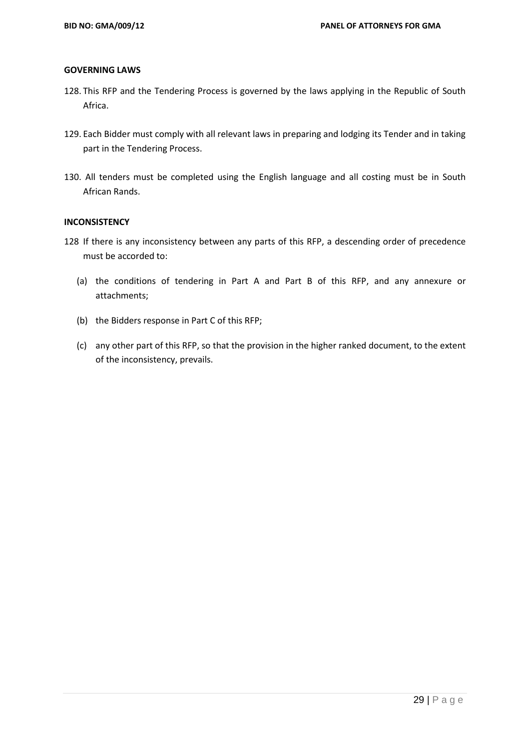**GOVERNING LAWS**

128. This RFP and the Tendering Process is governed by the laws applying in the Republic of South Africa.

129. Each Bidder must comply with all relevant laws in preparing and lodging its Tender and in taking part in the Tendering Process.

130. All tenders must be completed using the English language and all costing must be in South African Rands.

**INCONSISTENCY**

128 If there is any inconsistency between any parts of this RFP, a descending order of precedence must be accorded to:

   (a) the conditions of tendering in Part A and Part B of this RFP, and any annexure or attachments;

   (b) the Bidders response in Part C of this RFP;

   (c) any other part of this RFP, so that the provision in the higher ranked document, to the extent of the inconsistency, prevails.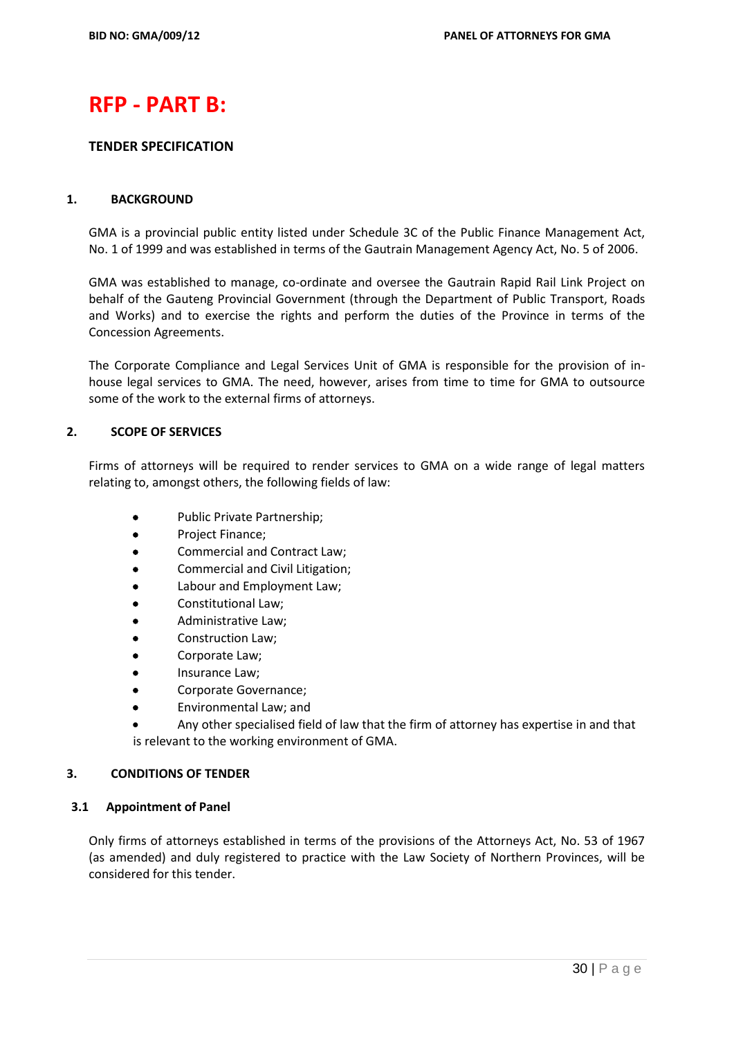# RFP - PART B:

## TENDER SPECIFICATION

### 1. BACKGROUND

GMA is a provincial public entity listed under Schedule 3C of the Public Finance Management Act, No. 1 of 1999 and was established in terms of the Gautrain Management Agency Act, No. 5 of 2006.

GMA was established to manage, co-ordinate and oversee the Gautrain Rapid Rail Link Project on behalf of the Gauteng Provincial Government (through the Department of Public Transport, Roads and Works) and to exercise the rights and perform the duties of the Province in terms of the Concession Agreements.

The Corporate Compliance and Legal Services Unit of GMA is responsible for the provision of in-house legal services to GMA. The need, however, arises from time to time for GMA to outsource some of the work to the external firms of attorneys.

### 2. SCOPE OF SERVICES

Firms of attorneys will be required to render services to GMA on a wide range of legal matters relating to, amongst others, the following fields of law:

- Public Private Partnership;
- Project Finance;
- Commercial and Contract Law;
- Commercial and Civil Litigation;
- Labour and Employment Law;
- Constitutional Law;
- Administrative Law;
- Construction Law;
- Corporate Law;
- Insurance Law;
- Corporate Governance;
- Environmental Law; and
- Any other specialised field of law that the firm of attorney has expertise in and that is relevant to the working environment of GMA.

### 3. CONDITIONS OF TENDER

#### 3.1 Appointment of Panel

Only firms of attorneys established in terms of the provisions of the Attorneys Act, No. 53 of 1967 (as amended) and duly registered to practice with the Law Society of Northern Provinces, will be considered for this tender.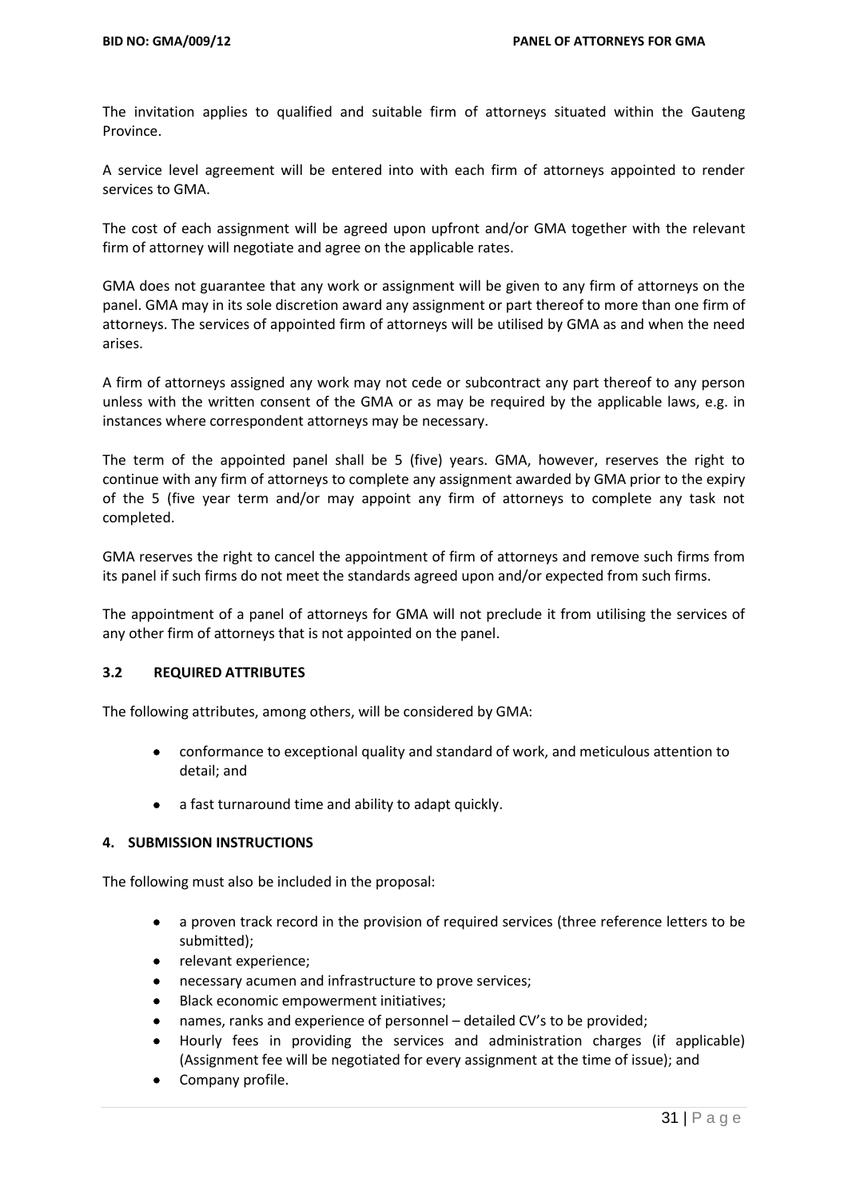The invitation applies to qualified and suitable firm of attorneys situated within the Gauteng Province.

A service level agreement will be entered into with each firm of attorneys appointed to render services to GMA.

The cost of each assignment will be agreed upon upfront and/or GMA together with the relevant firm of attorney will negotiate and agree on the applicable rates.

GMA does not guarantee that any work or assignment will be given to any firm of attorneys on the panel. GMA may in its sole discretion award any assignment or part thereof to more than one firm of attorneys. The services of appointed firm of attorneys will be utilised by GMA as and when the need arises.

A firm of attorneys assigned any work may not cede or subcontract any part thereof to any person unless with the written consent of the GMA or as may be required by the applicable laws, e.g. in instances where correspondent attorneys may be necessary.

The term of the appointed panel shall be 5 (five) years. GMA, however, reserves the right to continue with any firm of attorneys to complete any assignment awarded by GMA prior to the expiry of the 5 (five year term and/or may appoint any firm of attorneys to complete any task not completed.

GMA reserves the right to cancel the appointment of firm of attorneys and remove such firms from its panel if such firms do not meet the standards agreed upon and/or expected from such firms.

The appointment of a panel of attorneys for GMA will not preclude it from utilising the services of any other firm of attorneys that is not appointed on the panel.

### 3.2 REQUIRED ATTRIBUTES

The following attributes, among others, will be considered by GMA:

- conformance to exceptional quality and standard of work, and meticulous attention to detail; and
- a fast turnaround time and ability to adapt quickly.

## 4. SUBMISSION INSTRUCTIONS

The following must also be included in the proposal:

- a proven track record in the provision of required services (three reference letters to be submitted);
- relevant experience;
- necessary acumen and infrastructure to prove services;
- Black economic empowerment initiatives;
- names, ranks and experience of personnel – detailed CV's to be provided;
- Hourly fees in providing the services and administration charges (if applicable) (Assignment fee will be negotiated for every assignment at the time of issue); and
- Company profile.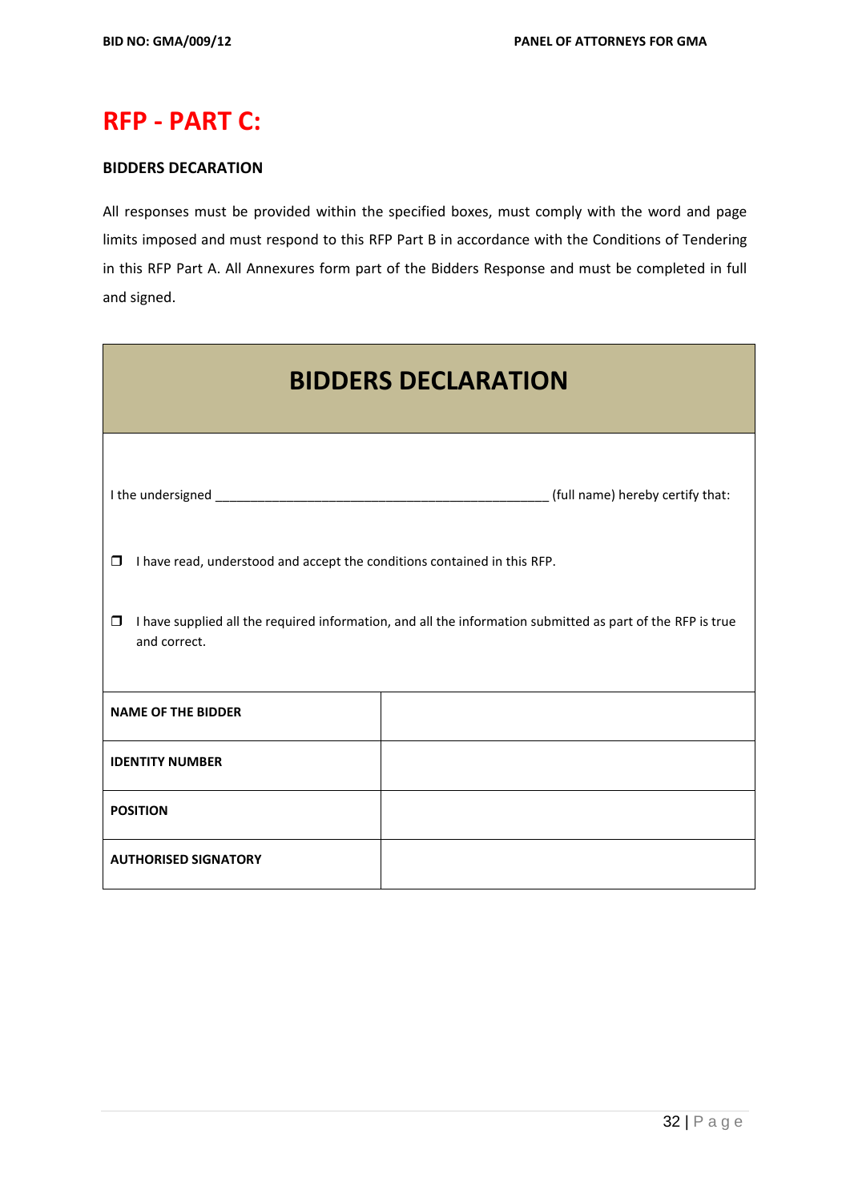# RFP - PART C:

**BIDDERS DECARATION**

All responses must be provided within the specified boxes, must comply with the word and page limits imposed and must respond to this RFP Part B in accordance with the Conditions of Tendering in this RFP Part A. All Annexures form part of the Bidders Response and must be completed in full and signed.

| BIDDERS DECLARATION | |
|---|---|
| I the undersigned _______________________________________________ (full name) hereby certify that:<br><br>❒ I have read, understood and accept the conditions contained in this RFP.<br><br>❒ I have supplied all the required information, and all the information submitted as part of the RFP is true and correct. | |
| **NAME OF THE BIDDER** | |
| **IDENTITY NUMBER** | |
| **POSITION** | |
| **AUTHORISED SIGNATORY** | |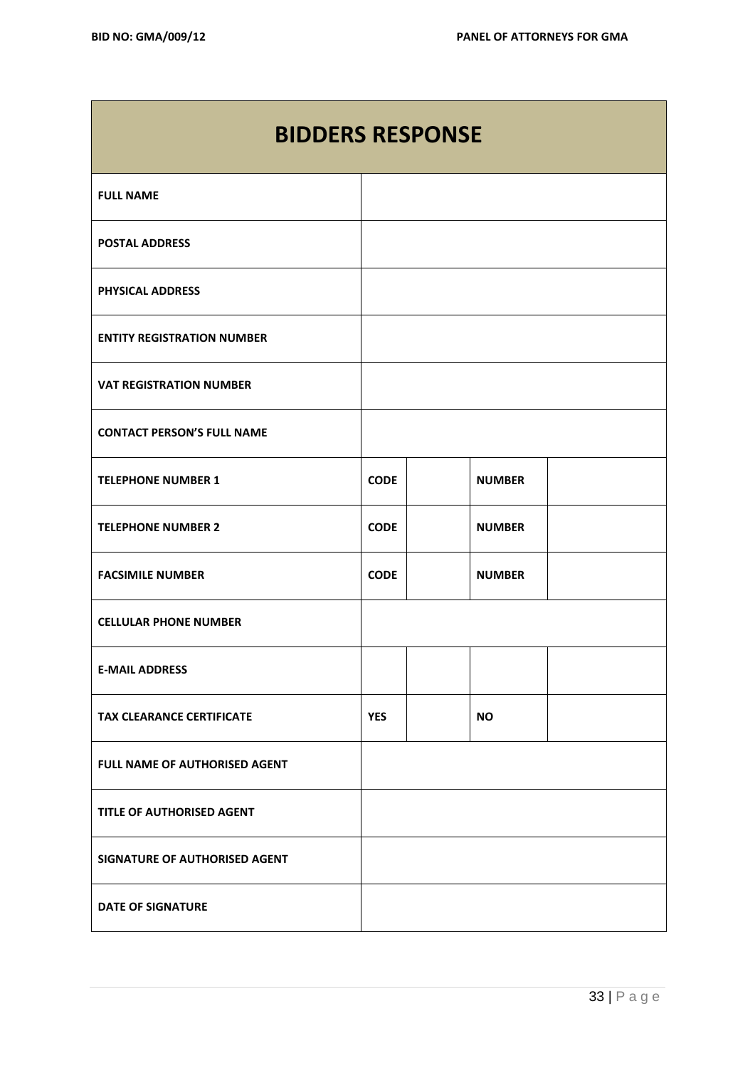| BIDDERS RESPONSE | | | | |
|---|---|---|---|---|
| **FULL NAME** | | | | |
| **POSTAL ADDRESS** | | | | |
| **PHYSICAL ADDRESS** | | | | |
| **ENTITY REGISTRATION NUMBER** | | | | |
| **VAT REGISTRATION NUMBER** | | | | |
| **CONTACT PERSON'S FULL NAME** | | | | |
| **TELEPHONE NUMBER 1** | **CODE** | | **NUMBER** | |
| **TELEPHONE NUMBER 2** | **CODE** | | **NUMBER** | |
| **FACSIMILE NUMBER** | **CODE** | | **NUMBER** | |
| **CELLULAR PHONE NUMBER** | | | | |
| **E-MAIL ADDRESS** | | | | |
| **TAX CLEARANCE CERTIFICATE** | **YES** | | **NO** | |
| **FULL NAME OF AUTHORISED AGENT** | | | | |
| **TITLE OF AUTHORISED AGENT** | | | | |
| **SIGNATURE OF AUTHORISED AGENT** | | | | |
| **DATE OF SIGNATURE** | | | | |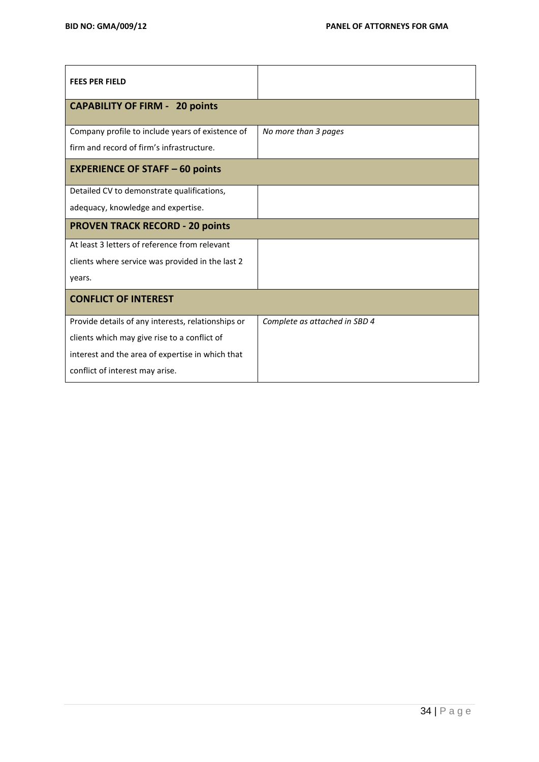| **FEES PER FIELD** | |
|---|---|
| **CAPABILITY OF FIRM - 20 points** | |
| Company profile to include years of existence of firm and record of firm's infrastructure. | *No more than 3 pages* |
| **EXPERIENCE OF STAFF – 60 points** | |
| Detailed CV to demonstrate qualifications, adequacy, knowledge and expertise. | |
| **PROVEN TRACK RECORD - 20 points** | |
| At least 3 letters of reference from relevant clients where service was provided in the last 2 years. | |
| **CONFLICT OF INTEREST** | |
| Provide details of any interests, relationships or clients which may give rise to a conflict of interest and the area of expertise in which that conflict of interest may arise. | *Complete as attached in SBD 4* |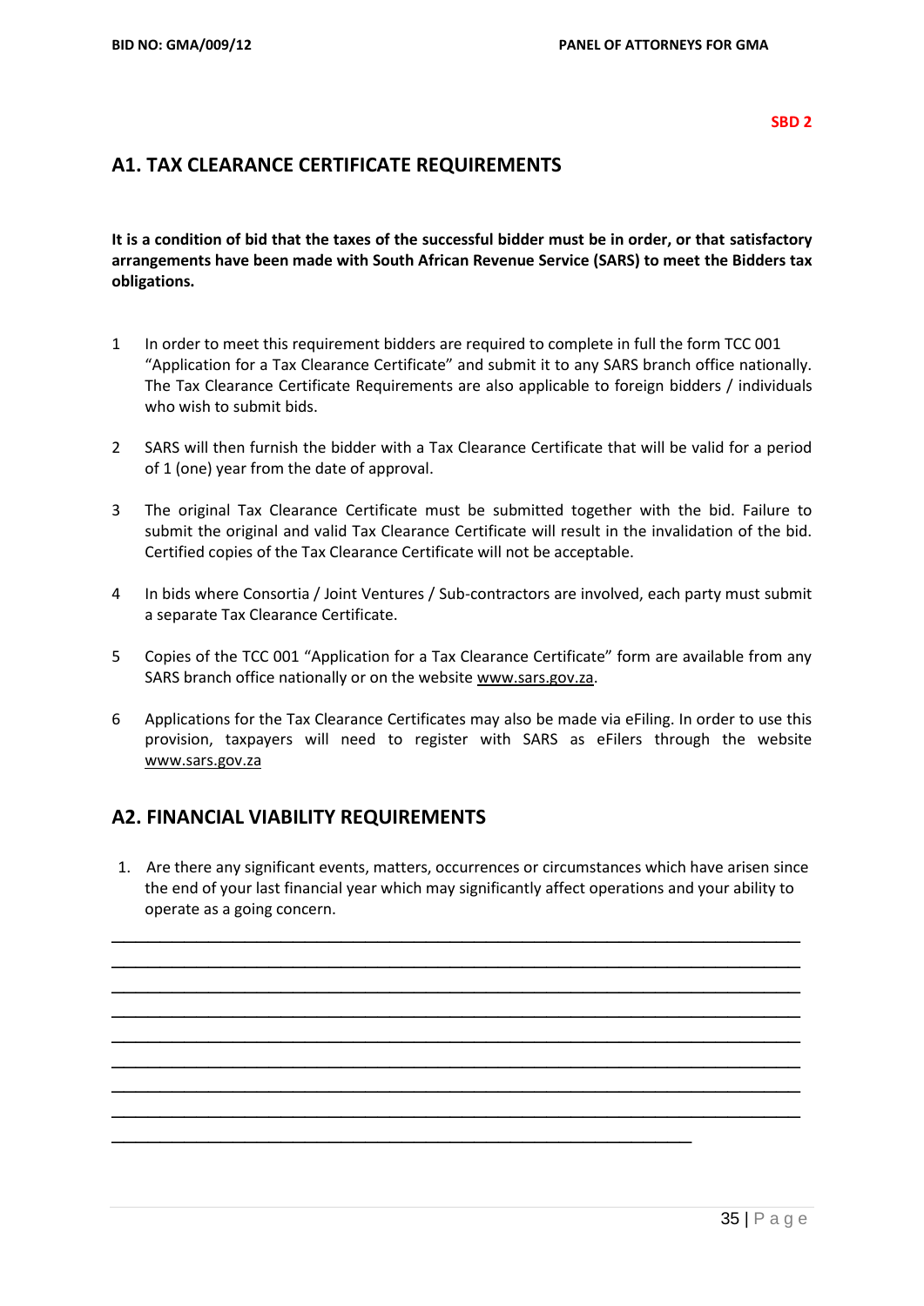**SBD 2**

## A1. TAX CLEARANCE CERTIFICATE REQUIREMENTS

**It is a condition of bid that the taxes of the successful bidder must be in order, or that satisfactory arrangements have been made with South African Revenue Service (SARS) to meet the Bidders tax obligations.**

1. In order to meet this requirement bidders are required to complete in full the form TCC 001 "Application for a Tax Clearance Certificate" and submit it to any SARS branch office nationally. The Tax Clearance Certificate Requirements are also applicable to foreign bidders / individuals who wish to submit bids.

2. SARS will then furnish the bidder with a Tax Clearance Certificate that will be valid for a period of 1 (one) year from the date of approval.

3. The original Tax Clearance Certificate must be submitted together with the bid. Failure to submit the original and valid Tax Clearance Certificate will result in the invalidation of the bid. Certified copies of the Tax Clearance Certificate will not be acceptable.

4. In bids where Consortia / Joint Ventures / Sub-contractors are involved, each party must submit a separate Tax Clearance Certificate.

5. Copies of the TCC 001 "Application for a Tax Clearance Certificate" form are available from any SARS branch office nationally or on the website www.sars.gov.za.

6. Applications for the Tax Clearance Certificates may also be made via eFiling. In order to use this provision, taxpayers will need to register with SARS as eFilers through the website www.sars.gov.za

## A2. FINANCIAL VIABILITY REQUIREMENTS

1. Are there any significant events, matters, occurrences or circumstances which have arisen since the end of your last financial year which may significantly affect operations and your ability to operate as a going concern.

________________________________________________________________________________
________________________________________________________________________________
________________________________________________________________________________
________________________________________________________________________________
________________________________________________________________________________
________________________________________________________________________________
________________________________________________________________________________
________________________________________________________________________________
_________________________________________________________________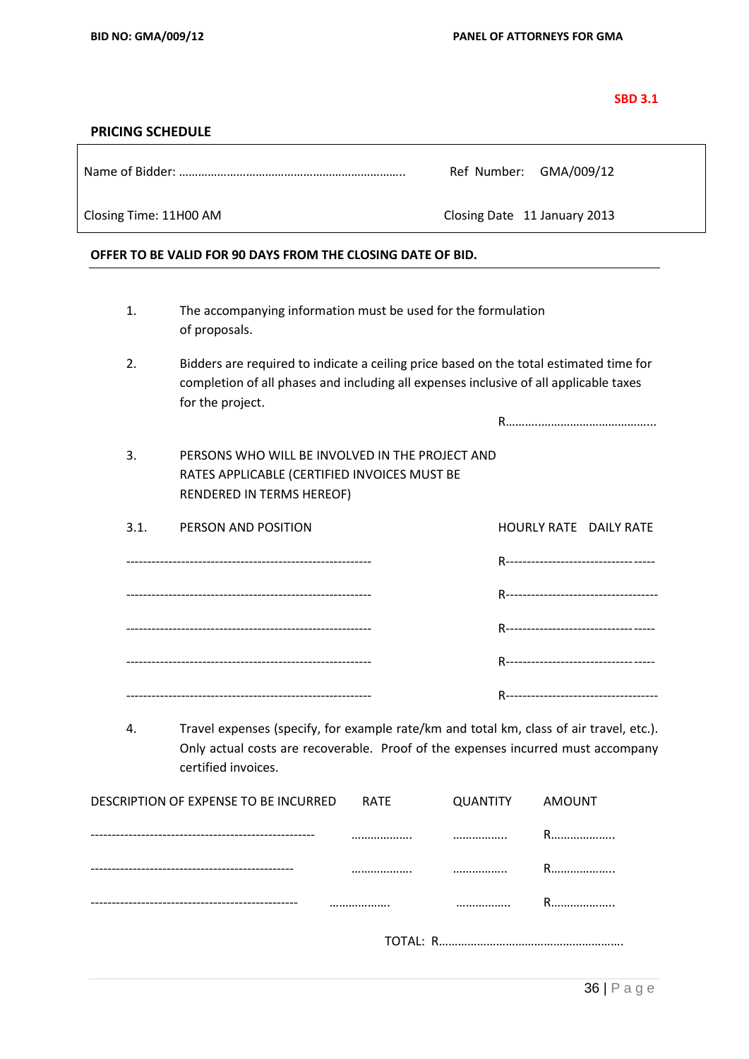**SBD 3.1**

**PRICING SCHEDULE**

| Name of Bidder: …………………………………………………………….. | Ref Number: GMA/009/12 |
|---|---|
| Closing Time: 11H00 AM | Closing Date 11 January 2013 |

**OFFER TO BE VALID FOR 90 DAYS FROM THE CLOSING DATE OF BID.**

1. The accompanying information must be used for the formulation of proposals.

2. Bidders are required to indicate a ceiling price based on the total estimated time for completion of all phases and including all expenses inclusive of all applicable taxes for the project.

   R………..………………………………..

3. PERSONS WHO WILL BE INVOLVED IN THE PROJECT AND RATES APPLICABLE (CERTIFIED INVOICES MUST BE RENDERED IN TERMS HEREOF)

| 3.1. PERSON AND POSITION | HOURLY RATE DAILY RATE |
|---|---|
| --------------------------------------------------------- | R---------------------------------- |
| --------------------------------------------------------- | R---------------------------------- |
| --------------------------------------------------------- | R---------------------------------- |
| --------------------------------------------------------- | R---------------------------------- |
| --------------------------------------------------------- | R---------------------------------- |

4. Travel expenses (specify, for example rate/km and total km, class of air travel, etc.). Only actual costs are recoverable. Proof of the expenses incurred must accompany certified invoices.

| DESCRIPTION OF EXPENSE TO BE INCURRED | RATE | QUANTITY | AMOUNT |
|---|---|---|---|
| ---------------------------------------------------- | ………………. | …………….. | R……………….. |
| ------------------------------------------------ | ………………. | …………….. | R……………….. |
| ------------------------------------------------ | ………………. | …………….. | R……………….. |

TOTAL: R………………………………………………….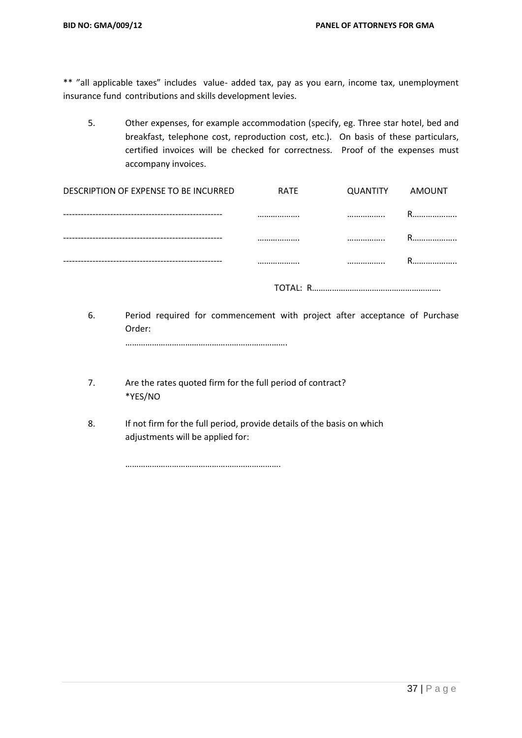** "all applicable taxes" includes value- added tax, pay as you earn, income tax, unemployment insurance fund contributions and skills development levies.

5. Other expenses, for example accommodation (specify, eg. Three star hotel, bed and breakfast, telephone cost, reproduction cost, etc.). On basis of these particulars, certified invoices will be checked for correctness. Proof of the expenses must accompany invoices.

| DESCRIPTION OF EXPENSE TO BE INCURRED | RATE | QUANTITY | AMOUNT |
|---|---|---|---|
| ----------------------------------------------------- | ………………. | …………….. | R……………….. |
| ----------------------------------------------------- | ………………. | …………….. | R……………….. |
| ----------------------------------------------------- | ………………. | …………….. | R……………….. |

TOTAL: R………………………………………………….

6. Period required for commencement with project after acceptance of Purchase Order:

   ……………………………………………………………….

7. Are the rates quoted firm for the full period of contract?
   *YES/NO

8. If not firm for the full period, provide details of the basis on which adjustments will be applied for:

   …………………………………………………………….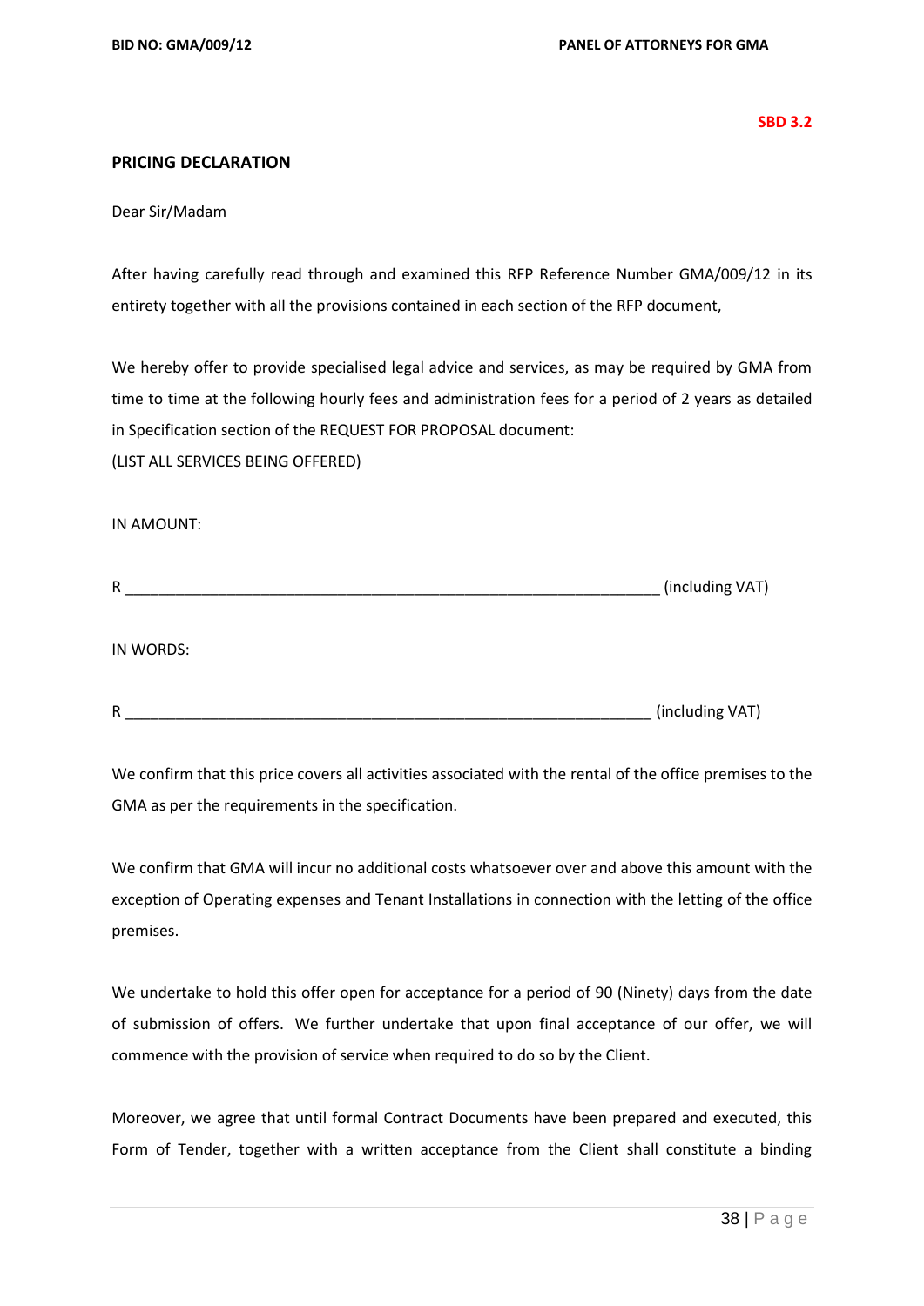**SBD 3.2**

## PRICING DECLARATION

Dear Sir/Madam

After having carefully read through and examined this RFP Reference Number GMA/009/12 in its entirety together with all the provisions contained in each section of the RFP document,

We hereby offer to provide specialised legal advice and services, as may be required by GMA from time to time at the following hourly fees and administration fees for a period of 2 years as detailed in Specification section of the REQUEST FOR PROPOSAL document:
(LIST ALL SERVICES BEING OFFERED)

IN AMOUNT:

R ________________________________________________________________ (including VAT)

IN WORDS:

R ________________________________________________________________ (including VAT)

We confirm that this price covers all activities associated with the rental of the office premises to the GMA as per the requirements in the specification.

We confirm that GMA will incur no additional costs whatsoever over and above this amount with the exception of Operating expenses and Tenant Installations in connection with the letting of the office premises.

We undertake to hold this offer open for acceptance for a period of 90 (Ninety) days from the date of submission of offers. We further undertake that upon final acceptance of our offer, we will commence with the provision of service when required to do so by the Client.

Moreover, we agree that until formal Contract Documents have been prepared and executed, this Form of Tender, together with a written acceptance from the Client shall constitute a binding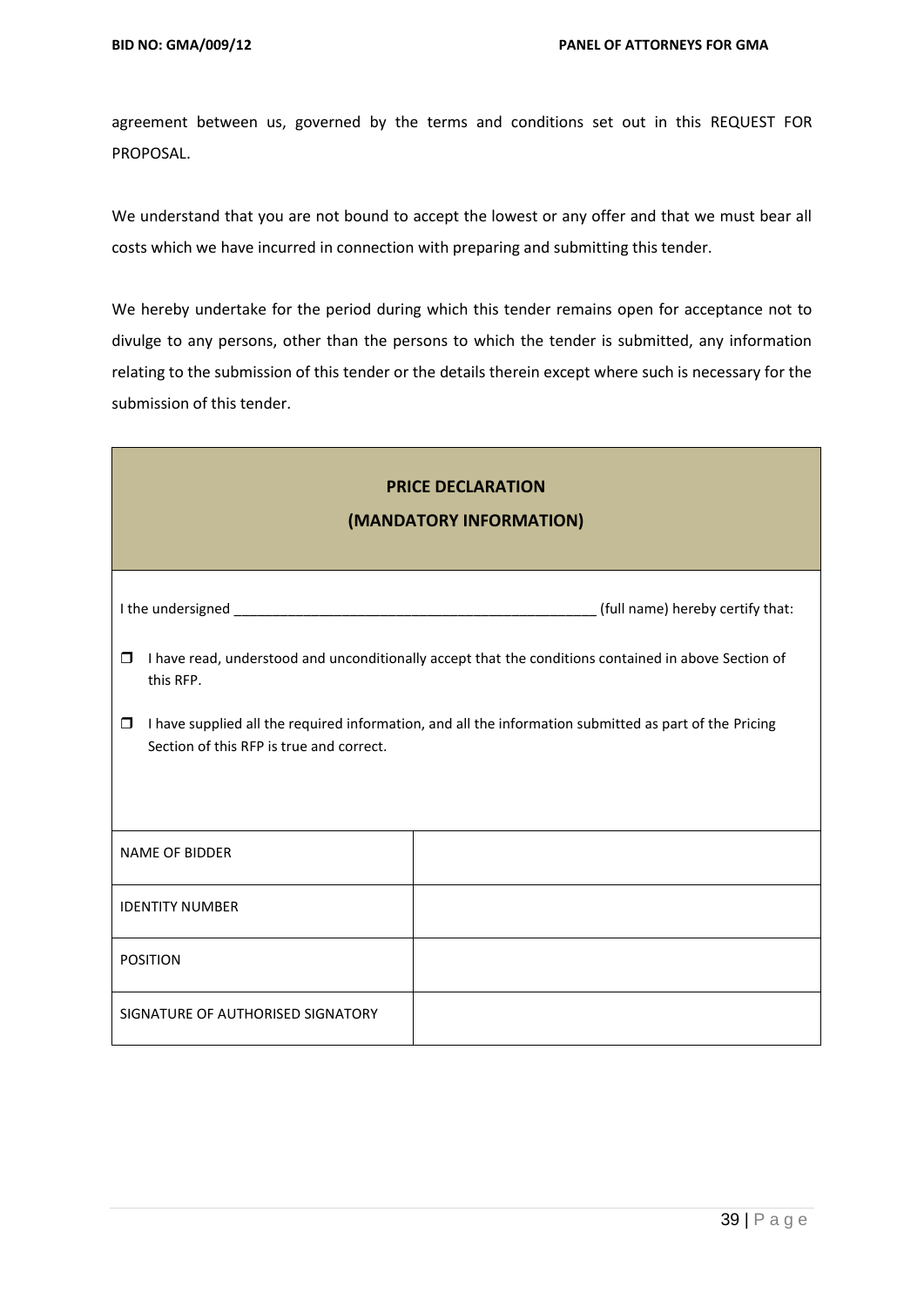agreement between us, governed by the terms and conditions set out in this REQUEST FOR PROPOSAL.

We understand that you are not bound to accept the lowest or any offer and that we must bear all costs which we have incurred in connection with preparing and submitting this tender.

We hereby undertake for the period during which this tender remains open for acceptance not to divulge to any persons, other than the persons to which the tender is submitted, any information relating to the submission of this tender or the details therein except where such is necessary for the submission of this tender.

## PRICE DECLARATION
## (MANDATORY INFORMATION)

I the undersigned _______________________________________________ (full name) hereby certify that:

- ❒ I have read, understood and unconditionally accept that the conditions contained in above Section of this RFP.
- ❒ I have supplied all the required information, and all the information submitted as part of the Pricing Section of this RFP is true and correct.

| | |
|---|---|
| NAME OF BIDDER | |
| IDENTITY NUMBER | |
| POSITION | |
| SIGNATURE OF AUTHORISED SIGNATORY | |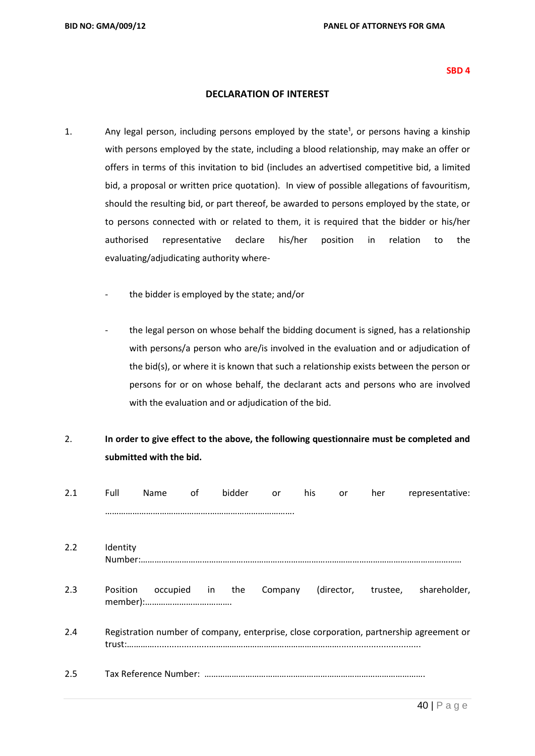**SBD 4**

## DECLARATION OF INTEREST

1. Any legal person, including persons employed by the state[1], or persons having a kinship with persons employed by the state, including a blood relationship, may make an offer or offers in terms of this invitation to bid (includes an advertised competitive bid, a limited bid, a proposal or written price quotation). In view of possible allegations of favouritism, should the resulting bid, or part thereof, be awarded to persons employed by the state, or to persons connected with or related to them, it is required that the bidder or his/her authorised representative declare his/her position in relation to the evaluating/adjudicating authority where-

   - the bidder is employed by the state; and/or

   - the legal person on whose behalf the bidding document is signed, has a relationship with persons/a person who are/is involved in the evaluation and or adjudication of the bid(s), or where it is known that such a relationship exists between the person or persons for or on whose behalf, the declarant acts and persons who are involved with the evaluation and or adjudication of the bid.

2. **In order to give effect to the above, the following questionnaire must be completed and submitted with the bid.**

2.1 Full Name of bidder or his or her representative: ……………………………………….………………………………

2.2 Identity Number:………………………………………………………………………………………………………………………

2.3 Position occupied in the Company (director, trustee, shareholder, member):……………………………….

2.4 Registration number of company, enterprise, close corporation, partnership agreement or trust:…………..............…………………………………………………………..................................

2.5 Tax Reference Number: ………………………………………………………………………………….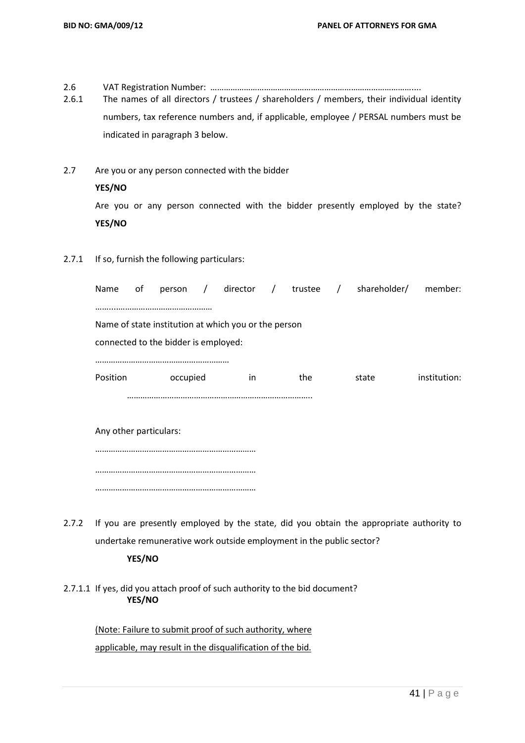2.6 VAT Registration Number: ………………………………………………………………………………....

2.6.1 The names of all directors / trustees / shareholders / members, their individual identity numbers, tax reference numbers and, if applicable, employee / PERSAL numbers must be indicated in paragraph 3 below.

2.7 Are you or any person connected with the bidder

**YES/NO**

Are you or any person connected with the bidder presently employed by the state? **YES/NO**

2.7.1 If so, furnish the following particulars:

Name of person / director / trustee / shareholder/ member: ……..……………………………………

Name of state institution at which you or the person connected to the bidder is employed:

……………………………………………………

Position occupied in the state institution: ………………………………………………………………………..

Any other particulars:

………………………………………………………………

………………………………………………………………

………………………………………………………………

2.7.2 If you are presently employed by the state, did you obtain the appropriate authority to undertake remunerative work outside employment in the public sector?

**YES/NO**

2.7.1.1 If yes, did you attach proof of such authority to the bid document?

**YES/NO**

(Note: Failure to submit proof of such authority, where applicable, may result in the disqualification of the bid.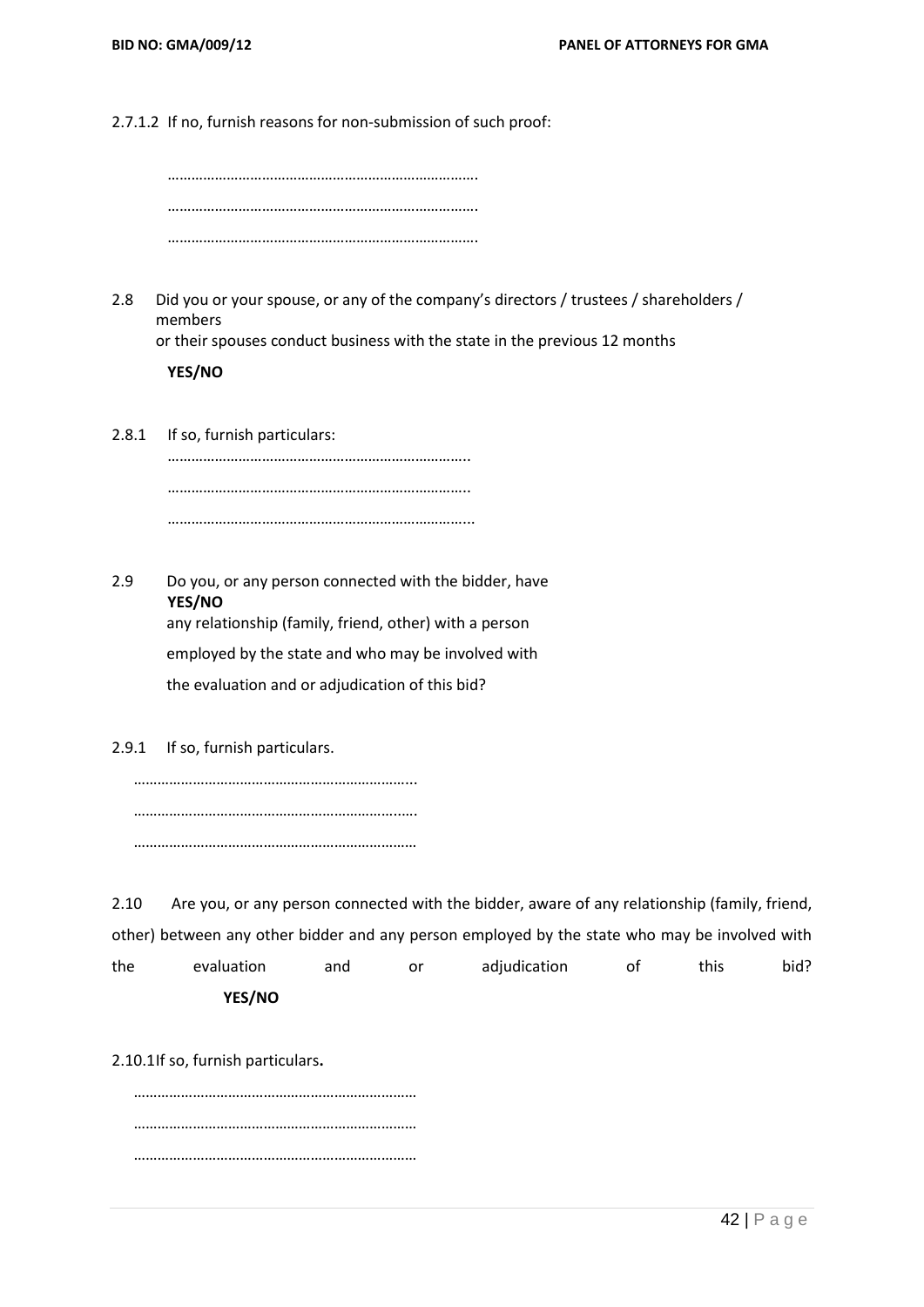2.7.1.2 If no, furnish reasons for non-submission of such proof:

…………………………………………………………………….

…………………………………………………………………….

…………………………………………………………………….

2.8 Did you or your spouse, or any of the company's directors / trustees / shareholders / members or their spouses conduct business with the state in the previous 12 months

**YES/NO**

2.8.1 If so, furnish particulars:

…………………………………………………………………..

…………………………………………………………………..

…………………………………………………………………...

2.9 Do you, or any person connected with the bidder, have **YES/NO** any relationship (family, friend, other) with a person employed by the state and who may be involved with the evaluation and or adjudication of this bid?

2.9.1 If so, furnish particulars.

……………………………………………………………...

…………………………………………………………..….

………………………………………………………………

2.10 Are you, or any person connected with the bidder, aware of any relationship (family, friend, other) between any other bidder and any person employed by the state who may be involved with the evaluation and or adjudication of this bid?

**YES/NO**

2.10.1 If so, furnish particulars**.**

………………………………………………………………

………………………………………………………………

………………………………………………………………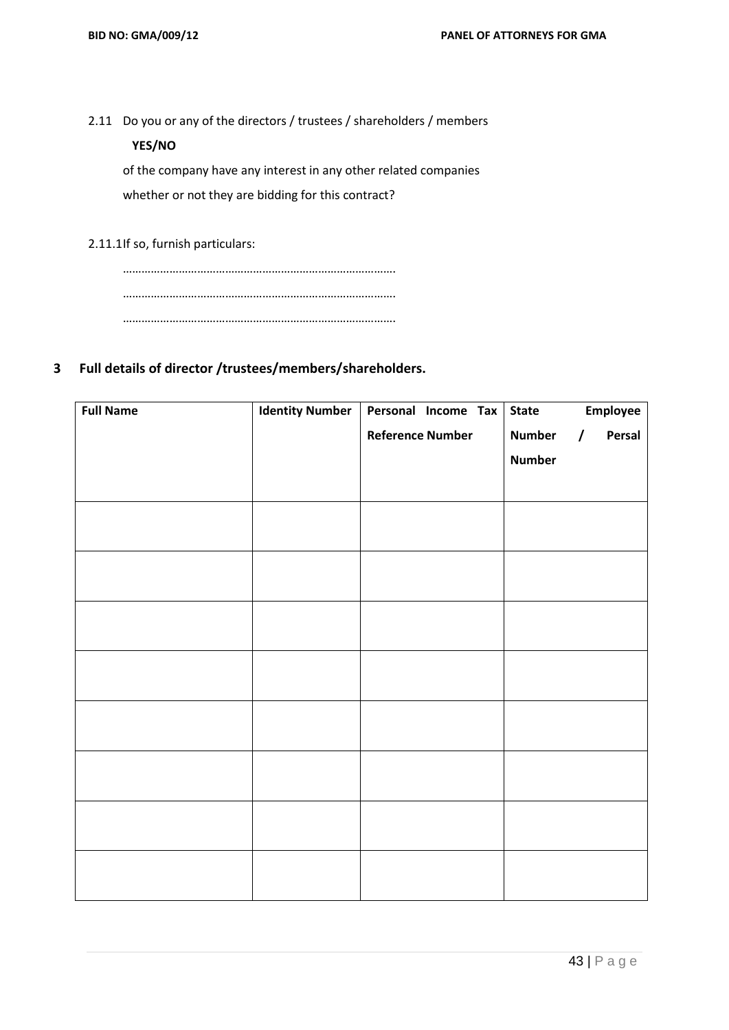2.11 Do you or any of the directors / trustees / shareholders / members

**YES/NO**

of the company have any interest in any other related companies whether or not they are bidding for this contract?

2.11.1 If so, furnish particulars:

…………………………………………………………………………

…………………………………………………………………………

…………………………………………………………………………

## 3 Full details of director /trustees/members/shareholders.

| Full Name | Identity Number | Personal Income Tax Reference Number | State Employee Number / Persal Number |
|---|---|---|---|
| | | | |
| | | | |
| | | | |
| | | | |
| | | | |
| | | | |
| | | | |
| | | | |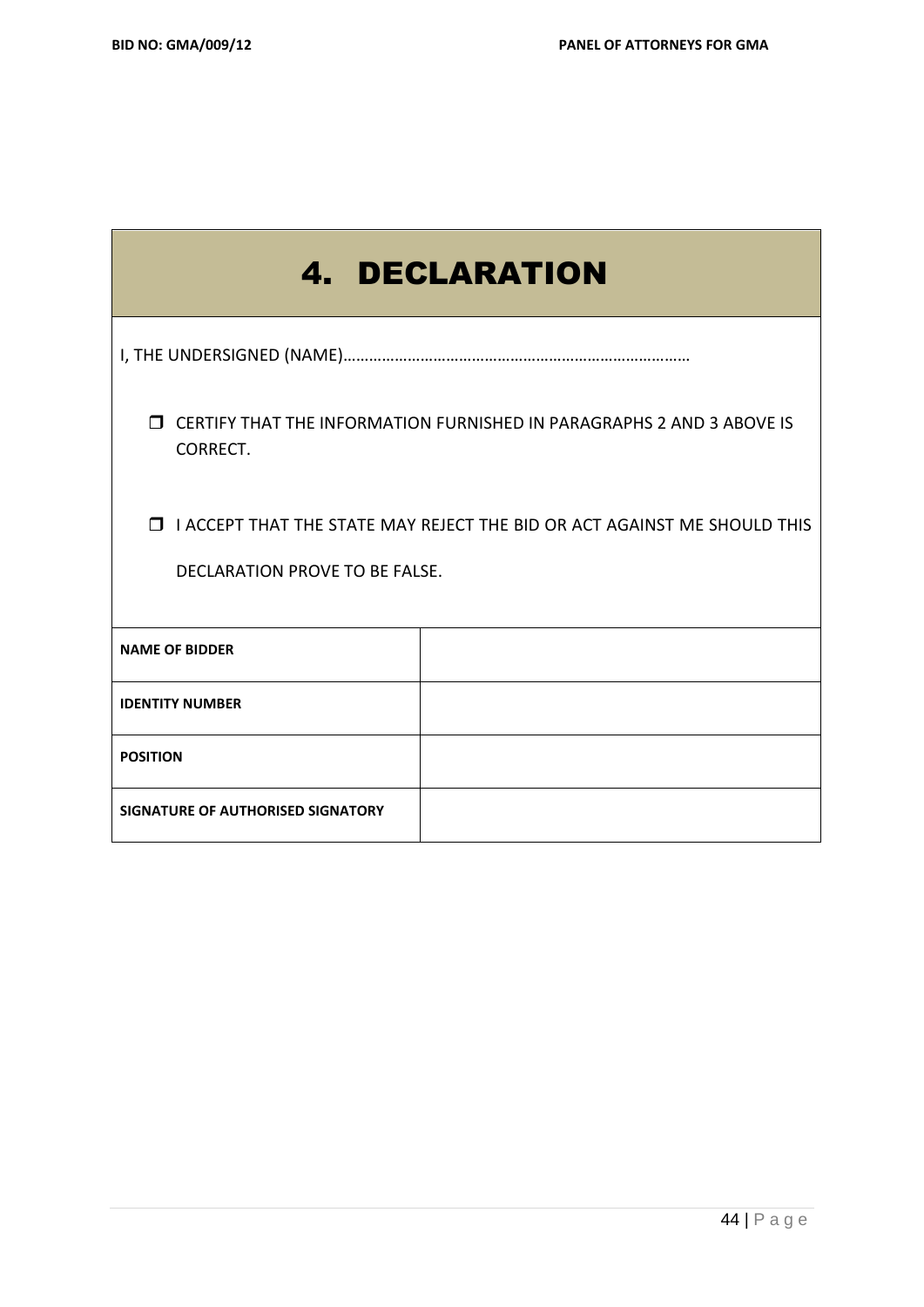## 4. DECLARATION

I, THE UNDERSIGNED (NAME)……………………………………………………………………

- ❒ CERTIFY THAT THE INFORMATION FURNISHED IN PARAGRAPHS 2 AND 3 ABOVE IS CORRECT.

- ❒ I ACCEPT THAT THE STATE MAY REJECT THE BID OR ACT AGAINST ME SHOULD THIS DECLARATION PROVE TO BE FALSE.

| **NAME OF BIDDER** | |
|---|---|
| **IDENTITY NUMBER** | |
| **POSITION** | |
| **SIGNATURE OF AUTHORISED SIGNATORY** | |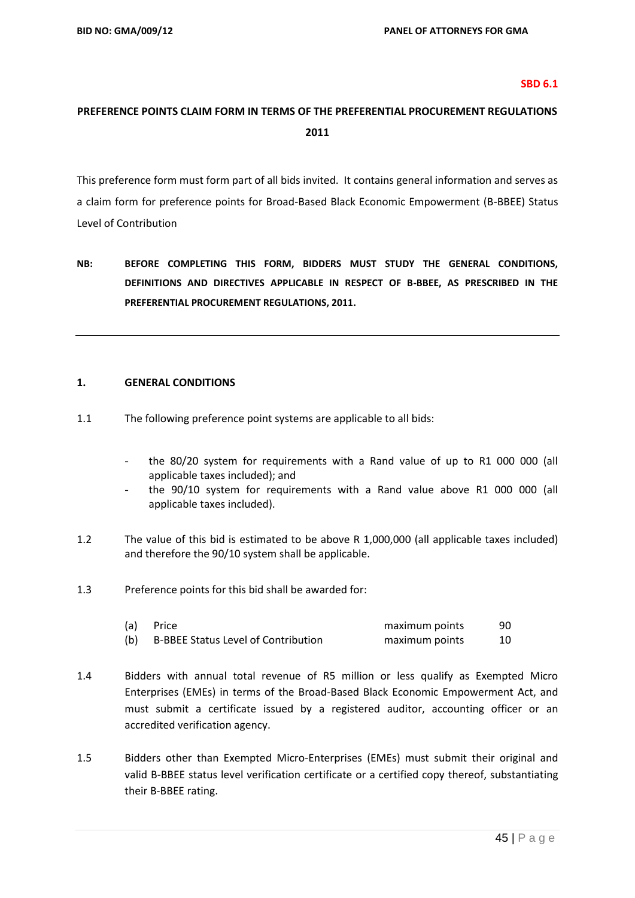**SBD 6.1**

# PREFERENCE POINTS CLAIM FORM IN TERMS OF THE PREFERENTIAL PROCUREMENT REGULATIONS 2011

This preference form must form part of all bids invited. It contains general information and serves as a claim form for preference points for Broad-Based Black Economic Empowerment (B-BBEE) Status Level of Contribution

**NB: BEFORE COMPLETING THIS FORM, BIDDERS MUST STUDY THE GENERAL CONDITIONS, DEFINITIONS AND DIRECTIVES APPLICABLE IN RESPECT OF B-BBEE, AS PRESCRIBED IN THE PREFERENTIAL PROCUREMENT REGULATIONS, 2011.**

---

## 1. GENERAL CONDITIONS

1.1 The following preference point systems are applicable to all bids:

- the 80/20 system for requirements with a Rand value of up to R1 000 000 (all applicable taxes included); and
- the 90/10 system for requirements with a Rand value above R1 000 000 (all applicable taxes included).

1.2 The value of this bid is estimated to be above R 1,000,000 (all applicable taxes included) and therefore the 90/10 system shall be applicable.

1.3 Preference points for this bid shall be awarded for:

| | | | |
|---|---|---|---|
| (a) | Price | maximum points | 90 |
| (b) | B-BBEE Status Level of Contribution | maximum points | 10 |

1.4 Bidders with annual total revenue of R5 million or less qualify as Exempted Micro Enterprises (EMEs) in terms of the Broad-Based Black Economic Empowerment Act, and must submit a certificate issued by a registered auditor, accounting officer or an accredited verification agency.

1.5 Bidders other than Exempted Micro-Enterprises (EMEs) must submit their original and valid B-BBEE status level verification certificate or a certified copy thereof, substantiating their B-BBEE rating.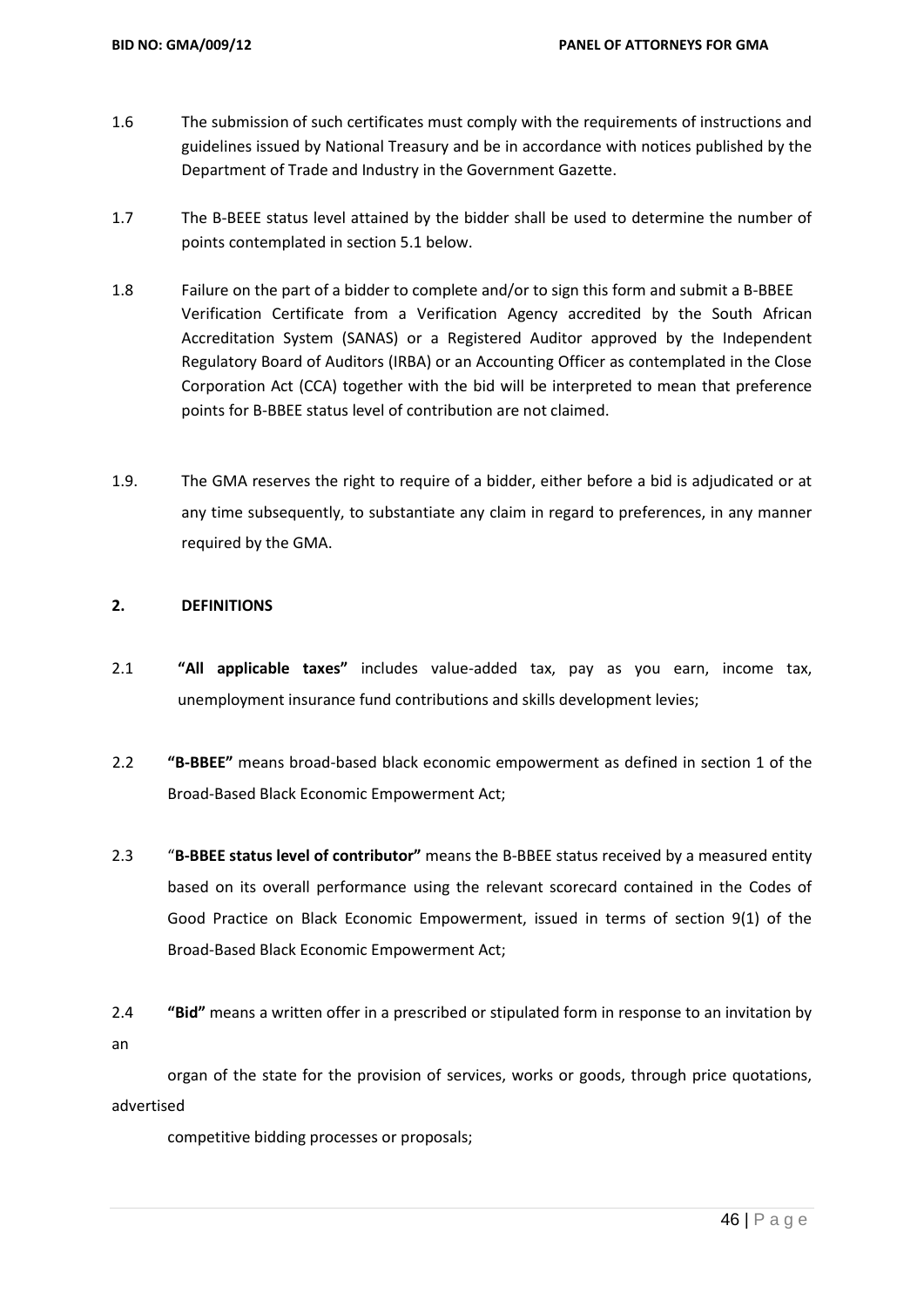1.6 The submission of such certificates must comply with the requirements of instructions and guidelines issued by National Treasury and be in accordance with notices published by the Department of Trade and Industry in the Government Gazette.

1.7 The B-BEEE status level attained by the bidder shall be used to determine the number of points contemplated in section 5.1 below.

1.8 Failure on the part of a bidder to complete and/or to sign this form and submit a B-BBEE Verification Certificate from a Verification Agency accredited by the South African Accreditation System (SANAS) or a Registered Auditor approved by the Independent Regulatory Board of Auditors (IRBA) or an Accounting Officer as contemplated in the Close Corporation Act (CCA) together with the bid will be interpreted to mean that preference points for B-BBEE status level of contribution are not claimed.

1.9. The GMA reserves the right to require of a bidder, either before a bid is adjudicated or at any time subsequently, to substantiate any claim in regard to preferences, in any manner required by the GMA.

## 2. DEFINITIONS

2.1 **"All applicable taxes"** includes value-added tax, pay as you earn, income tax, unemployment insurance fund contributions and skills development levies;

2.2 **"B-BBEE"** means broad-based black economic empowerment as defined in section 1 of the Broad-Based Black Economic Empowerment Act;

2.3 "**B-BBEE status level of contributor"** means the B-BBEE status received by a measured entity based on its overall performance using the relevant scorecard contained in the Codes of Good Practice on Black Economic Empowerment, issued in terms of section 9(1) of the Broad-Based Black Economic Empowerment Act;

2.4 **"Bid"** means a written offer in a prescribed or stipulated form in response to an invitation by an organ of the state for the provision of services, works or goods, through price quotations, advertised competitive bidding processes or proposals;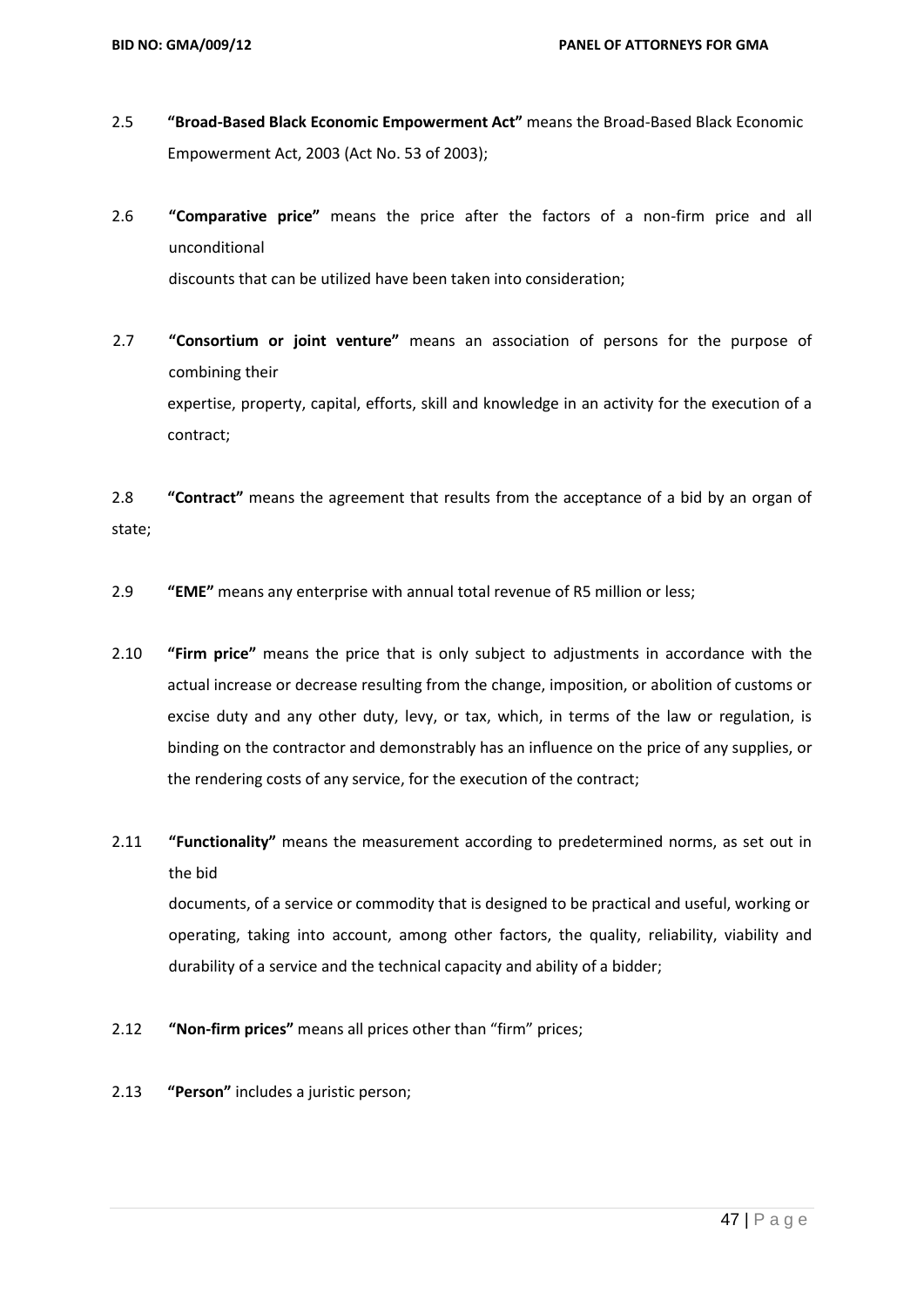2.5 **"Broad-Based Black Economic Empowerment Act"** means the Broad-Based Black Economic Empowerment Act, 2003 (Act No. 53 of 2003);

2.6 **"Comparative price"** means the price after the factors of a non-firm price and all unconditional discounts that can be utilized have been taken into consideration;

2.7 **"Consortium or joint venture"** means an association of persons for the purpose of combining their expertise, property, capital, efforts, skill and knowledge in an activity for the execution of a contract;

2.8 **"Contract"** means the agreement that results from the acceptance of a bid by an organ of state;

2.9 **"EME"** means any enterprise with annual total revenue of R5 million or less;

2.10 **"Firm price"** means the price that is only subject to adjustments in accordance with the actual increase or decrease resulting from the change, imposition, or abolition of customs or excise duty and any other duty, levy, or tax, which, in terms of the law or regulation, is binding on the contractor and demonstrably has an influence on the price of any supplies, or the rendering costs of any service, for the execution of the contract;

2.11 **"Functionality"** means the measurement according to predetermined norms, as set out in the bid documents, of a service or commodity that is designed to be practical and useful, working or operating, taking into account, among other factors, the quality, reliability, viability and durability of a service and the technical capacity and ability of a bidder;

2.12 **"Non-firm prices"** means all prices other than "firm" prices;

2.13 **"Person"** includes a juristic person;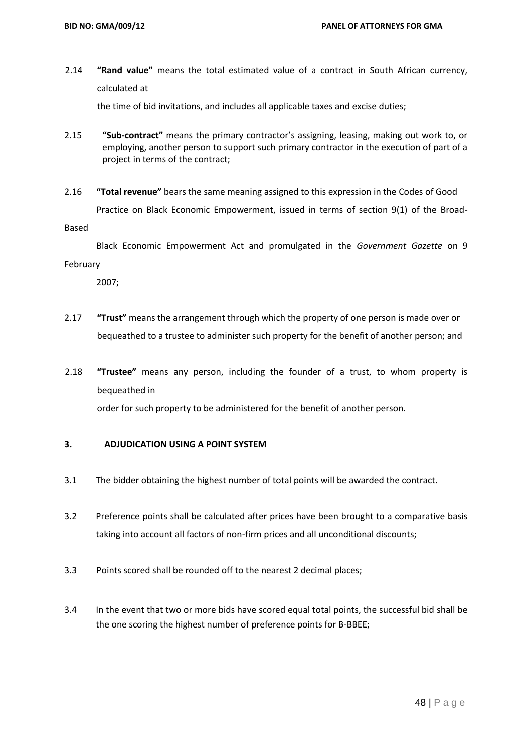2.14 **"Rand value"** means the total estimated value of a contract in South African currency, calculated at the time of bid invitations, and includes all applicable taxes and excise duties;

2.15 **"Sub-contract"** means the primary contractor's assigning, leasing, making out work to, or employing, another person to support such primary contractor in the execution of part of a project in terms of the contract;

2.16 **"Total revenue"** bears the same meaning assigned to this expression in the Codes of Good Practice on Black Economic Empowerment, issued in terms of section 9(1) of the Broad-Based Black Economic Empowerment Act and promulgated in the *Government Gazette* on 9 February 2007;

2.17 **"Trust"** means the arrangement through which the property of one person is made over or bequeathed to a trustee to administer such property for the benefit of another person; and

2.18 **"Trustee"** means any person, including the founder of a trust, to whom property is bequeathed in order for such property to be administered for the benefit of another person.

## 3. ADJUDICATION USING A POINT SYSTEM

3.1 The bidder obtaining the highest number of total points will be awarded the contract.

3.2 Preference points shall be calculated after prices have been brought to a comparative basis taking into account all factors of non-firm prices and all unconditional discounts;

3.3 Points scored shall be rounded off to the nearest 2 decimal places;

3.4 In the event that two or more bids have scored equal total points, the successful bid shall be the one scoring the highest number of preference points for B-BBEE;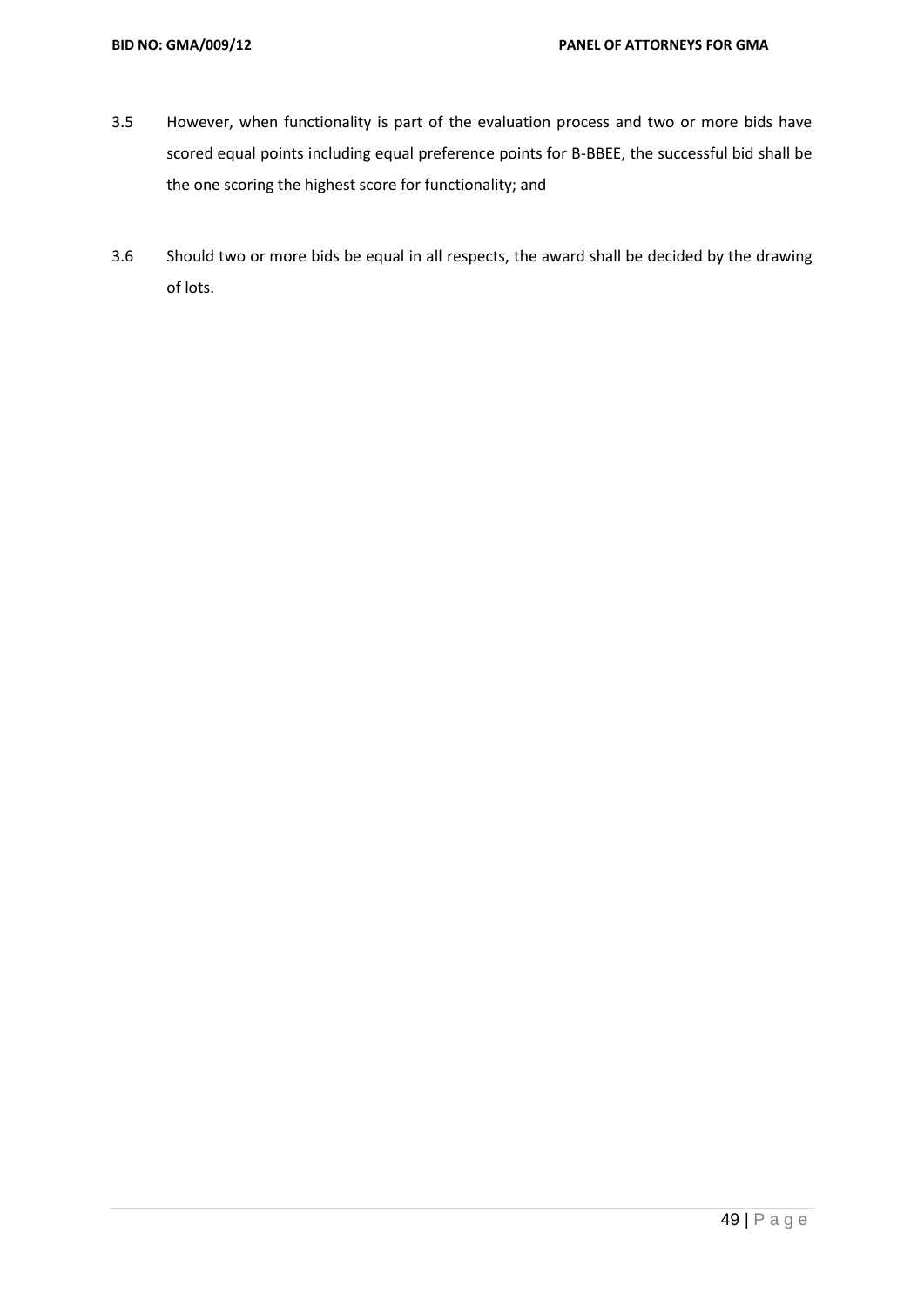3.5 However, when functionality is part of the evaluation process and two or more bids have scored equal points including equal preference points for B-BBEE, the successful bid shall be the one scoring the highest score for functionality; and

3.6 Should two or more bids be equal in all respects, the award shall be decided by the drawing of lots.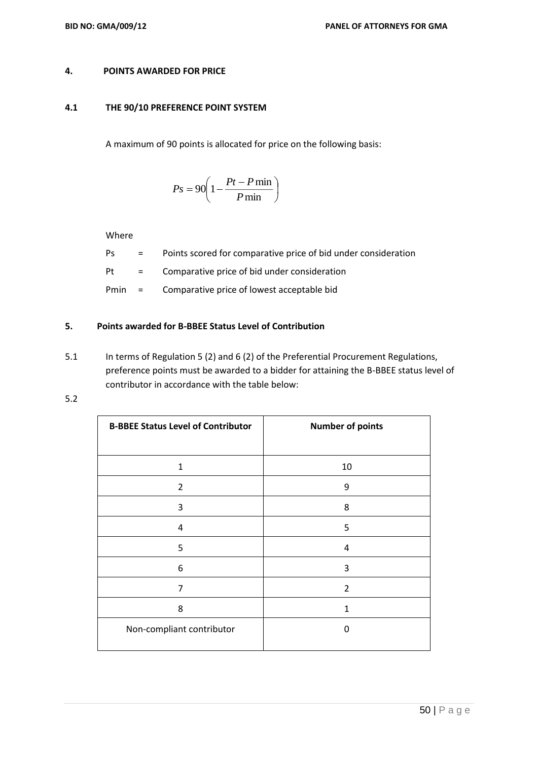## 4. POINTS AWARDED FOR PRICE

### 4.1 THE 90/10 PREFERENCE POINT SYSTEM

A maximum of 90 points is allocated for price on the following basis:

$$Ps = 90\left(1 - \frac{Pt - P\min}{P\min}\right)$$

Where

Ps = Points scored for comparative price of bid under consideration

Pt = Comparative price of bid under consideration

Pmin = Comparative price of lowest acceptable bid

## 5. Points awarded for B-BBEE Status Level of Contribution

5.1 In terms of Regulation 5 (2) and 6 (2) of the Preferential Procurement Regulations, preference points must be awarded to a bidder for attaining the B-BBEE status level of contributor in accordance with the table below:

5.2

| B-BBEE Status Level of Contributor | Number of points |
|---|---|
| 1 | 10 |
| 2 | 9 |
| 3 | 8 |
| 4 | 5 |
| 5 | 4 |
| 6 | 3 |
| 7 | 2 |
| 8 | 1 |
| Non-compliant contributor | 0 |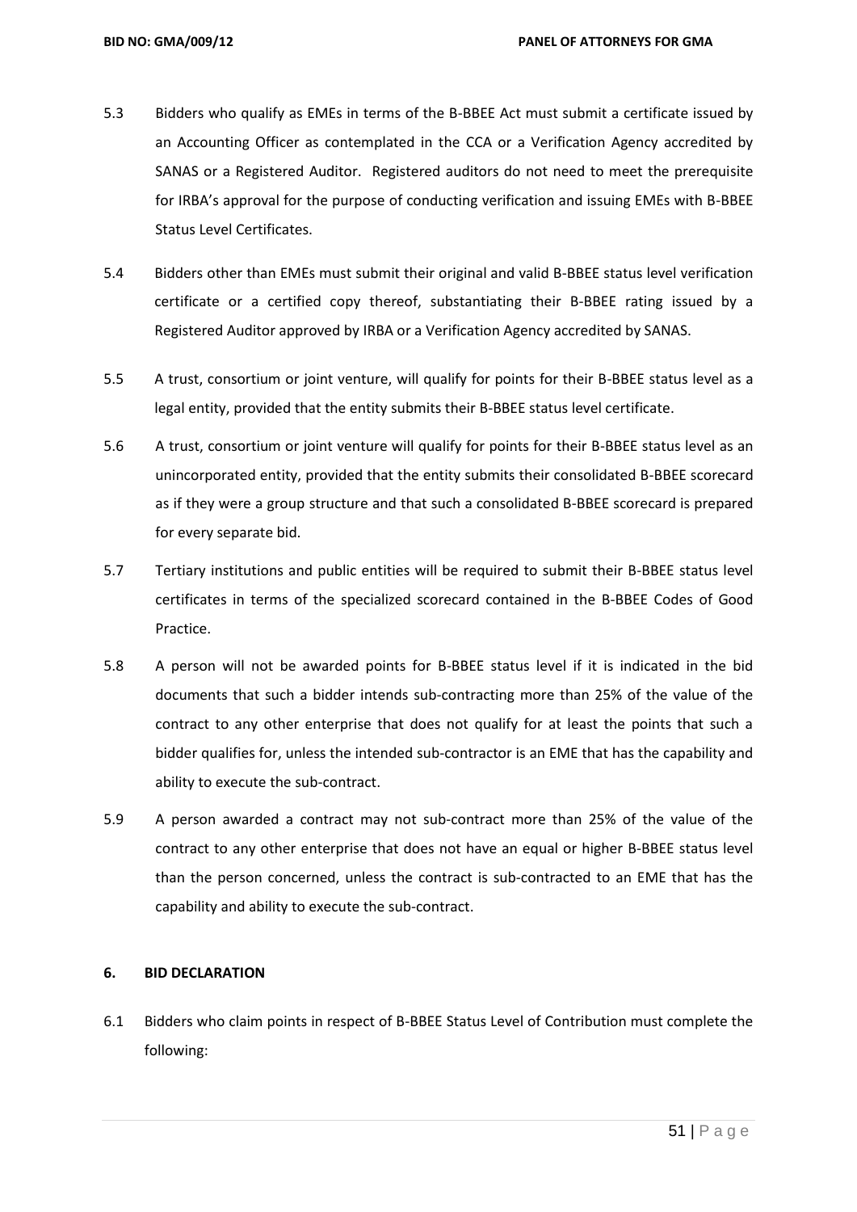5.3 Bidders who qualify as EMEs in terms of the B-BBEE Act must submit a certificate issued by an Accounting Officer as contemplated in the CCA or a Verification Agency accredited by SANAS or a Registered Auditor. Registered auditors do not need to meet the prerequisite for IRBA's approval for the purpose of conducting verification and issuing EMEs with B-BBEE Status Level Certificates.

5.4 Bidders other than EMEs must submit their original and valid B-BBEE status level verification certificate or a certified copy thereof, substantiating their B-BBEE rating issued by a Registered Auditor approved by IRBA or a Verification Agency accredited by SANAS.

5.5 A trust, consortium or joint venture, will qualify for points for their B-BBEE status level as a legal entity, provided that the entity submits their B-BBEE status level certificate.

5.6 A trust, consortium or joint venture will qualify for points for their B-BBEE status level as an unincorporated entity, provided that the entity submits their consolidated B-BBEE scorecard as if they were a group structure and that such a consolidated B-BBEE scorecard is prepared for every separate bid.

5.7 Tertiary institutions and public entities will be required to submit their B-BBEE status level certificates in terms of the specialized scorecard contained in the B-BBEE Codes of Good Practice.

5.8 A person will not be awarded points for B-BBEE status level if it is indicated in the bid documents that such a bidder intends sub-contracting more than 25% of the value of the contract to any other enterprise that does not qualify for at least the points that such a bidder qualifies for, unless the intended sub-contractor is an EME that has the capability and ability to execute the sub-contract.

5.9 A person awarded a contract may not sub-contract more than 25% of the value of the contract to any other enterprise that does not have an equal or higher B-BBEE status level than the person concerned, unless the contract is sub-contracted to an EME that has the capability and ability to execute the sub-contract.

## 6. BID DECLARATION

6.1 Bidders who claim points in respect of B-BBEE Status Level of Contribution must complete the following: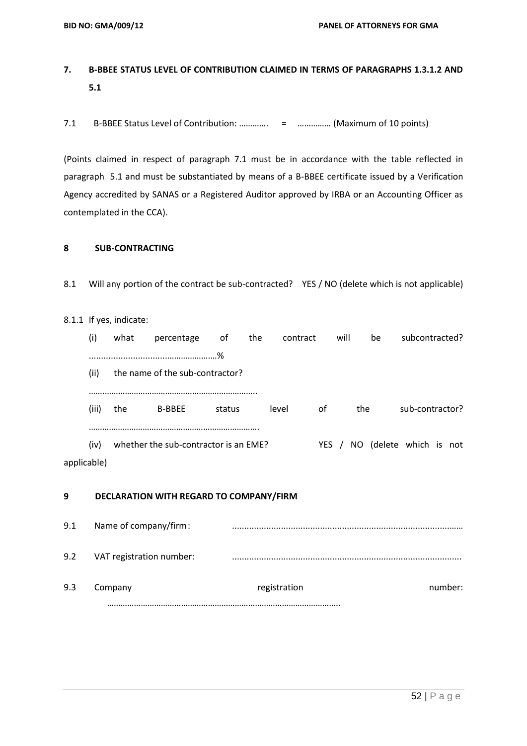## 7. B-BBEE STATUS LEVEL OF CONTRIBUTION CLAIMED IN TERMS OF PARAGRAPHS 1.3.1.2 AND 5.1

7.1 B-BBEE Status Level of Contribution: …………. = …………… (Maximum of 10 points)

(Points claimed in respect of paragraph 7.1 must be in accordance with the table reflected in paragraph 5.1 and must be substantiated by means of a B-BBEE certificate issued by a Verification Agency accredited by SANAS or a Registered Auditor approved by IRBA or an Accounting Officer as contemplated in the CCA).

## 8 SUB-CONTRACTING

8.1 Will any portion of the contract be sub-contracted? YES / NO (delete which is not applicable)

8.1.1 If yes, indicate:

(i) what percentage of the contract will be subcontracted? ..................................………………%

(ii) the name of the sub-contractor?

…………………………………………………………………..

(iii) the B-BBEE status level of the sub-contractor?

………………………………………………………………….

(iv) whether the sub-contractor is an EME? YES / NO (delete which is not applicable)

## 9 DECLARATION WITH REGARD TO COMPANY/FIRM

9.1 Name of company/firm: ……………………………………………………………………………

9.2 VAT registration number: ……………………………………………………………………………

9.3 Company registration number: …………………………………………………………………………………………..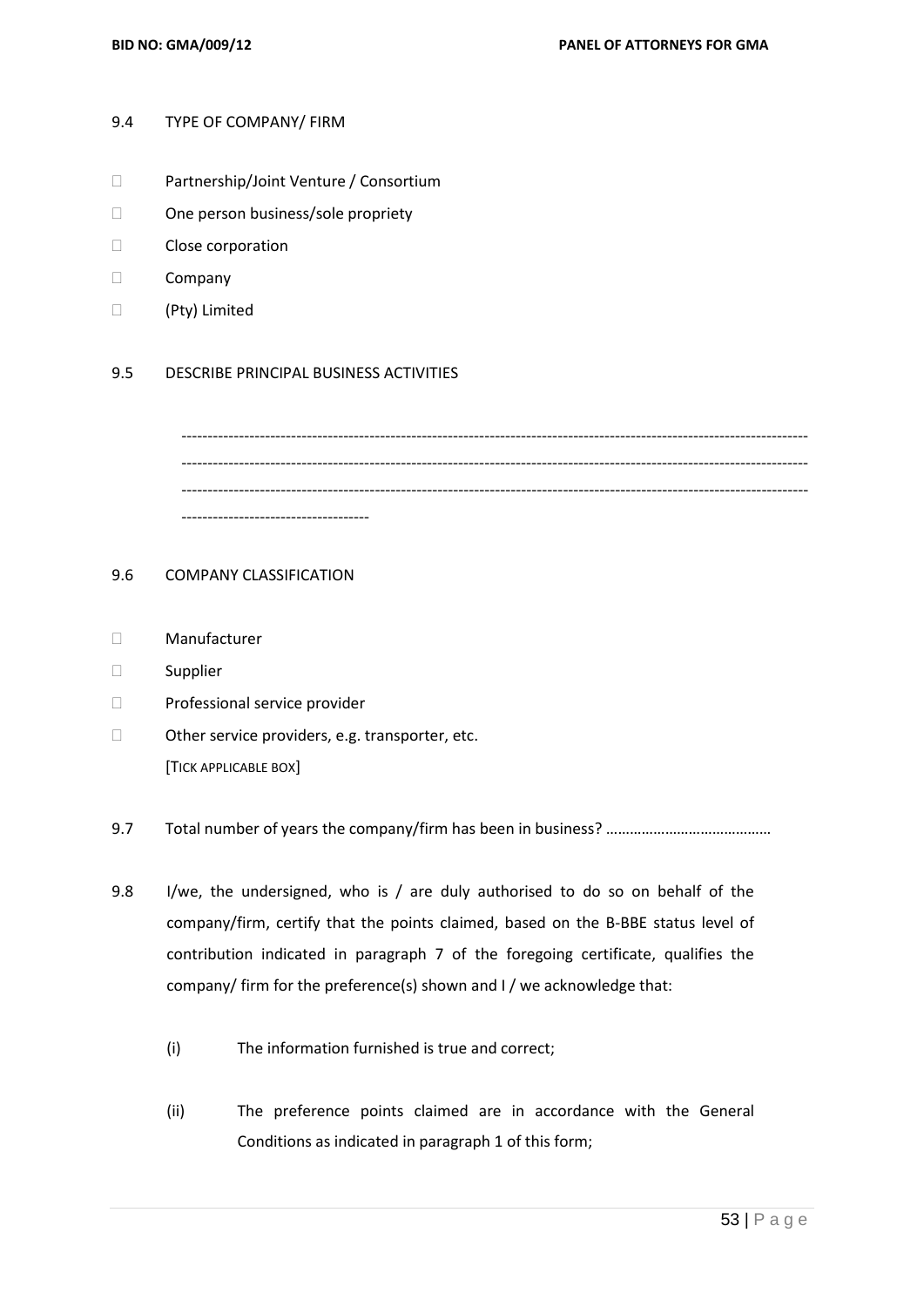9.4 TYPE OF COMPANY/ FIRM

- Partnership/Joint Venture / Consortium
- One person business/sole propriety
- Close corporation
- Company
- (Pty) Limited

9.5 DESCRIBE PRINCIPAL BUSINESS ACTIVITIES

--------------------------------------------------------------------------------------------------------------------
--------------------------------------------------------------------------------------------------------------------
--------------------------------------------------------------------------------------------------------------------
-----------------------------------

9.6 COMPANY CLASSIFICATION

- Manufacturer
- Supplier
- Professional service provider
- Other service providers, e.g. transporter, etc.

[TICK APPLICABLE BOX]

9.7 Total number of years the company/firm has been in business? ……………………………………

9.8 I/we, the undersigned, who is / are duly authorised to do so on behalf of the company/firm, certify that the points claimed, based on the B-BBE status level of contribution indicated in paragraph 7 of the foregoing certificate, qualifies the company/ firm for the preference(s) shown and I / we acknowledge that:

(i) The information furnished is true and correct;

(ii) The preference points claimed are in accordance with the General Conditions as indicated in paragraph 1 of this form;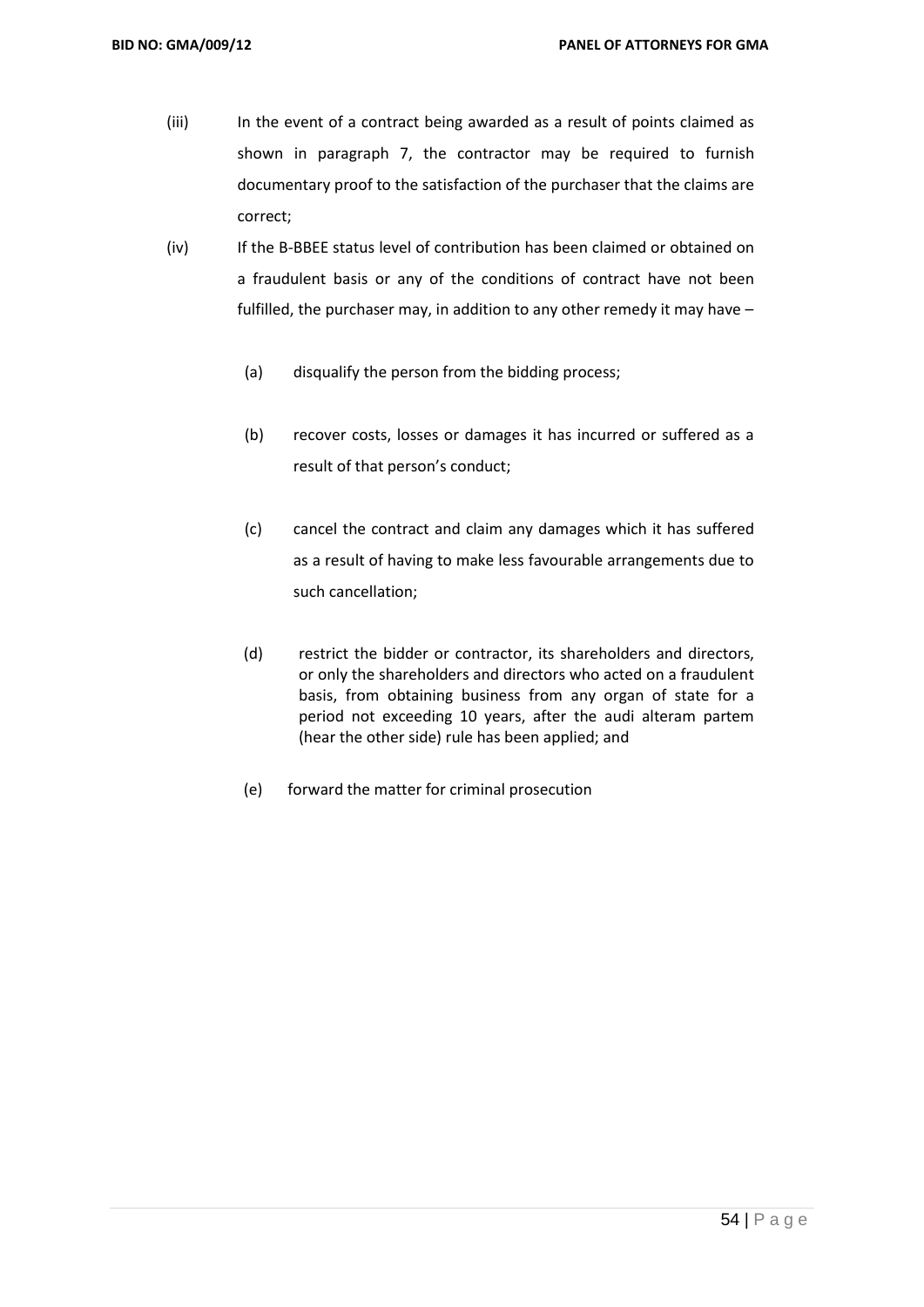(iii) In the event of a contract being awarded as a result of points claimed as shown in paragraph 7, the contractor may be required to furnish documentary proof to the satisfaction of the purchaser that the claims are correct;

(iv) If the B-BBEE status level of contribution has been claimed or obtained on a fraudulent basis or any of the conditions of contract have not been fulfilled, the purchaser may, in addition to any other remedy it may have –

   (a) disqualify the person from the bidding process;

   (b) recover costs, losses or damages it has incurred or suffered as a result of that person's conduct;

   (c) cancel the contract and claim any damages which it has suffered as a result of having to make less favourable arrangements due to such cancellation;

   (d) restrict the bidder or contractor, its shareholders and directors, or only the shareholders and directors who acted on a fraudulent basis, from obtaining business from any organ of state for a period not exceeding 10 years, after the audi alteram partem (hear the other side) rule has been applied; and

   (e) forward the matter for criminal prosecution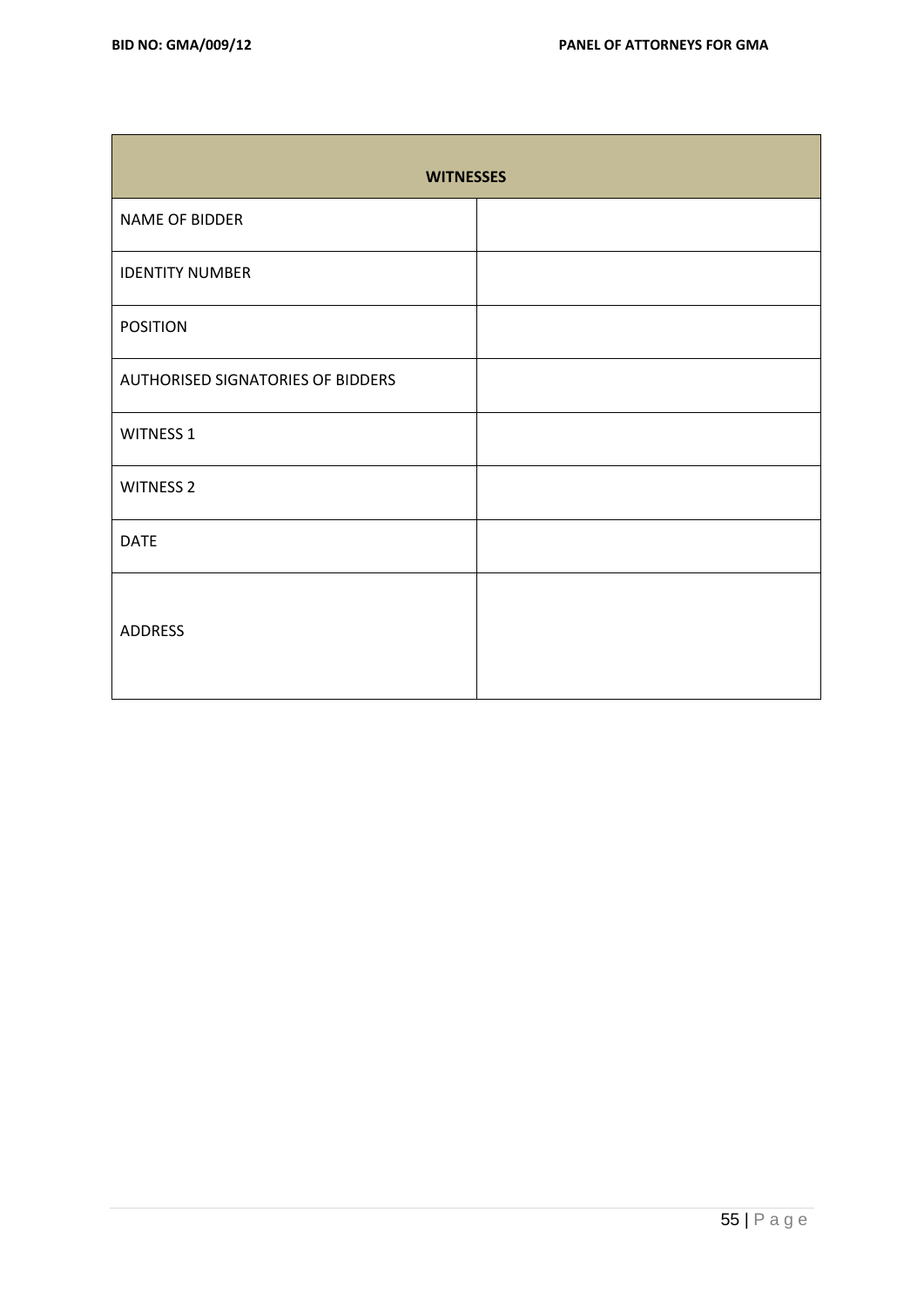| WITNESSES | |
|---|---|
| NAME OF BIDDER | |
| IDENTITY NUMBER | |
| POSITION | |
| AUTHORISED SIGNATORIES OF BIDDERS | |
| WITNESS 1 | |
| WITNESS 2 | |
| DATE | |
| ADDRESS | |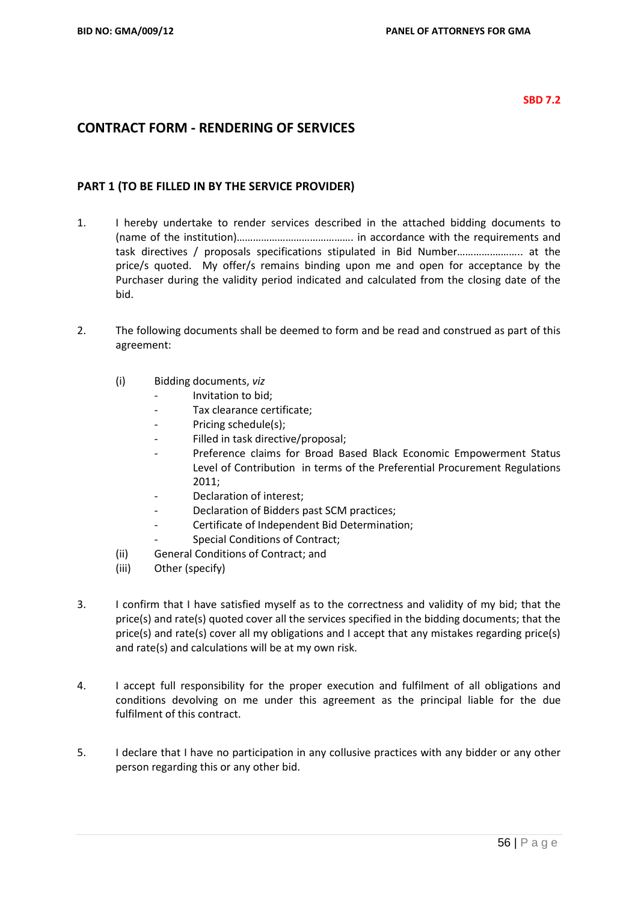**SBD 7.2**

## CONTRACT FORM - RENDERING OF SERVICES

### PART 1 (TO BE FILLED IN BY THE SERVICE PROVIDER)

1. I hereby undertake to render services described in the attached bidding documents to (name of the institution)……………………………………. in accordance with the requirements and task directives / proposals specifications stipulated in Bid Number………………….. at the price/s quoted. My offer/s remains binding upon me and open for acceptance by the Purchaser during the validity period indicated and calculated from the closing date of the bid.

2. The following documents shall be deemed to form and be read and construed as part of this agreement:

   (i) Bidding documents, *viz*
      - Invitation to bid;
      - Tax clearance certificate;
      - Pricing schedule(s);
      - Filled in task directive/proposal;
      - Preference claims for Broad Based Black Economic Empowerment Status Level of Contribution in terms of the Preferential Procurement Regulations 2011;
      - Declaration of interest;
      - Declaration of Bidders past SCM practices;
      - Certificate of Independent Bid Determination;
      - Special Conditions of Contract;

   (ii) General Conditions of Contract; and

   (iii) Other (specify)

3. I confirm that I have satisfied myself as to the correctness and validity of my bid; that the price(s) and rate(s) quoted cover all the services specified in the bidding documents; that the price(s) and rate(s) cover all my obligations and I accept that any mistakes regarding price(s) and rate(s) and calculations will be at my own risk.

4. I accept full responsibility for the proper execution and fulfilment of all obligations and conditions devolving on me under this agreement as the principal liable for the due fulfilment of this contract.

5. I declare that I have no participation in any collusive practices with any bidder or any other person regarding this or any other bid.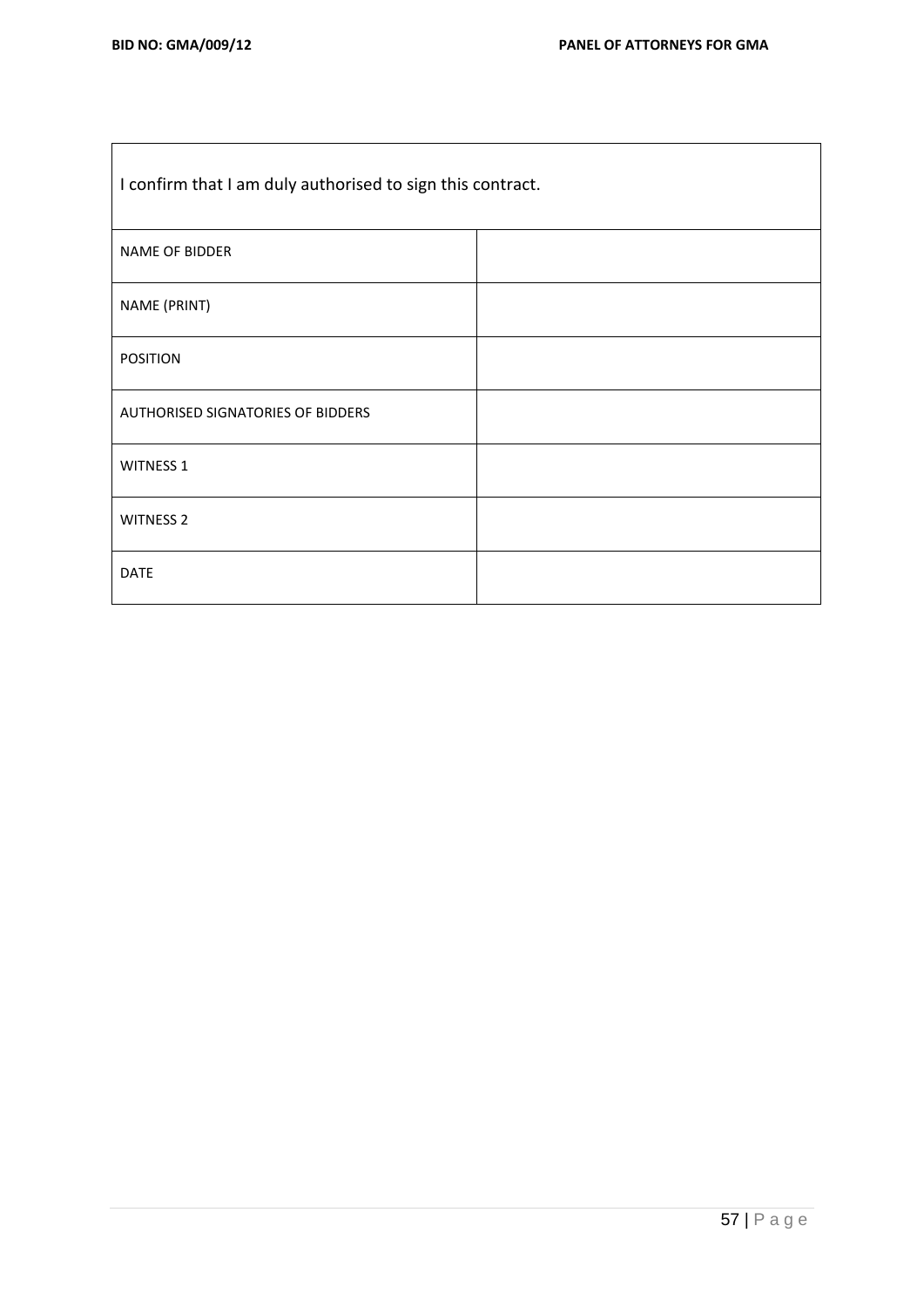| I confirm that I am duly authorised to sign this contract. | |
|---|---|
| NAME OF BIDDER | |
| NAME (PRINT) | |
| POSITION | |
| AUTHORISED SIGNATORIES OF BIDDERS | |
| WITNESS 1 | |
| WITNESS 2 | |
| DATE | |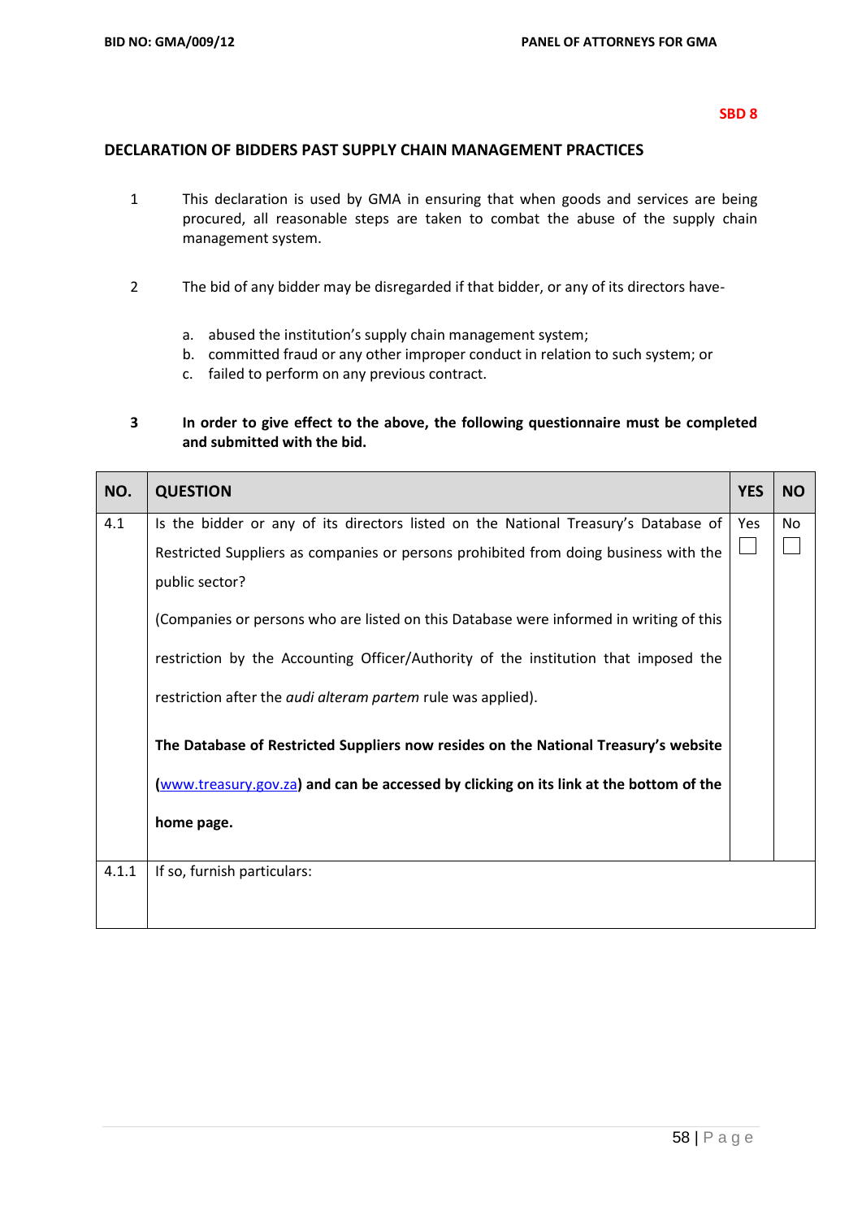**SBD 8**

## DECLARATION OF BIDDERS PAST SUPPLY CHAIN MANAGEMENT PRACTICES

1. This declaration is used by GMA in ensuring that when goods and services are being procured, all reasonable steps are taken to combat the abuse of the supply chain management system.

2. The bid of any bidder may be disregarded if that bidder, or any of its directors have-

   a. abused the institution's supply chain management system;
   b. committed fraud or any other improper conduct in relation to such system; or
   c. failed to perform on any previous contract.

3. **In order to give effect to the above, the following questionnaire must be completed and submitted with the bid.**

| NO. | QUESTION | YES | NO |
|---|---|---|---|
| 4.1 | Is the bidder or any of its directors listed on the National Treasury's Database of Restricted Suppliers as companies or persons prohibited from doing business with the public sector?<br><br>(Companies or persons who are listed on this Database were informed in writing of this restriction by the Accounting Officer/Authority of the institution that imposed the restriction after the *audi alteram partem* rule was applied).<br><br>**The Database of Restricted Suppliers now resides on the National Treasury's website (www.treasury.gov.za) and can be accessed by clicking on its link at the bottom of the home page.** | Yes ☐ | No ☐ |
| 4.1.1 | If so, furnish particulars: | | |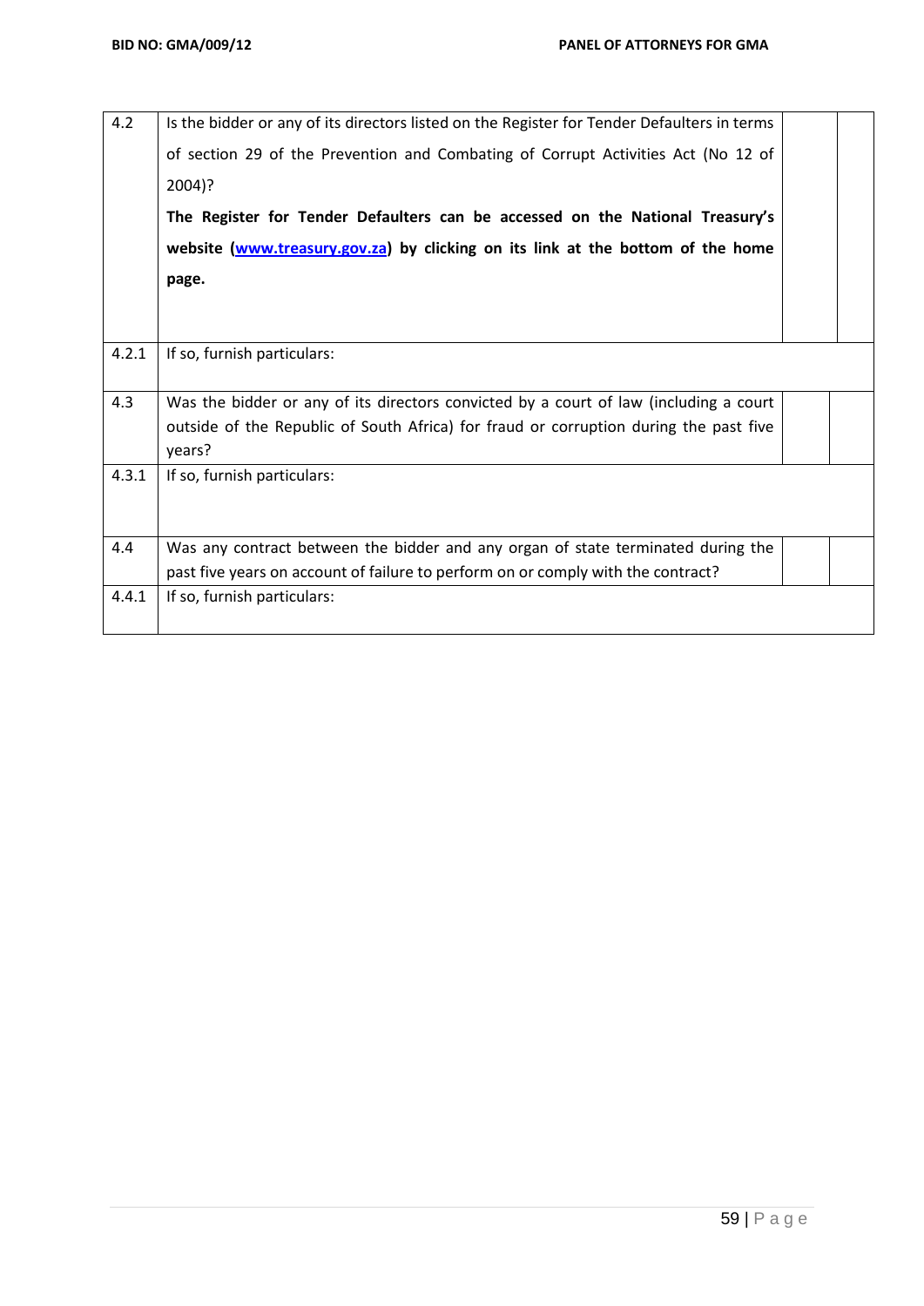| | | | |
|---|---|---|---|
| 4.2 | Is the bidder or any of its directors listed on the Register for Tender Defaulters in terms of section 29 of the Prevention and Combating of Corrupt Activities Act (No 12 of 2004)?<br><br>**The Register for Tender Defaulters can be accessed on the National Treasury's website ([www.treasury.gov.za](http://www.treasury.gov.za)) by clicking on its link at the bottom of the home page.** | | |
| 4.2.1 | If so, furnish particulars: | | |
| 4.3 | Was the bidder or any of its directors convicted by a court of law (including a court outside of the Republic of South Africa) for fraud or corruption during the past five years? | | |
| 4.3.1 | If so, furnish particulars: | | |
| 4.4 | Was any contract between the bidder and any organ of state terminated during the past five years on account of failure to perform on or comply with the contract? | | |
| 4.4.1 | If so, furnish particulars: | | |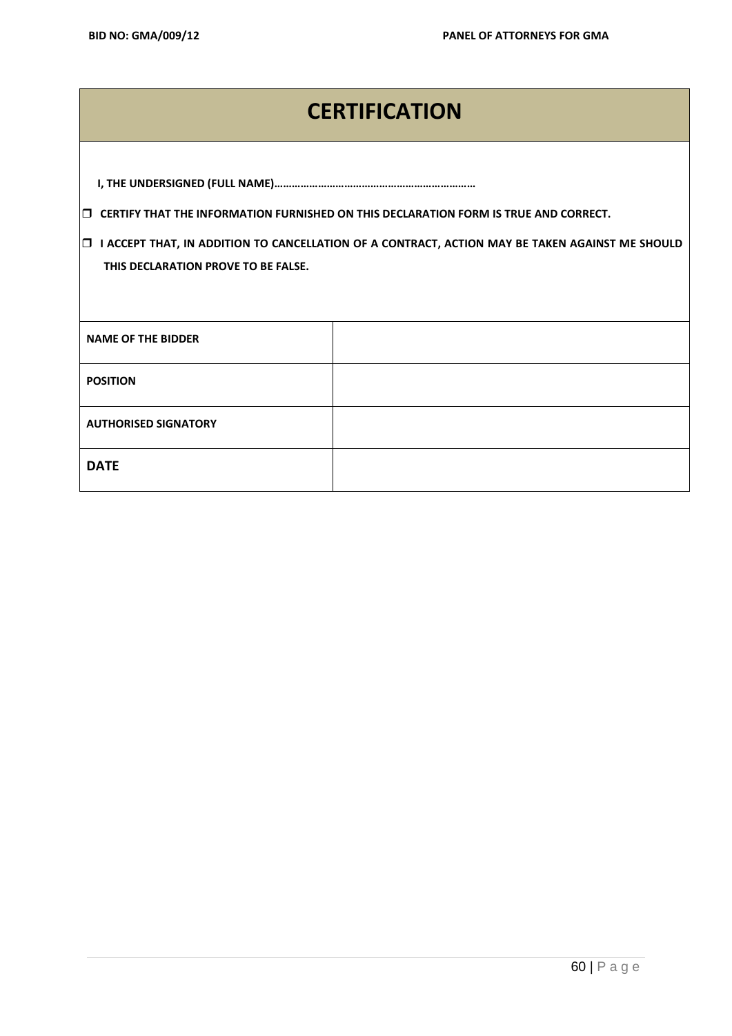# CERTIFICATION

**I, THE UNDERSIGNED (FULL NAME)…………………………………………………………**

- ❒ **CERTIFY THAT THE INFORMATION FURNISHED ON THIS DECLARATION FORM IS TRUE AND CORRECT.**
- ❒ **I ACCEPT THAT, IN ADDITION TO CANCELLATION OF A CONTRACT, ACTION MAY BE TAKEN AGAINST ME SHOULD THIS DECLARATION PROVE TO BE FALSE.**

| | |
|---|---|
| **NAME OF THE BIDDER** | |
| **POSITION** | |
| **AUTHORISED SIGNATORY** | |
| **DATE** | |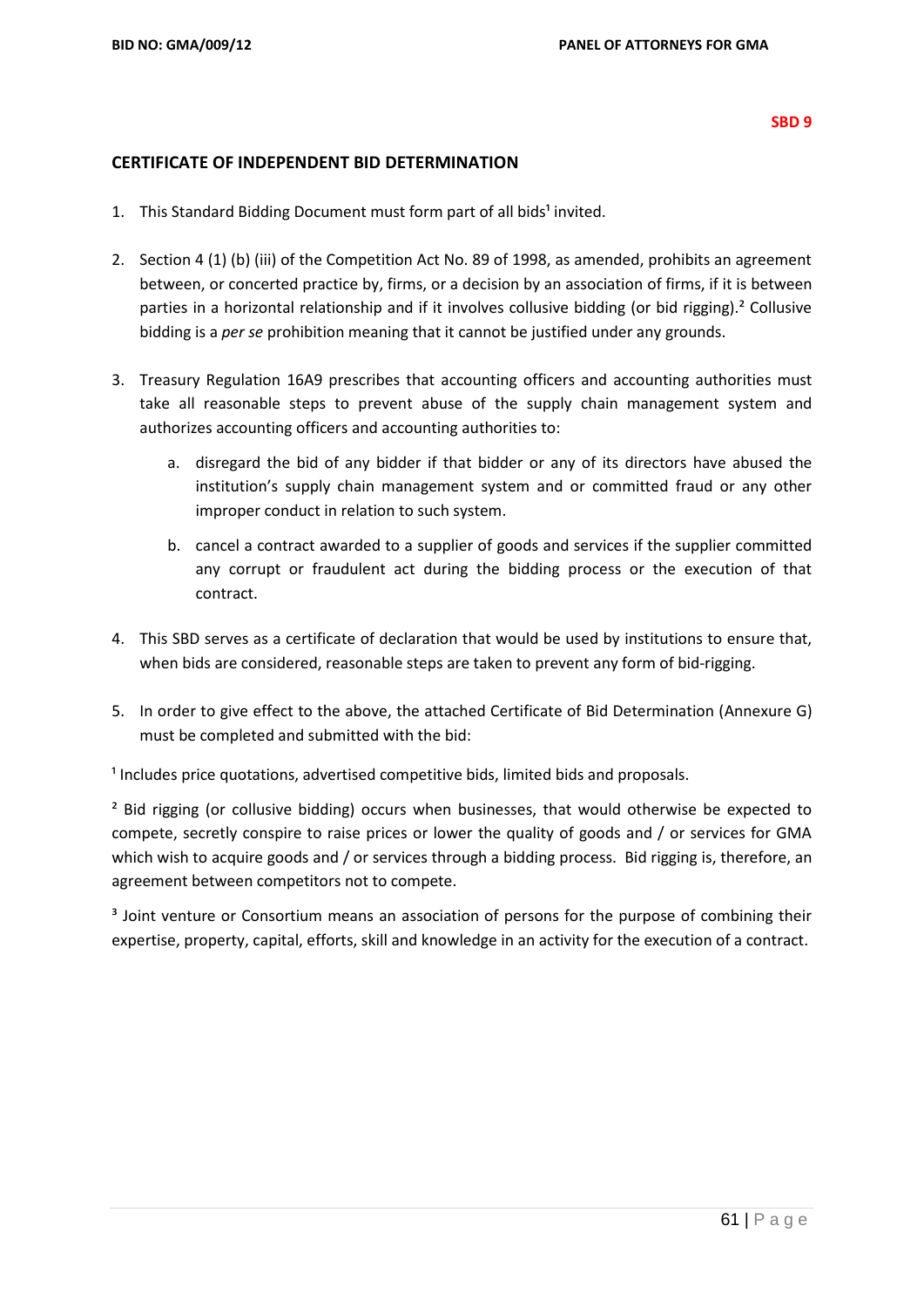**SBD 9**

## CERTIFICATE OF INDEPENDENT BID DETERMINATION

1. This Standard Bidding Document must form part of all bids[1] invited.

2. Section 4 (1) (b) (iii) of the Competition Act No. 89 of 1998, as amended, prohibits an agreement between, or concerted practice by, firms, or a decision by an association of firms, if it is between parties in a horizontal relationship and if it involves collusive bidding (or bid rigging).[2] Collusive bidding is a *per se* prohibition meaning that it cannot be justified under any grounds.

3. Treasury Regulation 16A9 prescribes that accounting officers and accounting authorities must take all reasonable steps to prevent abuse of the supply chain management system and authorizes accounting officers and accounting authorities to:

   a. disregard the bid of any bidder if that bidder or any of its directors have abused the institution's supply chain management system and or committed fraud or any other improper conduct in relation to such system.

   b. cancel a contract awarded to a supplier of goods and services if the supplier committed any corrupt or fraudulent act during the bidding process or the execution of that contract.

4. This SBD serves as a certificate of declaration that would be used by institutions to ensure that, when bids are considered, reasonable steps are taken to prevent any form of bid-rigging.

5. In order to give effect to the above, the attached Certificate of Bid Determination (Annexure G) must be completed and submitted with the bid:

[1] Includes price quotations, advertised competitive bids, limited bids and proposals.

[2] Bid rigging (or collusive bidding) occurs when businesses, that would otherwise be expected to compete, secretly conspire to raise prices or lower the quality of goods and / or services for GMA which wish to acquire goods and / or services through a bidding process. Bid rigging is, therefore, an agreement between competitors not to compete.

[3] Joint venture or Consortium means an association of persons for the purpose of combining their expertise, property, capital, efforts, skill and knowledge in an activity for the execution of a contract.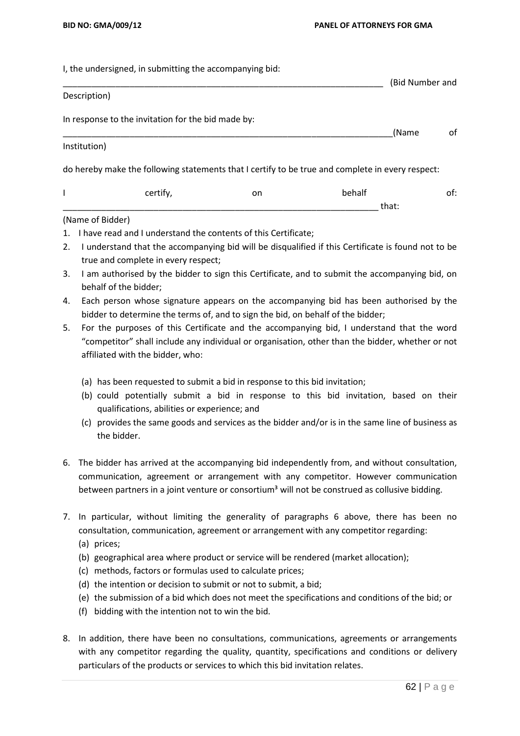I, the undersigned, in submitting the accompanying bid:

_____________________________________________________________________ (Bid Number and Description)

In response to the invitation for the bid made by:

_______________________________________________________________________(Name of Institution)

do hereby make the following statements that I certify to be true and complete in every respect:

I certify, on behalf of: ____________________________________________________________________ that:

(Name of Bidder)

1. I have read and I understand the contents of this Certificate;
2. I understand that the accompanying bid will be disqualified if this Certificate is found not to be true and complete in every respect;
3. I am authorised by the bidder to sign this Certificate, and to submit the accompanying bid, on behalf of the bidder;
4. Each person whose signature appears on the accompanying bid has been authorised by the bidder to determine the terms of, and to sign the bid, on behalf of the bidder;
5. For the purposes of this Certificate and the accompanying bid, I understand that the word "competitor" shall include any individual or organisation, other than the bidder, whether or not affiliated with the bidder, who:

   (a) has been requested to submit a bid in response to this bid invitation;
   (b) could potentially submit a bid in response to this bid invitation, based on their qualifications, abilities or experience; and
   (c) provides the same goods and services as the bidder and/or is in the same line of business as the bidder.

6. The bidder has arrived at the accompanying bid independently from, and without consultation, communication, agreement or arrangement with any competitor. However communication between partners in a joint venture or consortium[3] will not be construed as collusive bidding.

7. In particular, without limiting the generality of paragraphs 6 above, there has been no consultation, communication, agreement or arrangement with any competitor regarding:
   (a) prices;
   (b) geographical area where product or service will be rendered (market allocation);
   (c) methods, factors or formulas used to calculate prices;
   (d) the intention or decision to submit or not to submit, a bid;
   (e) the submission of a bid which does not meet the specifications and conditions of the bid; or
   (f) bidding with the intention not to win the bid.

8. In addition, there have been no consultations, communications, agreements or arrangements with any competitor regarding the quality, quantity, specifications and conditions or delivery particulars of the products or services to which this bid invitation relates.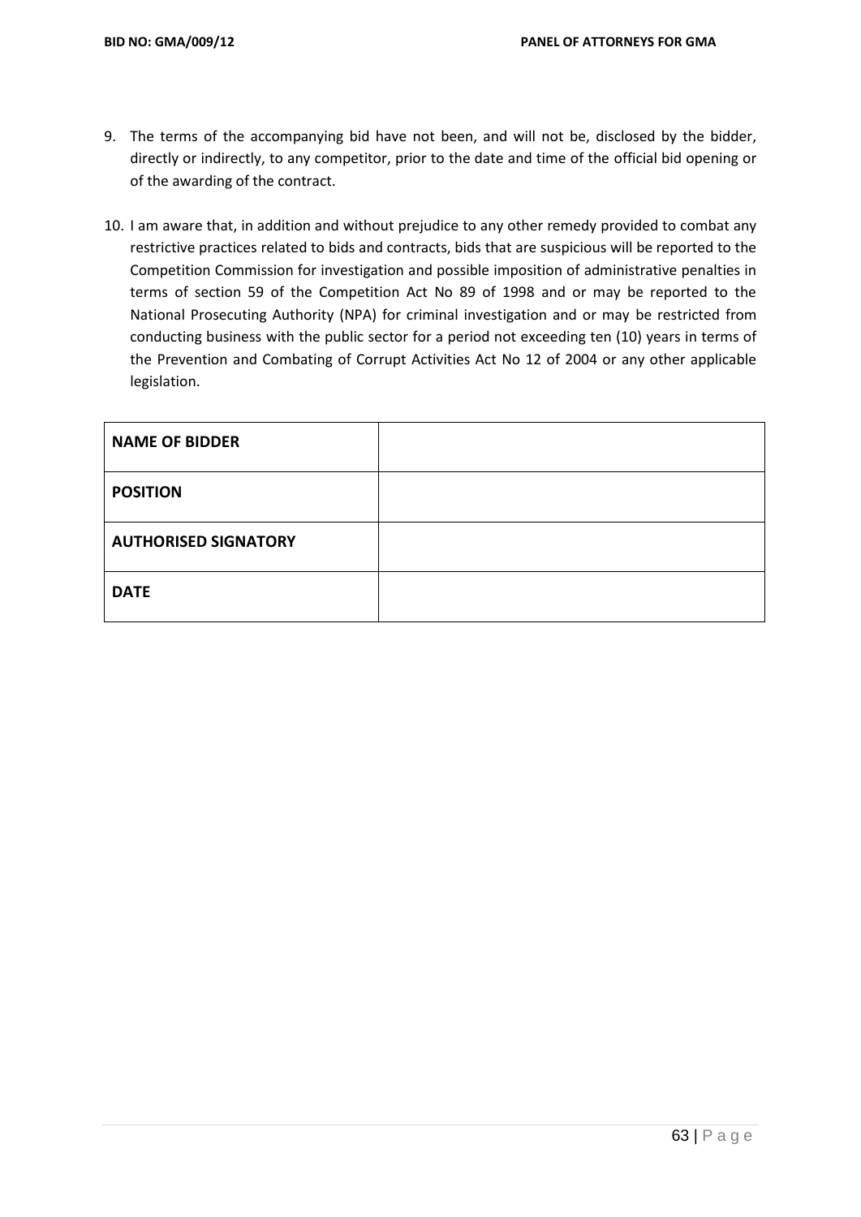9. The terms of the accompanying bid have not been, and will not be, disclosed by the bidder, directly or indirectly, to any competitor, prior to the date and time of the official bid opening or of the awarding of the contract.

10. I am aware that, in addition and without prejudice to any other remedy provided to combat any restrictive practices related to bids and contracts, bids that are suspicious will be reported to the Competition Commission for investigation and possible imposition of administrative penalties in terms of section 59 of the Competition Act No 89 of 1998 and or may be reported to the National Prosecuting Authority (NPA) for criminal investigation and or may be restricted from conducting business with the public sector for a period not exceeding ten (10) years in terms of the Prevention and Combating of Corrupt Activities Act No 12 of 2004 or any other applicable legislation.

| | |
|---|---|
| **NAME OF BIDDER** | |
| **POSITION** | |
| **AUTHORISED SIGNATORY** | |
| **DATE** | |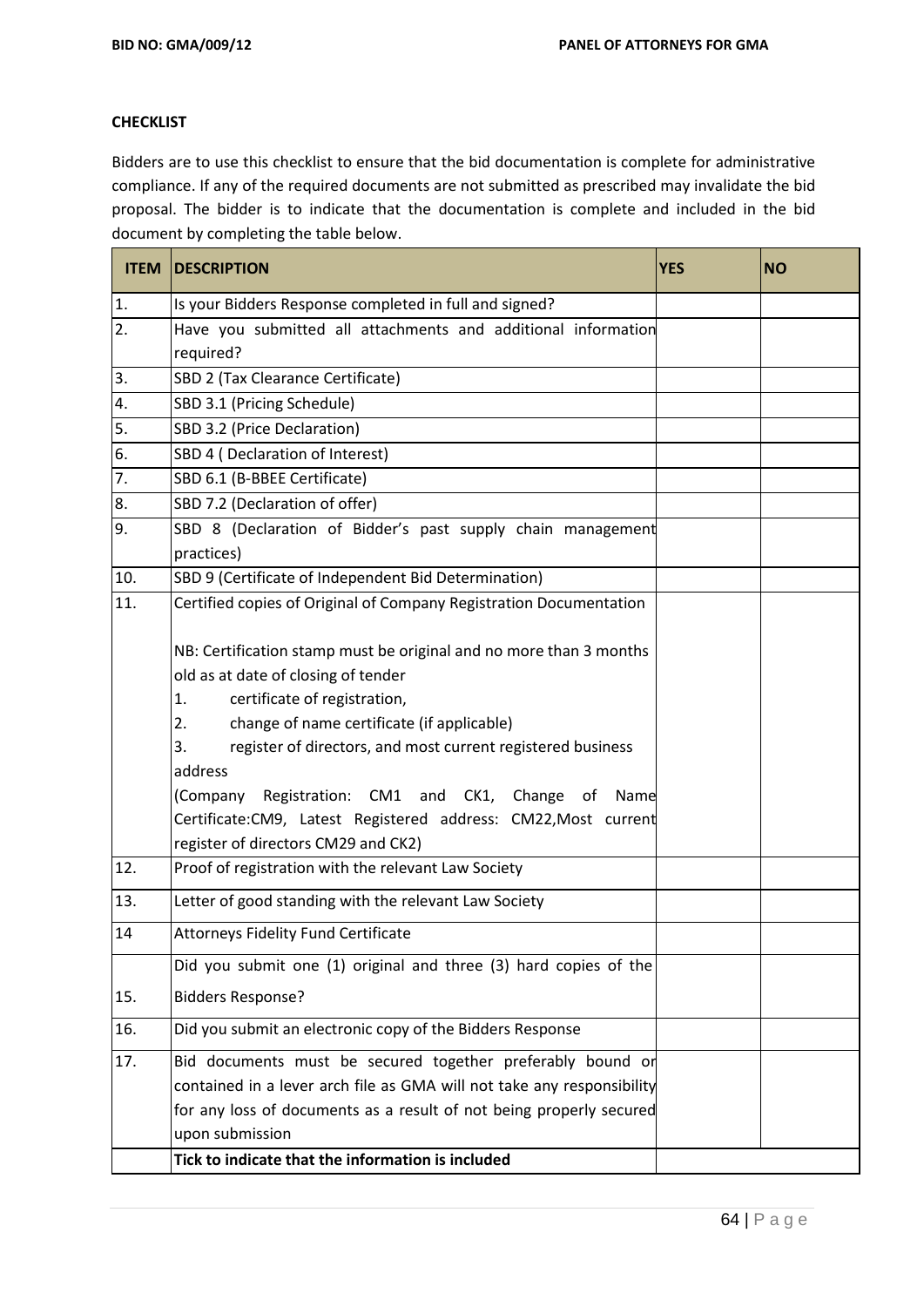**CHECKLIST**

Bidders are to use this checklist to ensure that the bid documentation is complete for administrative compliance. If any of the required documents are not submitted as prescribed may invalidate the bid proposal. The bidder is to indicate that the documentation is complete and included in the bid document by completing the table below.

| ITEM | DESCRIPTION | YES | NO |
|---|---|---|---|
| 1. | Is your Bidders Response completed in full and signed? | | |
| 2. | Have you submitted all attachments and additional information required? | | |
| 3. | SBD 2 (Tax Clearance Certificate) | | |
| 4. | SBD 3.1 (Pricing Schedule) | | |
| 5. | SBD 3.2 (Price Declaration) | | |
| 6. | SBD 4 ( Declaration of Interest) | | |
| 7. | SBD 6.1 (B-BBEE Certificate) | | |
| 8. | SBD 7.2 (Declaration of offer) | | |
| 9. | SBD 8 (Declaration of Bidder's past supply chain management practices) | | |
| 10. | SBD 9 (Certificate of Independent Bid Determination) | | |
| 11. | Certified copies of Original of Company Registration Documentation<br><br>NB: Certification stamp must be original and no more than 3 months old as at date of closing of tender<br>1. certificate of registration,<br>2. change of name certificate (if applicable)<br>3. register of directors, and most current registered business address<br>(Company Registration: CM1 and CK1, Change of Name Certificate:CM9, Latest Registered address: CM22,Most current register of directors CM29 and CK2) | | |
| 12. | Proof of registration with the relevant Law Society | | |
| 13. | Letter of good standing with the relevant Law Society | | |
| 14 | Attorneys Fidelity Fund Certificate | | |
| 15. | Did you submit one (1) original and three (3) hard copies of the Bidders Response? | | |
| 16. | Did you submit an electronic copy of the Bidders Response | | |
| 17. | Bid documents must be secured together preferably bound or contained in a lever arch file as GMA will not take any responsibility for any loss of documents as a result of not being properly secured upon submission | | |
| | **Tick to indicate that the information is included** | | |